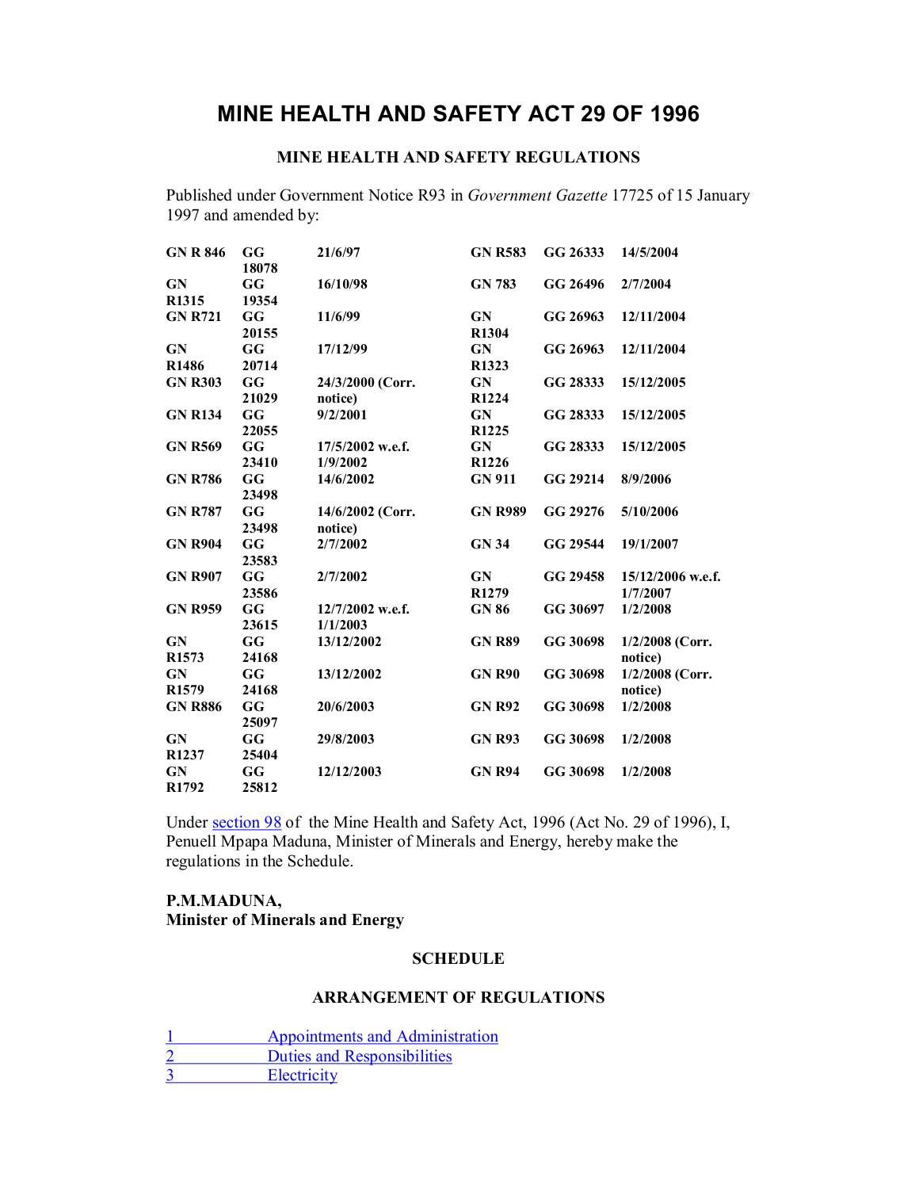# MINE HEALTH AND SAFETY ACT 29 OF 1996

## MINE HEALTH AND SAFETY REGULATIONS

Published under Government Notice R93 in *Government Gazette* 17725 of 15 January 1997 and amended by:

| | | | | | |
|---|---|---|---|---|---|
| **GN R 846** | **GG 18078** | **21/6/97** | **GN R583** | **GG 26333** | **14/5/2004** |
| **GN R1315** | **GG 19354** | **16/10/98** | **GN 783** | **GG 26496** | **2/7/2004** |
| **GN R721** | **GG 20155** | **11/6/99** | **GN R1304** | **GG 26963** | **12/11/2004** |
| **GN R1486** | **GG 20714** | **17/12/99** | **GN R1323** | **GG 26963** | **12/11/2004** |
| **GN R303** | **GG 21029** | **24/3/2000 (Corr. notice)** | **GN R1224** | **GG 28333** | **15/12/2005** |
| **GN R134** | **GG 22055** | **9/2/2001** | **GN R1225** | **GG 28333** | **15/12/2005** |
| **GN R569** | **GG 23410** | **17/5/2002 w.e.f. 1/9/2002** | **GN R1226** | **GG 28333** | **15/12/2005** |
| **GN R786** | **GG 23498** | **14/6/2002** | **GN 911** | **GG 29214** | **8/9/2006** |
| **GN R787** | **GG 23498** | **14/6/2002 (Corr. notice)** | **GN R989** | **GG 29276** | **5/10/2006** |
| **GN R904** | **GG 23583** | **2/7/2002** | **GN 34** | **GG 29544** | **19/1/2007** |
| **GN R907** | **GG 23586** | **2/7/2002** | **GN R1279** | **GG 29458** | **15/12/2006 w.e.f. 1/7/2007** |
| **GN R959** | **GG 23615** | **12/7/2002 w.e.f. 1/1/2003** | **GN 86** | **GG 30697** | **1/2/2008** |
| **GN R1573** | **GG 24168** | **13/12/2002** | **GN R89** | **GG 30698** | **1/2/2008 (Corr. notice)** |
| **GN R1579** | **GG 24168** | **13/12/2002** | **GN R90** | **GG 30698** | **1/2/2008 (Corr. notice)** |
| **GN R886** | **GG 25097** | **20/6/2003** | **GN R92** | **GG 30698** | **1/2/2008** |
| **GN R1237** | **GG 25404** | **29/8/2003** | **GN R93** | **GG 30698** | **1/2/2008** |
| **GN R1792** | **GG 25812** | **12/12/2003** | **GN R94** | **GG 30698** | **1/2/2008** |

Under section 98 of the Mine Health and Safety Act, 1996 (Act No. 29 of 1996), I, Penuell Mpapa Maduna, Minister of Minerals and Energy, hereby make the regulations in the Schedule.

**P.M.MADUNA,**
**Minister of Minerals and Energy**

## SCHEDULE

## ARRANGEMENT OF REGULATIONS

1 Appointments and Administration
2 Duties and Responsibilities
3 Electricity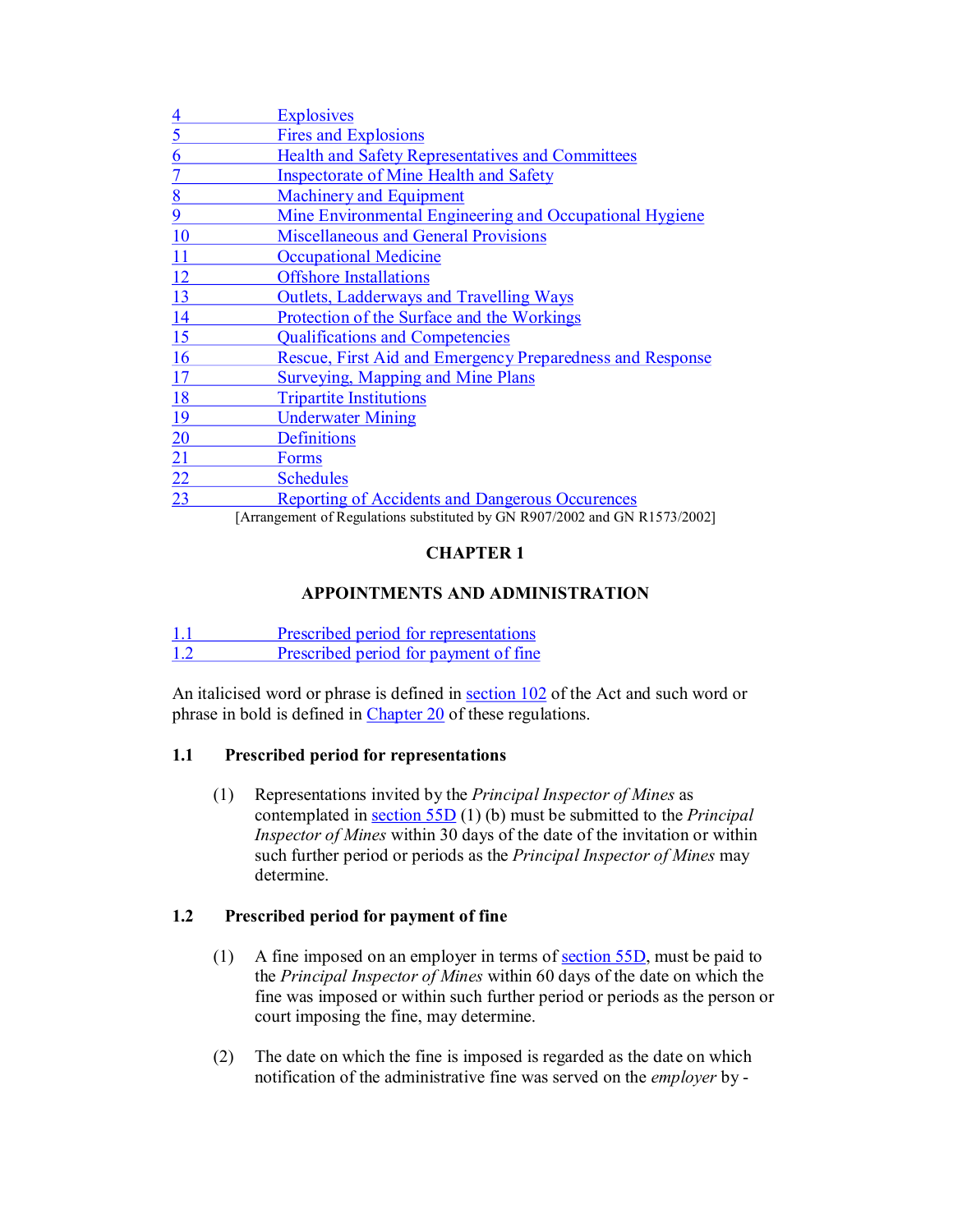| | |
|---|---|
| 4 | Explosives |
| 5 | Fires and Explosions |
| 6 | Health and Safety Representatives and Committees |
| 7 | Inspectorate of Mine Health and Safety |
| 8 | Machinery and Equipment |
| 9 | Mine Environmental Engineering and Occupational Hygiene |
| 10 | Miscellaneous and General Provisions |
| 11 | Occupational Medicine |
| 12 | Offshore Installations |
| 13 | Outlets, Ladderways and Travelling Ways |
| 14 | Protection of the Surface and the Workings |
| 15 | Qualifications and Competencies |
| 16 | Rescue, First Aid and Emergency Preparedness and Response |
| 17 | Surveying, Mapping and Mine Plans |
| 18 | Tripartite Institutions |
| 19 | Underwater Mining |
| 20 | Definitions |
| 21 | Forms |
| 22 | Schedules |
| 23 | Reporting of Accidents and Dangerous Occurences |

[Arrangement of Regulations substituted by GN R907/2002 and GN R1573/2002]

# CHAPTER 1

## APPOINTMENTS AND ADMINISTRATION

| | |
|---|---|
| 1.1 | Prescribed period for representations |
| 1.2 | Prescribed period for payment of fine |

An italicised word or phrase is defined in section 102 of the Act and such word or phrase in bold is defined in Chapter 20 of these regulations.

### 1.1 Prescribed period for representations

(1) Representations invited by the *Principal Inspector of Mines* as contemplated in section 55D (1) (b) must be submitted to the *Principal Inspector of Mines* within 30 days of the date of the invitation or within such further period or periods as the *Principal Inspector of Mines* may determine.

### 1.2 Prescribed period for payment of fine

(1) A fine imposed on an employer in terms of section 55D, must be paid to the *Principal Inspector of Mines* within 60 days of the date on which the fine was imposed or within such further period or periods as the person or court imposing the fine, may determine.

(2) The date on which the fine is imposed is regarded as the date on which notification of the administrative fine was served on the *employer* by -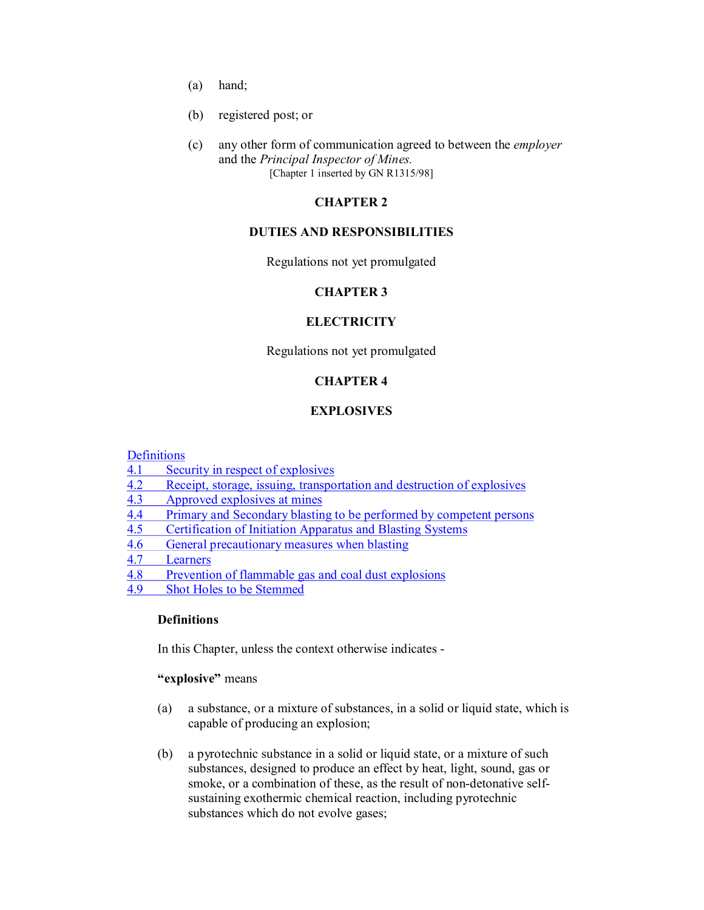(a) hand;

(b) registered post; or

(c) any other form of communication agreed to between the *employer* and the *Principal Inspector of Mines.*

[Chapter 1 inserted by GN R1315/98]

## CHAPTER 2

## DUTIES AND RESPONSIBILITIES

Regulations not yet promulgated

## CHAPTER 3

## ELECTRICITY

Regulations not yet promulgated

## CHAPTER 4

## EXPLOSIVES

Definitions
4.1 Security in respect of explosives
4.2 Receipt, storage, issuing, transportation and destruction of explosives
4.3 Approved explosives at mines
4.4 Primary and Secondary blasting to be performed by competent persons
4.5 Certification of Initiation Apparatus and Blasting Systems
4.6 General precautionary measures when blasting
4.7 Learners
4.8 Prevention of flammable gas and coal dust explosions
4.9 Shot Holes to be Stemmed

**Definitions**

In this Chapter, unless the context otherwise indicates -

**"explosive"** means

(a) a substance, or a mixture of substances, in a solid or liquid state, which is capable of producing an explosion;

(b) a pyrotechnic substance in a solid or liquid state, or a mixture of such substances, designed to produce an effect by heat, light, sound, gas or smoke, or a combination of these, as the result of non-detonative self-sustaining exothermic chemical reaction, including pyrotechnic substances which do not evolve gases;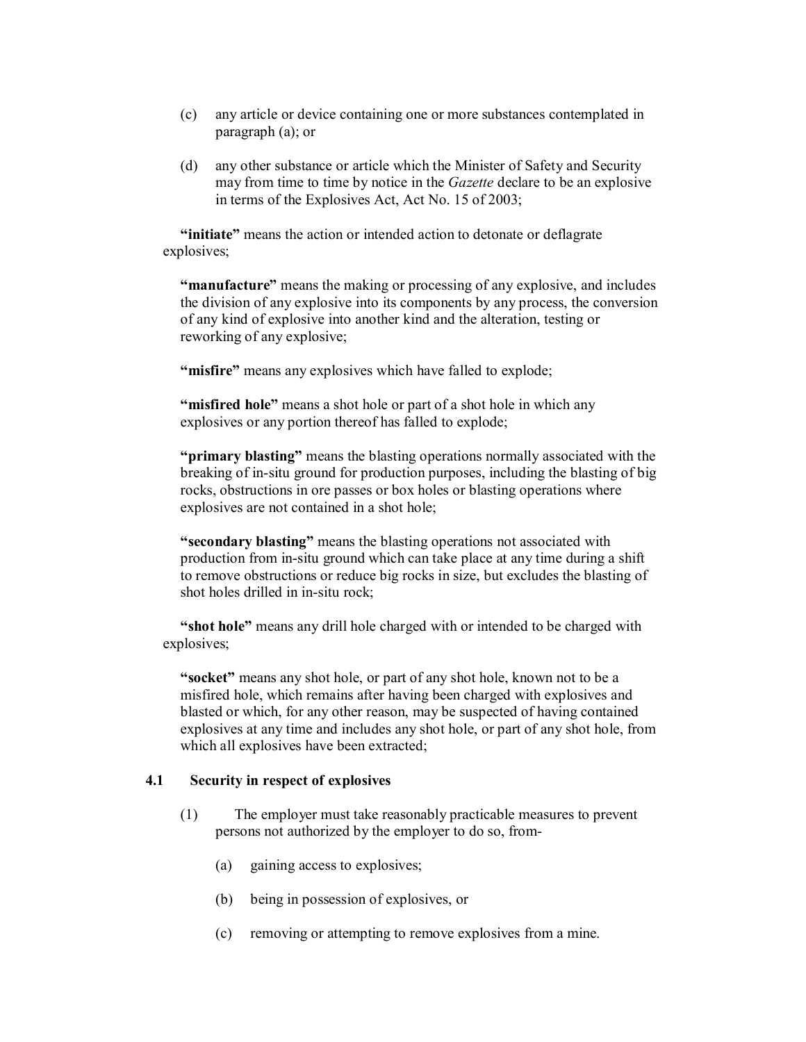(c) any article or device containing one or more substances contemplated in paragraph (a); or

(d) any other substance or article which the Minister of Safety and Security may from time to time by notice in the *Gazette* declare to be an explosive in terms of the Explosives Act, Act No. 15 of 2003;

**"initiate"** means the action or intended action to detonate or deflagrate explosives;

**"manufacture"** means the making or processing of any explosive, and includes the division of any explosive into its components by any process, the conversion of any kind of explosive into another kind and the alteration, testing or reworking of any explosive;

**"misfire"** means any explosives which have falled to explode;

**"misfired hole"** means a shot hole or part of a shot hole in which any explosives or any portion thereof has falled to explode;

**"primary blasting"** means the blasting operations normally associated with the breaking of in-situ ground for production purposes, including the blasting of big rocks, obstructions in ore passes or box holes or blasting operations where explosives are not contained in a shot hole;

**"secondary blasting"** means the blasting operations not associated with production from in-situ ground which can take place at any time during a shift to remove obstructions or reduce big rocks in size, but excludes the blasting of shot holes drilled in in-situ rock;

**"shot hole"** means any drill hole charged with or intended to be charged with explosives;

**"socket"** means any shot hole, or part of any shot hole, known not to be a misfired hole, which remains after having been charged with explosives and blasted or which, for any other reason, may be suspected of having contained explosives at any time and includes any shot hole, or part of any shot hole, from which all explosives have been extracted;

### 4.1 Security in respect of explosives

(1) The employer must take reasonably practicable measures to prevent persons not authorized by the employer to do so, from-

(a) gaining access to explosives;

(b) being in possession of explosives, or

(c) removing or attempting to remove explosives from a mine.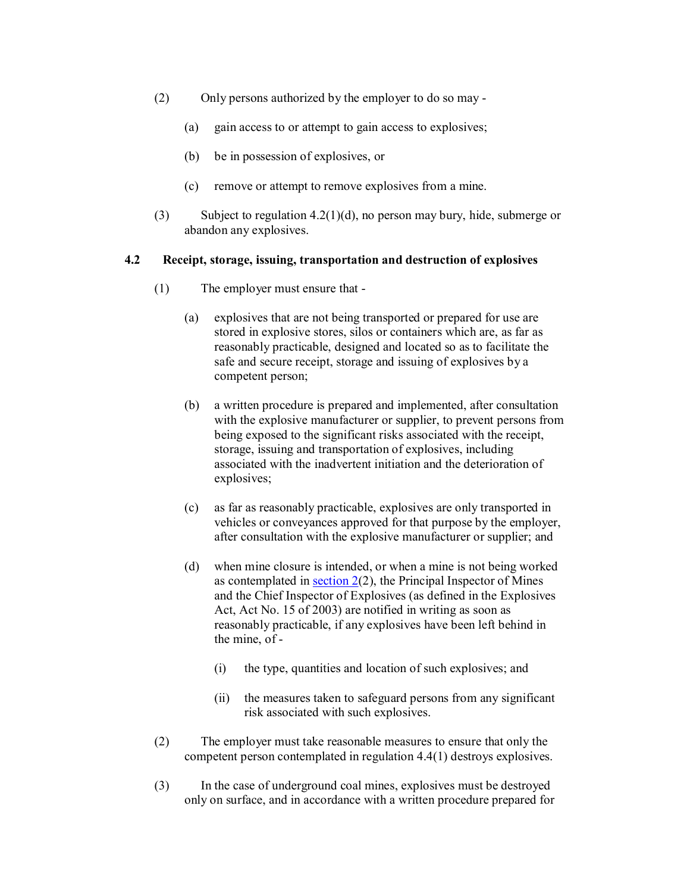(2) Only persons authorized by the employer to do so may -

(a) gain access to or attempt to gain access to explosives;

(b) be in possession of explosives, or

(c) remove or attempt to remove explosives from a mine.

(3) Subject to regulation 4.2(1)(d), no person may bury, hide, submerge or abandon any explosives.

**4.2 Receipt, storage, issuing, transportation and destruction of explosives**

(1) The employer must ensure that -

(a) explosives that are not being transported or prepared for use are stored in explosive stores, silos or containers which are, as far as reasonably practicable, designed and located so as to facilitate the safe and secure receipt, storage and issuing of explosives by a competent person;

(b) a written procedure is prepared and implemented, after consultation with the explosive manufacturer or supplier, to prevent persons from being exposed to the significant risks associated with the receipt, storage, issuing and transportation of explosives, including associated with the inadvertent initiation and the deterioration of explosives;

(c) as far as reasonably practicable, explosives are only transported in vehicles or conveyances approved for that purpose by the employer, after consultation with the explosive manufacturer or supplier; and

(d) when mine closure is intended, or when a mine is not being worked as contemplated in section 2(2), the Principal Inspector of Mines and the Chief Inspector of Explosives (as defined in the Explosives Act, Act No. 15 of 2003) are notified in writing as soon as reasonably practicable, if any explosives have been left behind in the mine, of -

(i) the type, quantities and location of such explosives; and

(ii) the measures taken to safeguard persons from any significant risk associated with such explosives.

(2) The employer must take reasonable measures to ensure that only the competent person contemplated in regulation 4.4(1) destroys explosives.

(3) In the case of underground coal mines, explosives must be destroyed only on surface, and in accordance with a written procedure prepared for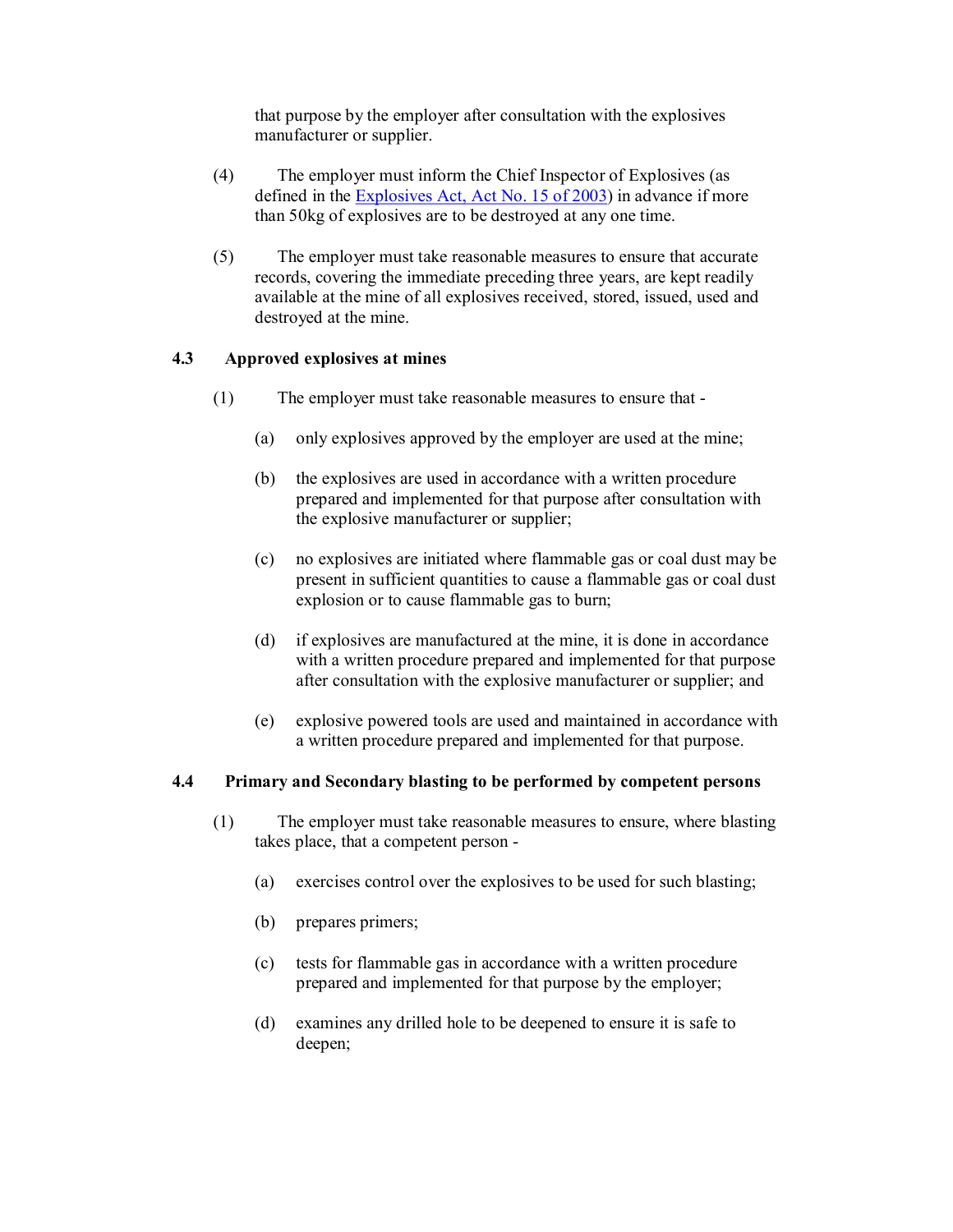that purpose by the employer after consultation with the explosives manufacturer or supplier.

(4) The employer must inform the Chief Inspector of Explosives (as defined in the Explosives Act, Act No. 15 of 2003) in advance if more than 50kg of explosives are to be destroyed at any one time.

(5) The employer must take reasonable measures to ensure that accurate records, covering the immediate preceding three years, are kept readily available at the mine of all explosives received, stored, issued, used and destroyed at the mine.

### 4.3 Approved explosives at mines

(1) The employer must take reasonable measures to ensure that -

(a) only explosives approved by the employer are used at the mine;

(b) the explosives are used in accordance with a written procedure prepared and implemented for that purpose after consultation with the explosive manufacturer or supplier;

(c) no explosives are initiated where flammable gas or coal dust may be present in sufficient quantities to cause a flammable gas or coal dust explosion or to cause flammable gas to burn;

(d) if explosives are manufactured at the mine, it is done in accordance with a written procedure prepared and implemented for that purpose after consultation with the explosive manufacturer or supplier; and

(e) explosive powered tools are used and maintained in accordance with a written procedure prepared and implemented for that purpose.

### 4.4 Primary and Secondary blasting to be performed by competent persons

(1) The employer must take reasonable measures to ensure, where blasting takes place, that a competent person -

(a) exercises control over the explosives to be used for such blasting;

(b) prepares primers;

(c) tests for flammable gas in accordance with a written procedure prepared and implemented for that purpose by the employer;

(d) examines any drilled hole to be deepened to ensure it is safe to deepen;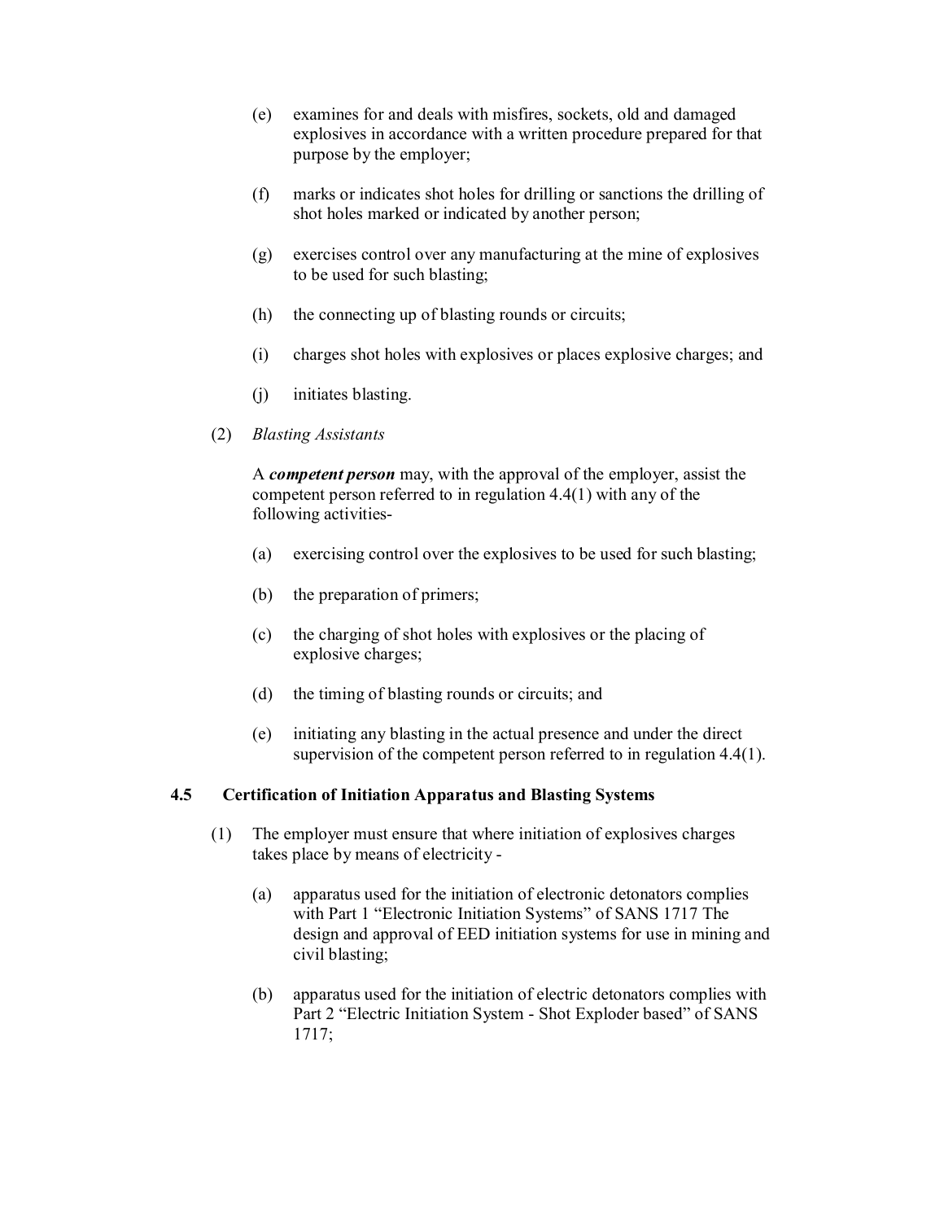(e) examines for and deals with misfires, sockets, old and damaged explosives in accordance with a written procedure prepared for that purpose by the employer;

(f) marks or indicates shot holes for drilling or sanctions the drilling of shot holes marked or indicated by another person;

(g) exercises control over any manufacturing at the mine of explosives to be used for such blasting;

(h) the connecting up of blasting rounds or circuits;

(i) charges shot holes with explosives or places explosive charges; and

(j) initiates blasting.

(2) *Blasting Assistants*

A ***competent person*** may, with the approval of the employer, assist the competent person referred to in regulation 4.4(1) with any of the following activities-

(a) exercising control over the explosives to be used for such blasting;

(b) the preparation of primers;

(c) the charging of shot holes with explosives or the placing of explosive charges;

(d) the timing of blasting rounds or circuits; and

(e) initiating any blasting in the actual presence and under the direct supervision of the competent person referred to in regulation 4.4(1).

### 4.5 Certification of Initiation Apparatus and Blasting Systems

(1) The employer must ensure that where initiation of explosives charges takes place by means of electricity -

(a) apparatus used for the initiation of electronic detonators complies with Part 1 "Electronic Initiation Systems" of SANS 1717 The design and approval of EED initiation systems for use in mining and civil blasting;

(b) apparatus used for the initiation of electric detonators complies with Part 2 "Electric Initiation System - Shot Exploder based" of SANS 1717;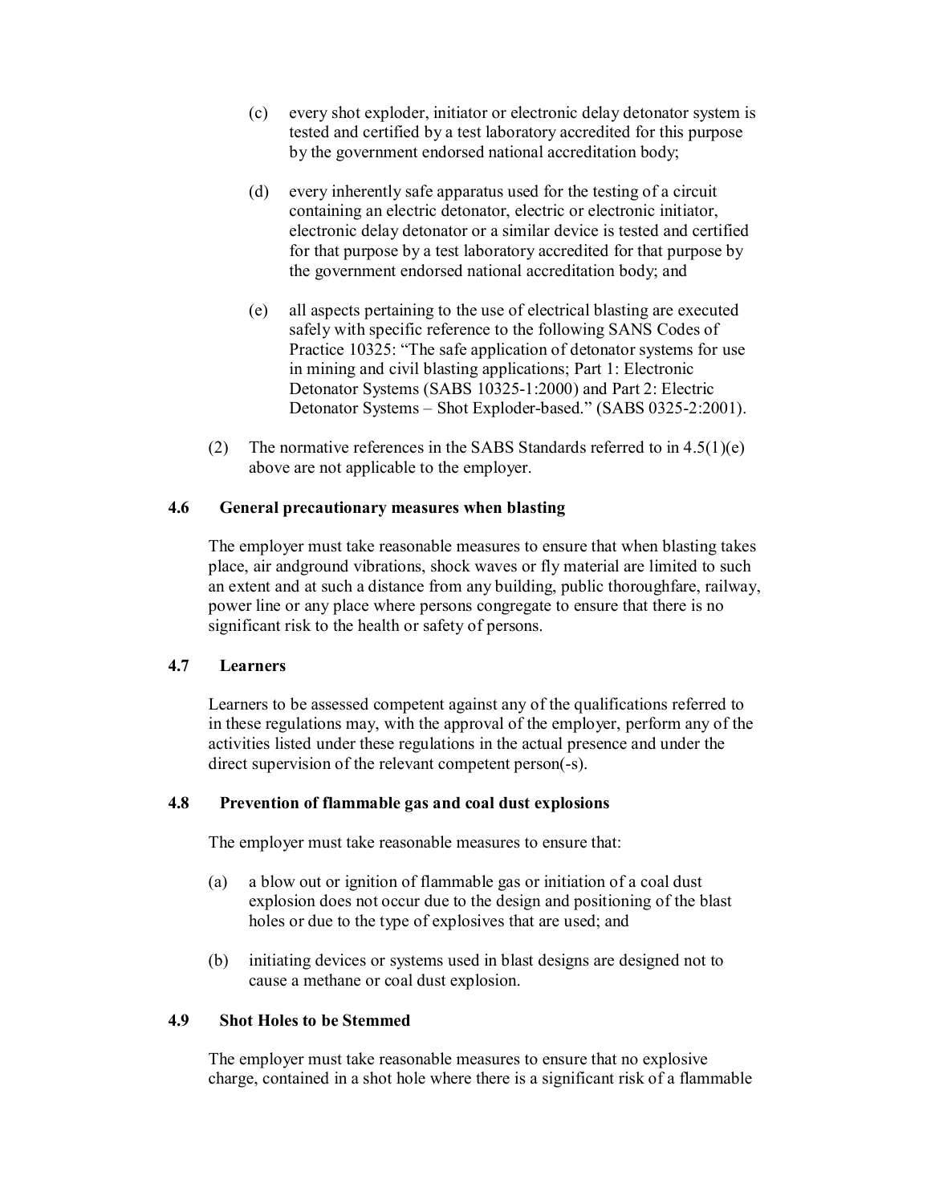(c) every shot exploder, initiator or electronic delay detonator system is tested and certified by a test laboratory accredited for this purpose by the government endorsed national accreditation body;

(d) every inherently safe apparatus used for the testing of a circuit containing an electric detonator, electric or electronic initiator, electronic delay detonator or a similar device is tested and certified for that purpose by a test laboratory accredited for that purpose by the government endorsed national accreditation body; and

(e) all aspects pertaining to the use of electrical blasting are executed safely with specific reference to the following SANS Codes of Practice 10325: "The safe application of detonator systems for use in mining and civil blasting applications; Part 1: Electronic Detonator Systems (SABS 10325-1:2000) and Part 2: Electric Detonator Systems – Shot Exploder-based." (SABS 0325-2:2001).

(2) The normative references in the SABS Standards referred to in 4.5(1)(e) above are not applicable to the employer.

### 4.6 General precautionary measures when blasting

The employer must take reasonable measures to ensure that when blasting takes place, air andground vibrations, shock waves or fly material are limited to such an extent and at such a distance from any building, public thoroughfare, railway, power line or any place where persons congregate to ensure that there is no significant risk to the health or safety of persons.

### 4.7 Learners

Learners to be assessed competent against any of the qualifications referred to in these regulations may, with the approval of the employer, perform any of the activities listed under these regulations in the actual presence and under the direct supervision of the relevant competent person(-s).

### 4.8 Prevention of flammable gas and coal dust explosions

The employer must take reasonable measures to ensure that:

(a) a blow out or ignition of flammable gas or initiation of a coal dust explosion does not occur due to the design and positioning of the blast holes or due to the type of explosives that are used; and

(b) initiating devices or systems used in blast designs are designed not to cause a methane or coal dust explosion.

### 4.9 Shot Holes to be Stemmed

The employer must take reasonable measures to ensure that no explosive charge, contained in a shot hole where there is a significant risk of a flammable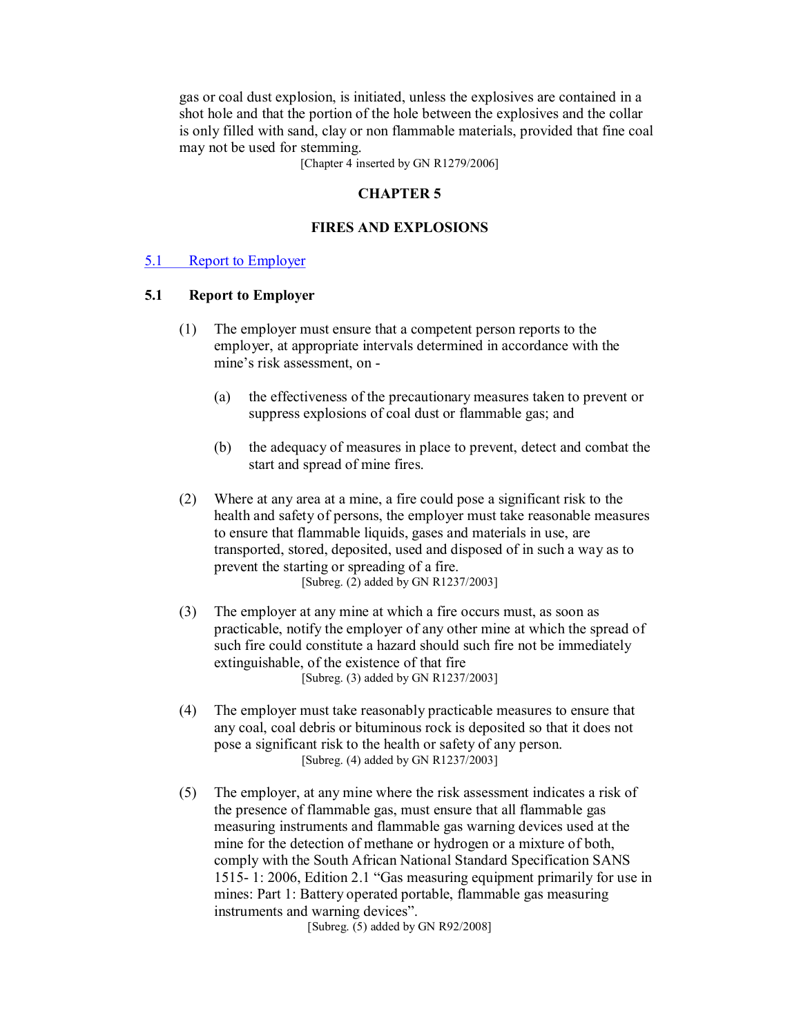gas or coal dust explosion, is initiated, unless the explosives are contained in a shot hole and that the portion of the hole between the explosives and the collar is only filled with sand, clay or non flammable materials, provided that fine coal may not be used for stemming.

[Chapter 4 inserted by GN R1279/2006]

## CHAPTER 5

## FIRES AND EXPLOSIONS

5.1 Report to Employer

### 5.1 Report to Employer

(1) The employer must ensure that a competent person reports to the employer, at appropriate intervals determined in accordance with the mine's risk assessment, on -

(a) the effectiveness of the precautionary measures taken to prevent or suppress explosions of coal dust or flammable gas; and

(b) the adequacy of measures in place to prevent, detect and combat the start and spread of mine fires.

(2) Where at any area at a mine, a fire could pose a significant risk to the health and safety of persons, the employer must take reasonable measures to ensure that flammable liquids, gases and materials in use, are transported, stored, deposited, used and disposed of in such a way as to prevent the starting or spreading of a fire.

[Subreg. (2) added by GN R1237/2003]

(3) The employer at any mine at which a fire occurs must, as soon as practicable, notify the employer of any other mine at which the spread of such fire could constitute a hazard should such fire not be immediately extinguishable, of the existence of that fire

[Subreg. (3) added by GN R1237/2003]

(4) The employer must take reasonably practicable measures to ensure that any coal, coal debris or bituminous rock is deposited so that it does not pose a significant risk to the health or safety of any person.

[Subreg. (4) added by GN R1237/2003]

(5) The employer, at any mine where the risk assessment indicates a risk of the presence of flammable gas, must ensure that all flammable gas measuring instruments and flammable gas warning devices used at the mine for the detection of methane or hydrogen or a mixture of both, comply with the South African National Standard Specification SANS 1515- 1: 2006, Edition 2.1 "Gas measuring equipment primarily for use in mines: Part 1: Battery operated portable, flammable gas measuring instruments and warning devices".

[Subreg. (5) added by GN R92/2008]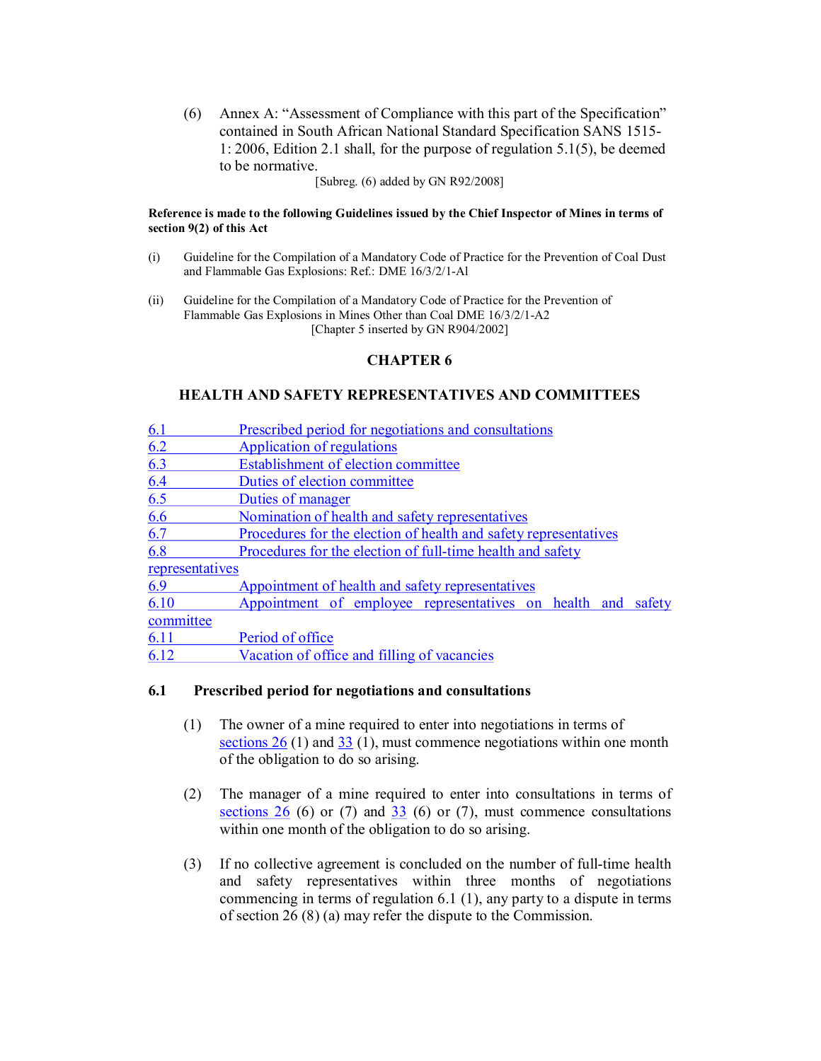(6) Annex A: "Assessment of Compliance with this part of the Specification" contained in South African National Standard Specification SANS 1515-1: 2006, Edition 2.1 shall, for the purpose of regulation 5.1(5), be deemed to be normative.

[Subreg. (6) added by GN R92/2008]

**Reference is made to the following Guidelines issued by the Chief Inspector of Mines in terms of section 9(2) of this Act**

(i) Guideline for the Compilation of a Mandatory Code of Practice for the Prevention of Coal Dust and Flammable Gas Explosions: Ref.: DME 16/3/2/1-Al

(ii) Guideline for the Compilation of a Mandatory Code of Practice for the Prevention of Flammable Gas Explosions in Mines Other than Coal DME 16/3/2/1-A2

[Chapter 5 inserted by GN R904/2002]

## CHAPTER 6

## HEALTH AND SAFETY REPRESENTATIVES AND COMMITTEES

6.1 Prescribed period for negotiations and consultations
6.2 Application of regulations
6.3 Establishment of election committee
6.4 Duties of election committee
6.5 Duties of manager
6.6 Nomination of health and safety representatives
6.7 Procedures for the election of health and safety representatives
6.8 Procedures for the election of full-time health and safety representatives
6.9 Appointment of health and safety representatives
6.10 Appointment of employee representatives on health and safety committee
6.11 Period of office
6.12 Vacation of office and filling of vacancies

### 6.1 Prescribed period for negotiations and consultations

(1) The owner of a mine required to enter into negotiations in terms of sections 26 (1) and 33 (1), must commence negotiations within one month of the obligation to do so arising.

(2) The manager of a mine required to enter into consultations in terms of sections 26 (6) or (7) and 33 (6) or (7), must commence consultations within one month of the obligation to do so arising.

(3) If no collective agreement is concluded on the number of full-time health and safety representatives within three months of negotiations commencing in terms of regulation 6.1 (1), any party to a dispute in terms of section 26 (8) (a) may refer the dispute to the Commission.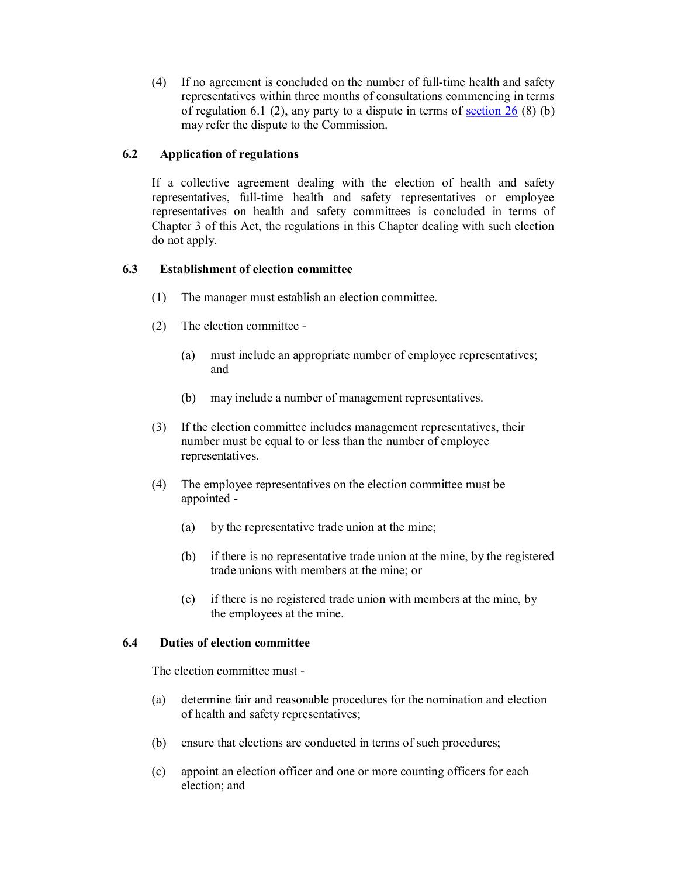(4) If no agreement is concluded on the number of full-time health and safety representatives within three months of consultations commencing in terms of regulation 6.1 (2), any party to a dispute in terms of section 26 (8) (b) may refer the dispute to the Commission.

### 6.2 Application of regulations

If a collective agreement dealing with the election of health and safety representatives, full-time health and safety representatives or employee representatives on health and safety committees is concluded in terms of Chapter 3 of this Act, the regulations in this Chapter dealing with such election do not apply.

### 6.3 Establishment of election committee

(1) The manager must establish an election committee.

(2) The election committee -

(a) must include an appropriate number of employee representatives; and

(b) may include a number of management representatives.

(3) If the election committee includes management representatives, their number must be equal to or less than the number of employee representatives.

(4) The employee representatives on the election committee must be appointed -

(a) by the representative trade union at the mine;

(b) if there is no representative trade union at the mine, by the registered trade unions with members at the mine; or

(c) if there is no registered trade union with members at the mine, by the employees at the mine.

### 6.4 Duties of election committee

The election committee must -

(a) determine fair and reasonable procedures for the nomination and election of health and safety representatives;

(b) ensure that elections are conducted in terms of such procedures;

(c) appoint an election officer and one or more counting officers for each election; and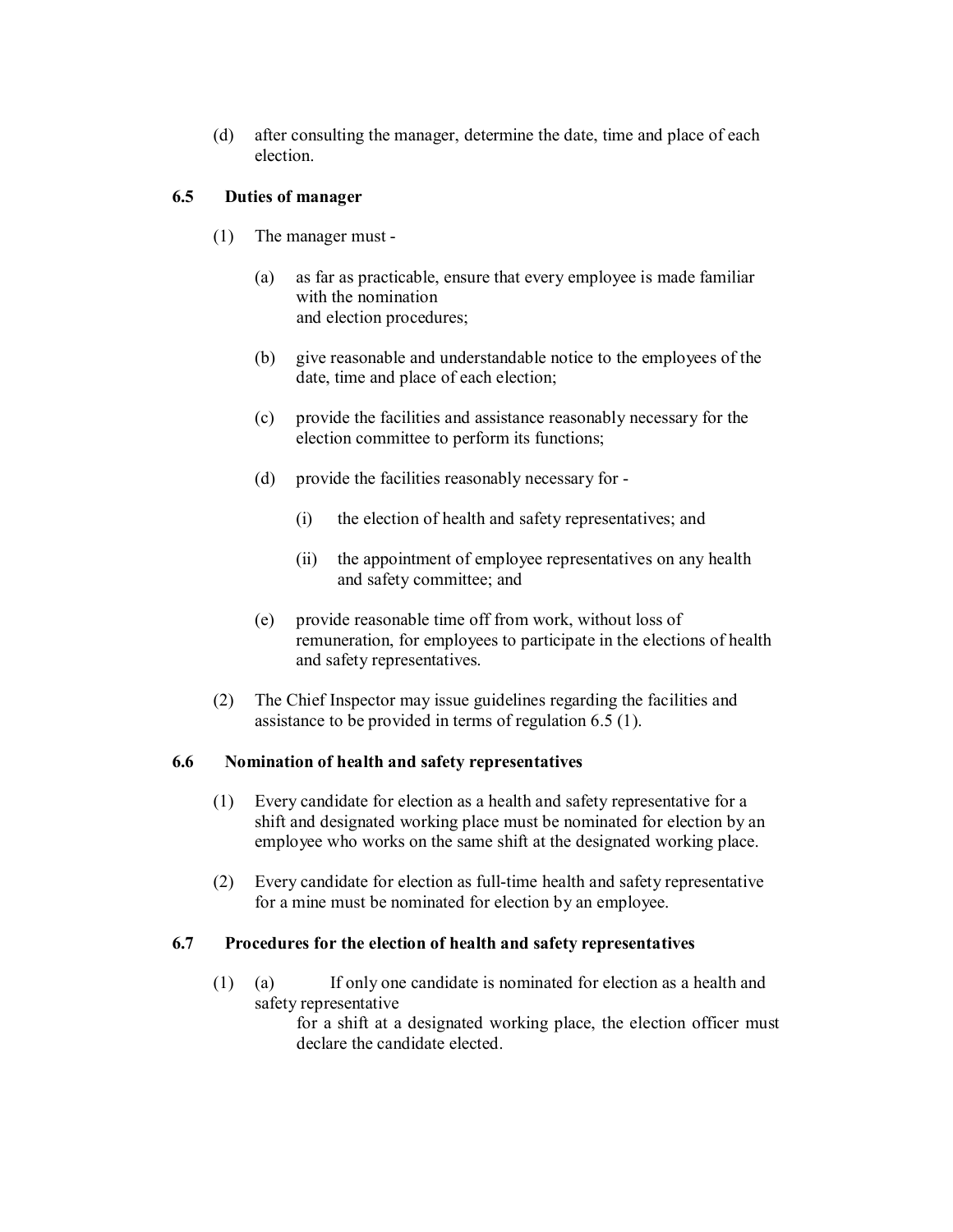(d) after consulting the manager, determine the date, time and place of each election.

### 6.5 Duties of manager

(1) The manager must -

(a) as far as practicable, ensure that every employee is made familiar with the nomination and election procedures;

(b) give reasonable and understandable notice to the employees of the date, time and place of each election;

(c) provide the facilities and assistance reasonably necessary for the election committee to perform its functions;

(d) provide the facilities reasonably necessary for -

(i) the election of health and safety representatives; and

(ii) the appointment of employee representatives on any health and safety committee; and

(e) provide reasonable time off from work, without loss of remuneration, for employees to participate in the elections of health and safety representatives.

(2) The Chief Inspector may issue guidelines regarding the facilities and assistance to be provided in terms of regulation 6.5 (1).

### 6.6 Nomination of health and safety representatives

(1) Every candidate for election as a health and safety representative for a shift and designated working place must be nominated for election by an employee who works on the same shift at the designated working place.

(2) Every candidate for election as full-time health and safety representative for a mine must be nominated for election by an employee.

### 6.7 Procedures for the election of health and safety representatives

(1) (a) If only one candidate is nominated for election as a health and safety representative for a shift at a designated working place, the election officer must declare the candidate elected.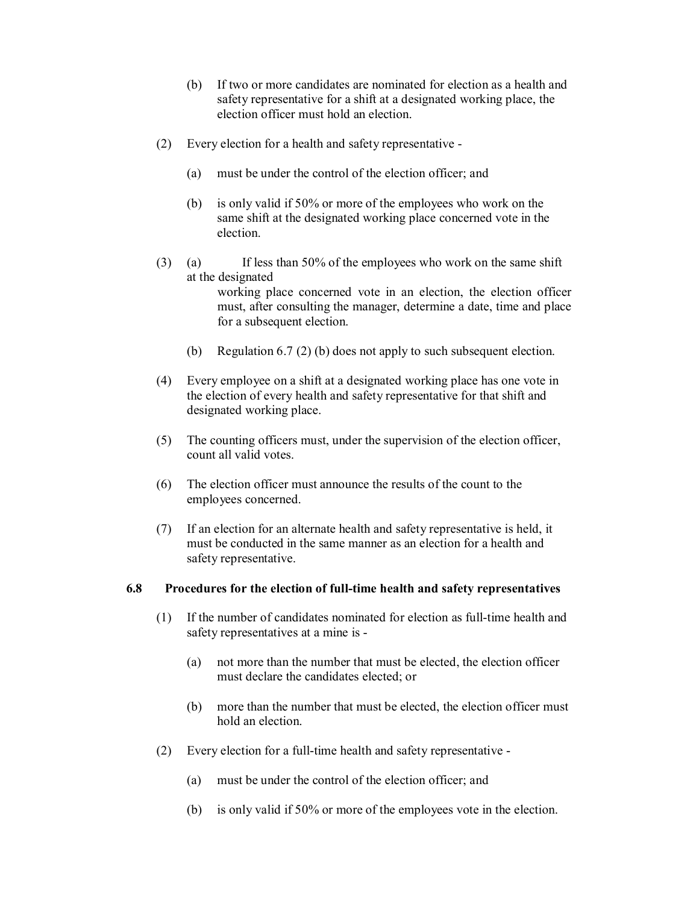(b) If two or more candidates are nominated for election as a health and safety representative for a shift at a designated working place, the election officer must hold an election.

(2) Every election for a health and safety representative -

(a) must be under the control of the election officer; and

(b) is only valid if 50% or more of the employees who work on the same shift at the designated working place concerned vote in the election.

(3) (a) If less than 50% of the employees who work on the same shift at the designated working place concerned vote in an election, the election officer must, after consulting the manager, determine a date, time and place for a subsequent election.

(b) Regulation 6.7 (2) (b) does not apply to such subsequent election.

(4) Every employee on a shift at a designated working place has one vote in the election of every health and safety representative for that shift and designated working place.

(5) The counting officers must, under the supervision of the election officer, count all valid votes.

(6) The election officer must announce the results of the count to the employees concerned.

(7) If an election for an alternate health and safety representative is held, it must be conducted in the same manner as an election for a health and safety representative.

### 6.8 Procedures for the election of full-time health and safety representatives

(1) If the number of candidates nominated for election as full-time health and safety representatives at a mine is -

(a) not more than the number that must be elected, the election officer must declare the candidates elected; or

(b) more than the number that must be elected, the election officer must hold an election.

(2) Every election for a full-time health and safety representative -

(a) must be under the control of the election officer; and

(b) is only valid if 50% or more of the employees vote in the election.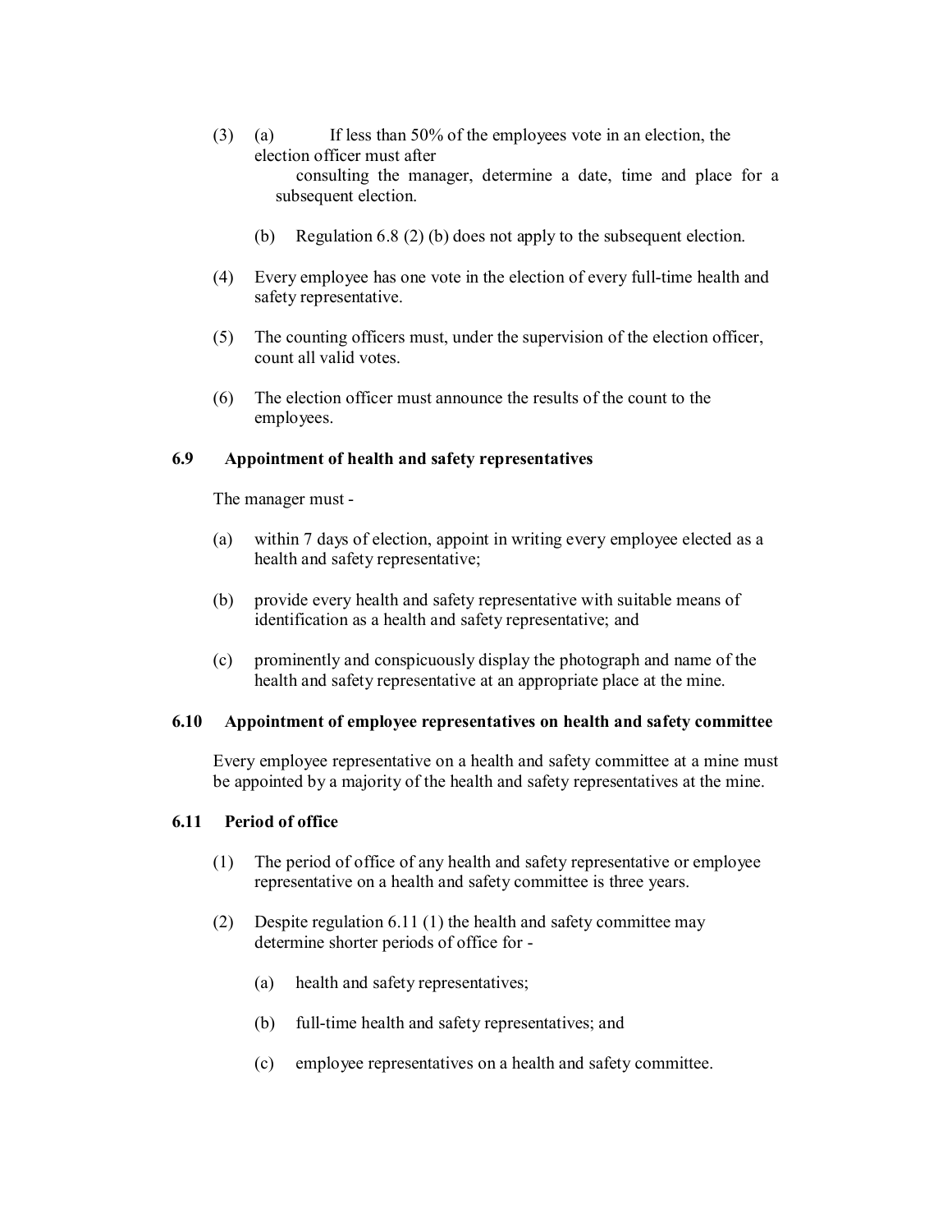(3) (a) If less than 50% of the employees vote in an election, the election officer must after consulting the manager, determine a date, time and place for a subsequent election.

(b) Regulation 6.8 (2) (b) does not apply to the subsequent election.

(4) Every employee has one vote in the election of every full-time health and safety representative.

(5) The counting officers must, under the supervision of the election officer, count all valid votes.

(6) The election officer must announce the results of the count to the employees.

### 6.9 Appointment of health and safety representatives

The manager must -

(a) within 7 days of election, appoint in writing every employee elected as a health and safety representative;

(b) provide every health and safety representative with suitable means of identification as a health and safety representative; and

(c) prominently and conspicuously display the photograph and name of the health and safety representative at an appropriate place at the mine.

### 6.10 Appointment of employee representatives on health and safety committee

Every employee representative on a health and safety committee at a mine must be appointed by a majority of the health and safety representatives at the mine.

### 6.11 Period of office

(1) The period of office of any health and safety representative or employee representative on a health and safety committee is three years.

(2) Despite regulation 6.11 (1) the health and safety committee may determine shorter periods of office for -

(a) health and safety representatives;

(b) full-time health and safety representatives; and

(c) employee representatives on a health and safety committee.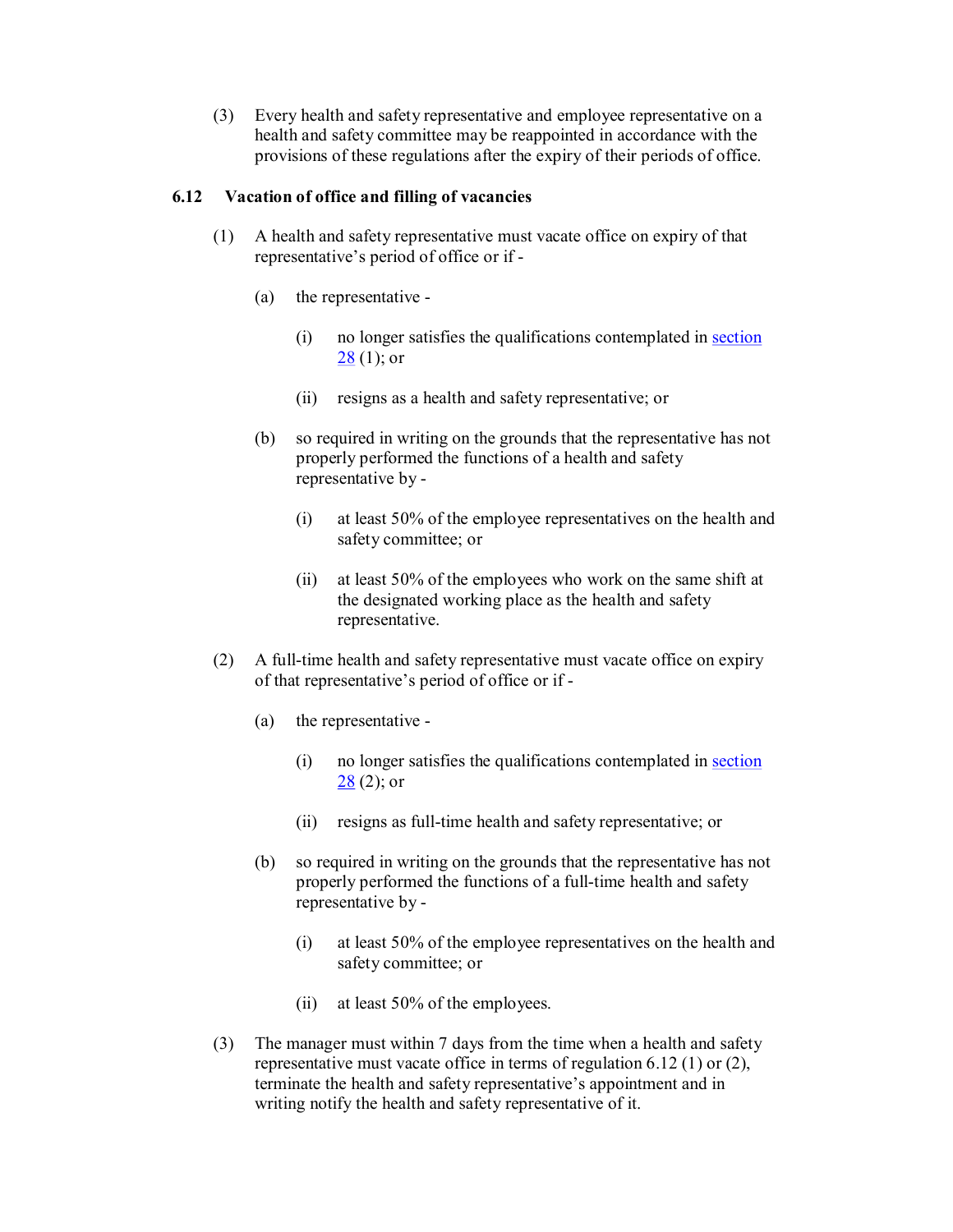(3) Every health and safety representative and employee representative on a health and safety committee may be reappointed in accordance with the provisions of these regulations after the expiry of their periods of office.

### 6.12 Vacation of office and filling of vacancies

(1) A health and safety representative must vacate office on expiry of that representative's period of office or if -

(a) the representative -

(i) no longer satisfies the qualifications contemplated in section 28 (1); or

(ii) resigns as a health and safety representative; or

(b) so required in writing on the grounds that the representative has not properly performed the functions of a health and safety representative by -

(i) at least 50% of the employee representatives on the health and safety committee; or

(ii) at least 50% of the employees who work on the same shift at the designated working place as the health and safety representative.

(2) A full-time health and safety representative must vacate office on expiry of that representative's period of office or if -

(a) the representative -

(i) no longer satisfies the qualifications contemplated in section 28 (2); or

(ii) resigns as full-time health and safety representative; or

(b) so required in writing on the grounds that the representative has not properly performed the functions of a full-time health and safety representative by -

(i) at least 50% of the employee representatives on the health and safety committee; or

(ii) at least 50% of the employees.

(3) The manager must within 7 days from the time when a health and safety representative must vacate office in terms of regulation 6.12 (1) or (2), terminate the health and safety representative's appointment and in writing notify the health and safety representative of it.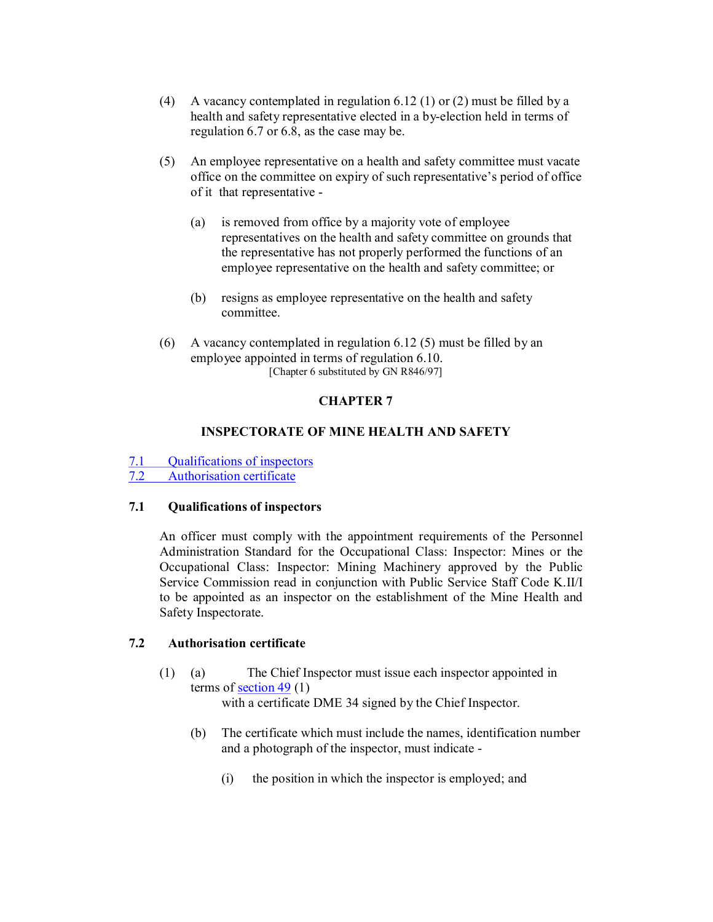(4) A vacancy contemplated in regulation 6.12 (1) or (2) must be filled by a health and safety representative elected in a by-election held in terms of regulation 6.7 or 6.8, as the case may be.

(5) An employee representative on a health and safety committee must vacate office on the committee on expiry of such representative's period of office of it that representative -

(a) is removed from office by a majority vote of employee representatives on the health and safety committee on grounds that the representative has not properly performed the functions of an employee representative on the health and safety committee; or

(b) resigns as employee representative on the health and safety committee.

(6) A vacancy contemplated in regulation 6.12 (5) must be filled by an employee appointed in terms of regulation 6.10.

[Chapter 6 substituted by GN R846/97]

## CHAPTER 7

## INSPECTORATE OF MINE HEALTH AND SAFETY

7.1 Qualifications of inspectors
7.2 Authorisation certificate

### 7.1 Qualifications of inspectors

An officer must comply with the appointment requirements of the Personnel Administration Standard for the Occupational Class: Inspector: Mines or the Occupational Class: Inspector: Mining Machinery approved by the Public Service Commission read in conjunction with Public Service Staff Code K.II/I to be appointed as an inspector on the establishment of the Mine Health and Safety Inspectorate.

### 7.2 Authorisation certificate

(1) (a) The Chief Inspector must issue each inspector appointed in terms of section 49 (1) with a certificate DME 34 signed by the Chief Inspector.

(b) The certificate which must include the names, identification number and a photograph of the inspector, must indicate -

(i) the position in which the inspector is employed; and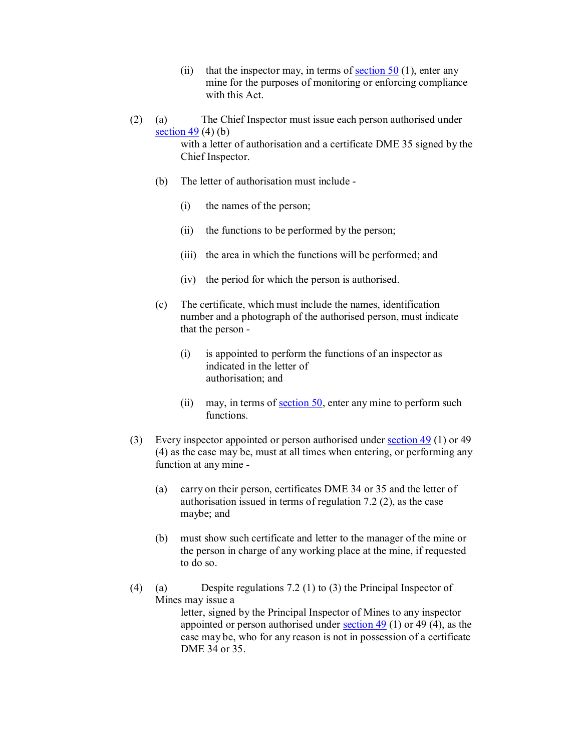(ii) that the inspector may, in terms of section 50 (1), enter any mine for the purposes of monitoring or enforcing compliance with this Act.

(2) (a) The Chief Inspector must issue each person authorised under section 49 (4) (b) with a letter of authorisation and a certificate DME 35 signed by the Chief Inspector.

(b) The letter of authorisation must include -

(i) the names of the person;

(ii) the functions to be performed by the person;

(iii) the area in which the functions will be performed; and

(iv) the period for which the person is authorised.

(c) The certificate, which must include the names, identification number and a photograph of the authorised person, must indicate that the person -

(i) is appointed to perform the functions of an inspector as indicated in the letter of authorisation; and

(ii) may, in terms of section 50, enter any mine to perform such functions.

(3) Every inspector appointed or person authorised under section 49 (1) or 49 (4) as the case may be, must at all times when entering, or performing any function at any mine -

(a) carry on their person, certificates DME 34 or 35 and the letter of authorisation issued in terms of regulation 7.2 (2), as the case maybe; and

(b) must show such certificate and letter to the manager of the mine or the person in charge of any working place at the mine, if requested to do so.

(4) (a) Despite regulations 7.2 (1) to (3) the Principal Inspector of Mines may issue a letter, signed by the Principal Inspector of Mines to any inspector appointed or person authorised under section 49 (1) or 49 (4), as the case may be, who for any reason is not in possession of a certificate DME 34 or 35.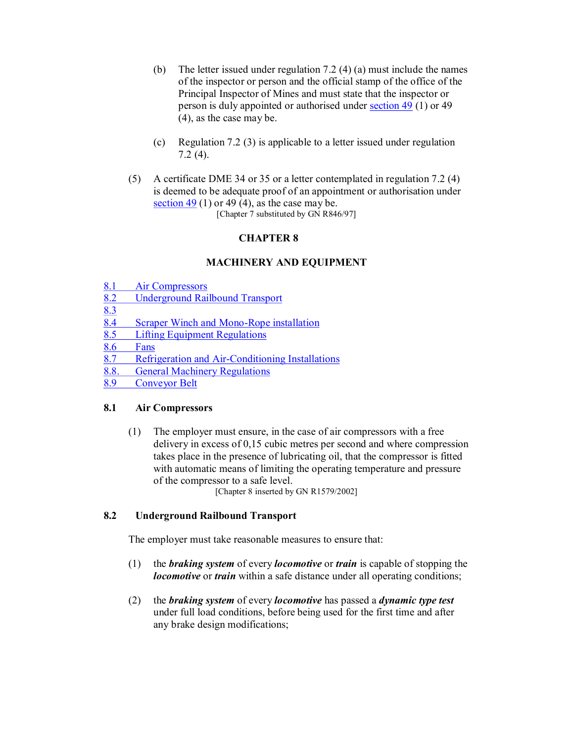(b) The letter issued under regulation 7.2 (4) (a) must include the names of the inspector or person and the official stamp of the office of the Principal Inspector of Mines and must state that the inspector or person is duly appointed or authorised under section 49 (1) or 49 (4), as the case may be.

(c) Regulation 7.2 (3) is applicable to a letter issued under regulation 7.2 (4).

(5) A certificate DME 34 or 35 or a letter contemplated in regulation 7.2 (4) is deemed to be adequate proof of an appointment or authorisation under section 49 (1) or 49 (4), as the case may be.

[Chapter 7 substituted by GN R846/97]

## CHAPTER 8

## MACHINERY AND EQUIPMENT

8.1 Air Compressors
8.2 Underground Railbound Transport
8.3
8.4 Scraper Winch and Mono-Rope installation
8.5 Lifting Equipment Regulations
8.6 Fans
8.7 Refrigeration and Air-Conditioning Installations
8.8. General Machinery Regulations
8.9 Conveyor Belt

### 8.1 Air Compressors

(1) The employer must ensure, in the case of air compressors with a free delivery in excess of 0,15 cubic metres per second and where compression takes place in the presence of lubricating oil, that the compressor is fitted with automatic means of limiting the operating temperature and pressure of the compressor to a safe level.

[Chapter 8 inserted by GN R1579/2002]

### 8.2 Underground Railbound Transport

The employer must take reasonable measures to ensure that:

(1) the ***braking system*** of every ***locomotive*** or ***train*** is capable of stopping the ***locomotive*** or ***train*** within a safe distance under all operating conditions;

(2) the ***braking system*** of every ***locomotive*** has passed a ***dynamic type test*** under full load conditions, before being used for the first time and after any brake design modifications;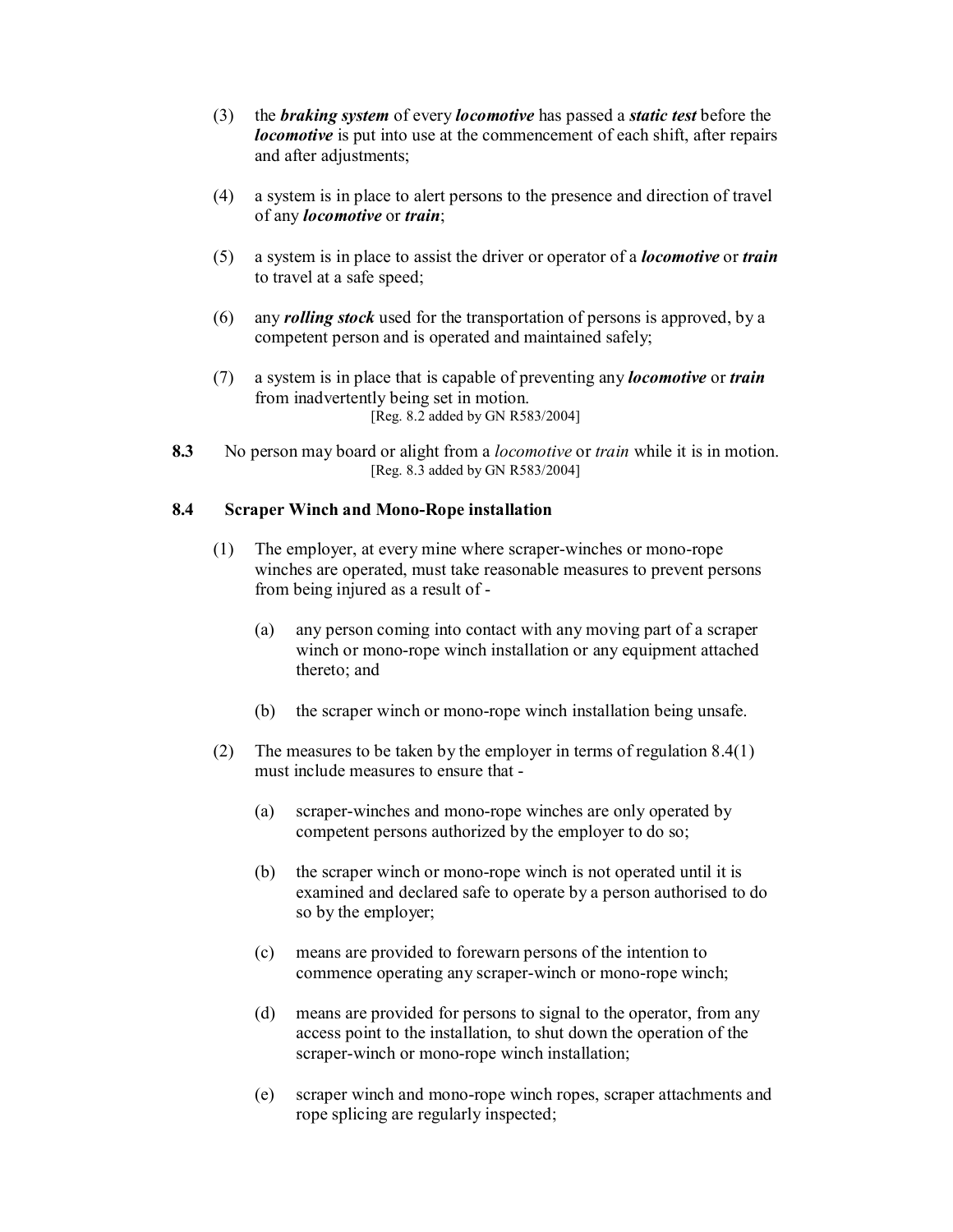(3) the ***braking system*** of every ***locomotive*** has passed a ***static test*** before the ***locomotive*** is put into use at the commencement of each shift, after repairs and after adjustments;

(4) a system is in place to alert persons to the presence and direction of travel of any ***locomotive*** or ***train***;

(5) a system is in place to assist the driver or operator of a ***locomotive*** or ***train*** to travel at a safe speed;

(6) any ***rolling stock*** used for the transportation of persons is approved, by a competent person and is operated and maintained safely;

(7) a system is in place that is capable of preventing any ***locomotive*** or ***train*** from inadvertently being set in motion.
[Reg. 8.2 added by GN R583/2004]

**8.3** No person may board or alight from a *locomotive* or *train* while it is in motion.
[Reg. 8.3 added by GN R583/2004]

**8.4 Scraper Winch and Mono-Rope installation**

(1) The employer, at every mine where scraper-winches or mono-rope winches are operated, must take reasonable measures to prevent persons from being injured as a result of -

(a) any person coming into contact with any moving part of a scraper winch or mono-rope winch installation or any equipment attached thereto; and

(b) the scraper winch or mono-rope winch installation being unsafe.

(2) The measures to be taken by the employer in terms of regulation 8.4(1) must include measures to ensure that -

(a) scraper-winches and mono-rope winches are only operated by competent persons authorized by the employer to do so;

(b) the scraper winch or mono-rope winch is not operated until it is examined and declared safe to operate by a person authorised to do so by the employer;

(c) means are provided to forewarn persons of the intention to commence operating any scraper-winch or mono-rope winch;

(d) means are provided for persons to signal to the operator, from any access point to the installation, to shut down the operation of the scraper-winch or mono-rope winch installation;

(e) scraper winch and mono-rope winch ropes, scraper attachments and rope splicing are regularly inspected;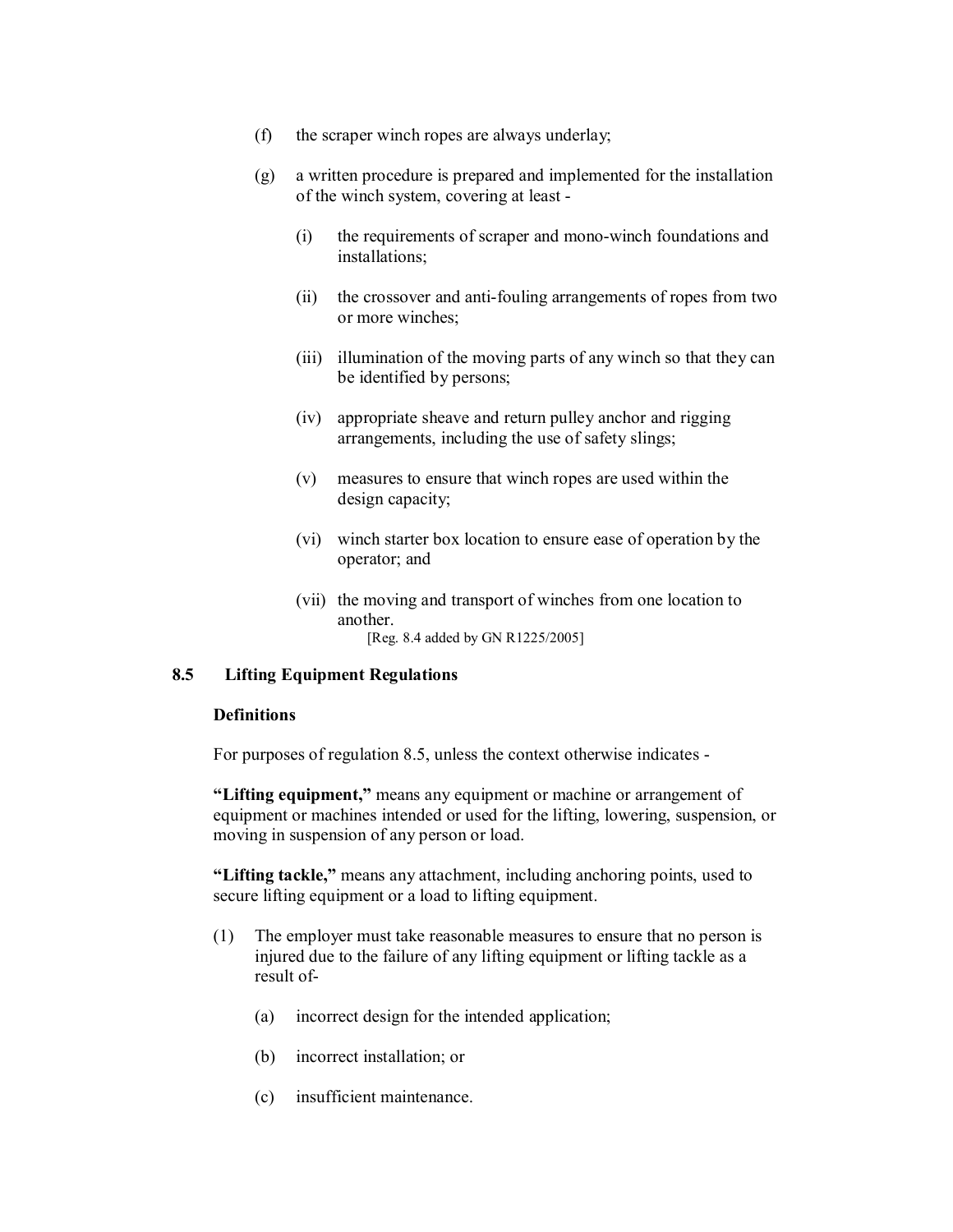(f) the scraper winch ropes are always underlay;

(g) a written procedure is prepared and implemented for the installation of the winch system, covering at least -

  (i) the requirements of scraper and mono-winch foundations and installations;

  (ii) the crossover and anti-fouling arrangements of ropes from two or more winches;

  (iii) illumination of the moving parts of any winch so that they can be identified by persons;

  (iv) appropriate sheave and return pulley anchor and rigging arrangements, including the use of safety slings;

  (v) measures to ensure that winch ropes are used within the design capacity;

  (vi) winch starter box location to ensure ease of operation by the operator; and

  (vii) the moving and transport of winches from one location to another.

[Reg. 8.4 added by GN R1225/2005]

## 8.5 Lifting Equipment Regulations

**Definitions**

For purposes of regulation 8.5, unless the context otherwise indicates -

**"Lifting equipment,"** means any equipment or machine or arrangement of equipment or machines intended or used for the lifting, lowering, suspension, or moving in suspension of any person or load.

**"Lifting tackle,"** means any attachment, including anchoring points, used to secure lifting equipment or a load to lifting equipment.

(1) The employer must take reasonable measures to ensure that no person is injured due to the failure of any lifting equipment or lifting tackle as a result of-

  (a) incorrect design for the intended application;

  (b) incorrect installation; or

  (c) insufficient maintenance.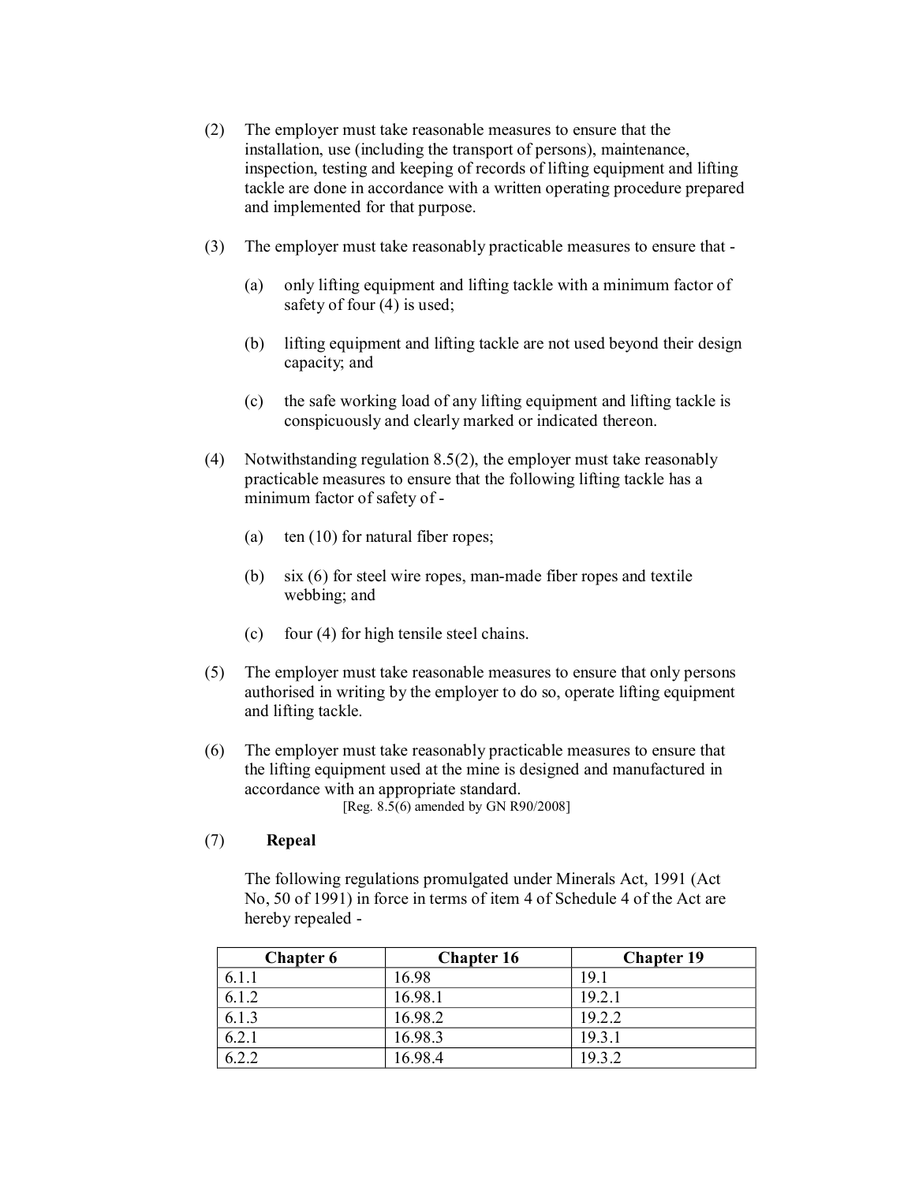(2) The employer must take reasonable measures to ensure that the installation, use (including the transport of persons), maintenance, inspection, testing and keeping of records of lifting equipment and lifting tackle are done in accordance with a written operating procedure prepared and implemented for that purpose.

(3) The employer must take reasonably practicable measures to ensure that -

(a) only lifting equipment and lifting tackle with a minimum factor of safety of four (4) is used;

(b) lifting equipment and lifting tackle are not used beyond their design capacity; and

(c) the safe working load of any lifting equipment and lifting tackle is conspicuously and clearly marked or indicated thereon.

(4) Notwithstanding regulation 8.5(2), the employer must take reasonably practicable measures to ensure that the following lifting tackle has a minimum factor of safety of -

(a) ten (10) for natural fiber ropes;

(b) six (6) for steel wire ropes, man-made fiber ropes and textile webbing; and

(c) four (4) for high tensile steel chains.

(5) The employer must take reasonable measures to ensure that only persons authorised in writing by the employer to do so, operate lifting equipment and lifting tackle.

(6) The employer must take reasonably practicable measures to ensure that the lifting equipment used at the mine is designed and manufactured in accordance with an appropriate standard.

[Reg. 8.5(6) amended by GN R90/2008]

(7) **Repeal**

The following regulations promulgated under Minerals Act, 1991 (Act No, 50 of 1991) in force in terms of item 4 of Schedule 4 of the Act are hereby repealed -

| Chapter 6 | Chapter 16 | Chapter 19 |
|---|---|---|
| 6.1.1 | 16.98 | 19.1 |
| 6.1.2 | 16.98.1 | 19.2.1 |
| 6.1.3 | 16.98.2 | 19.2.2 |
| 6.2.1 | 16.98.3 | 19.3.1 |
| 6.2.2 | 16.98.4 | 19.3.2 |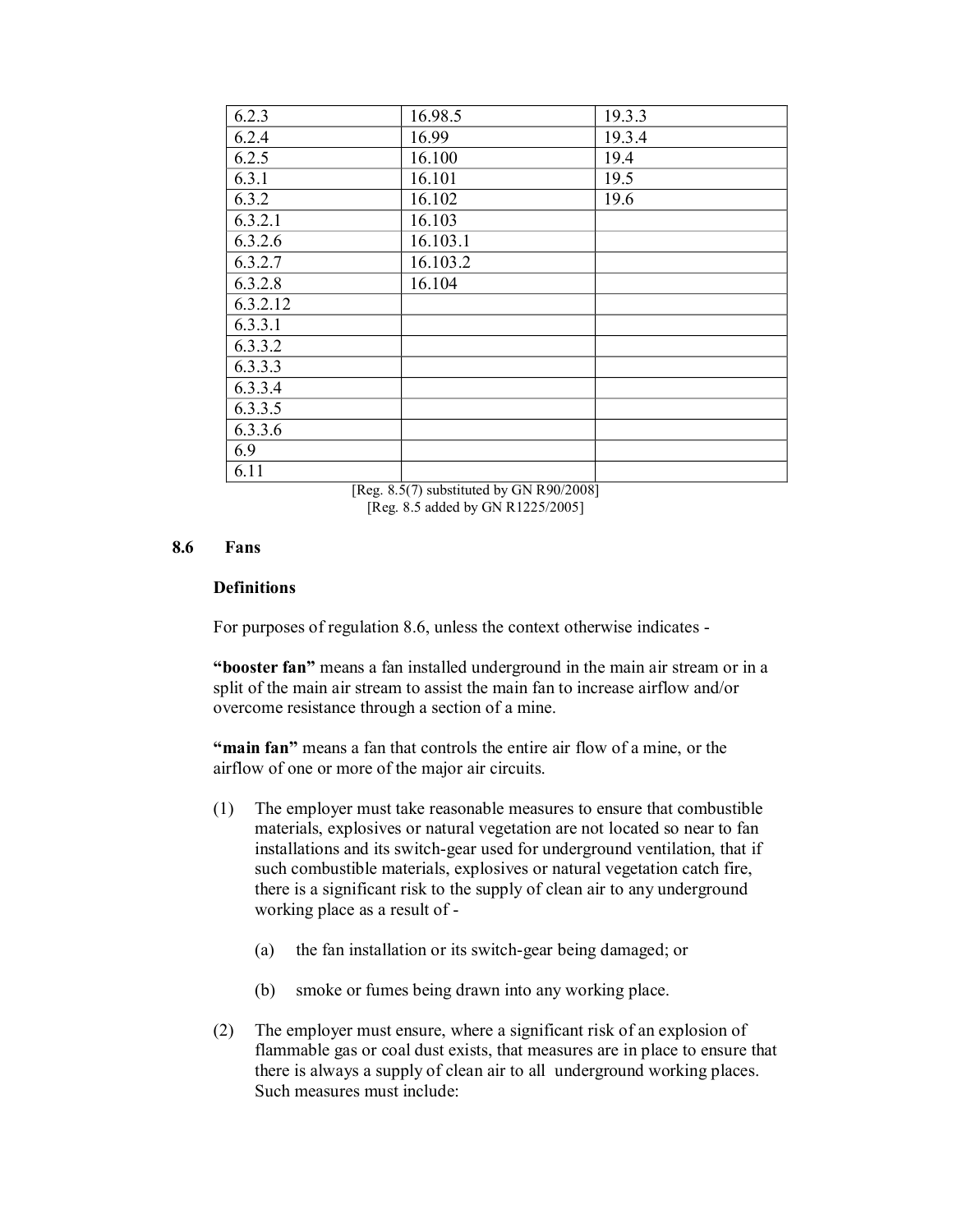| | | |
|---|---|---|
| 6.2.3 | 16.98.5 | 19.3.3 |
| 6.2.4 | 16.99 | 19.3.4 |
| 6.2.5 | 16.100 | 19.4 |
| 6.3.1 | 16.101 | 19.5 |
| 6.3.2 | 16.102 | 19.6 |
| 6.3.2.1 | 16.103 | |
| 6.3.2.6 | 16.103.1 | |
| 6.3.2.7 | 16.103.2 | |
| 6.3.2.8 | 16.104 | |
| 6.3.2.12 | | |
| 6.3.3.1 | | |
| 6.3.3.2 | | |
| 6.3.3.3 | | |
| 6.3.3.4 | | |
| 6.3.3.5 | | |
| 6.3.3.6 | | |
| 6.9 | | |
| 6.11 | | |

[Reg. 8.5(7) substituted by GN R90/2008]
[Reg. 8.5 added by GN R1225/2005]

## 8.6 Fans

**Definitions**

For purposes of regulation 8.6, unless the context otherwise indicates -

**"booster fan"** means a fan installed underground in the main air stream or in a split of the main air stream to assist the main fan to increase airflow and/or overcome resistance through a section of a mine.

**"main fan"** means a fan that controls the entire air flow of a mine, or the airflow of one or more of the major air circuits.

(1) The employer must take reasonable measures to ensure that combustible materials, explosives or natural vegetation are not located so near to fan installations and its switch-gear used for underground ventilation, that if such combustible materials, explosives or natural vegetation catch fire, there is a significant risk to the supply of clean air to any underground working place as a result of -

  (a) the fan installation or its switch-gear being damaged; or

  (b) smoke or fumes being drawn into any working place.

(2) The employer must ensure, where a significant risk of an explosion of flammable gas or coal dust exists, that measures are in place to ensure that there is always a supply of clean air to all underground working places. Such measures must include: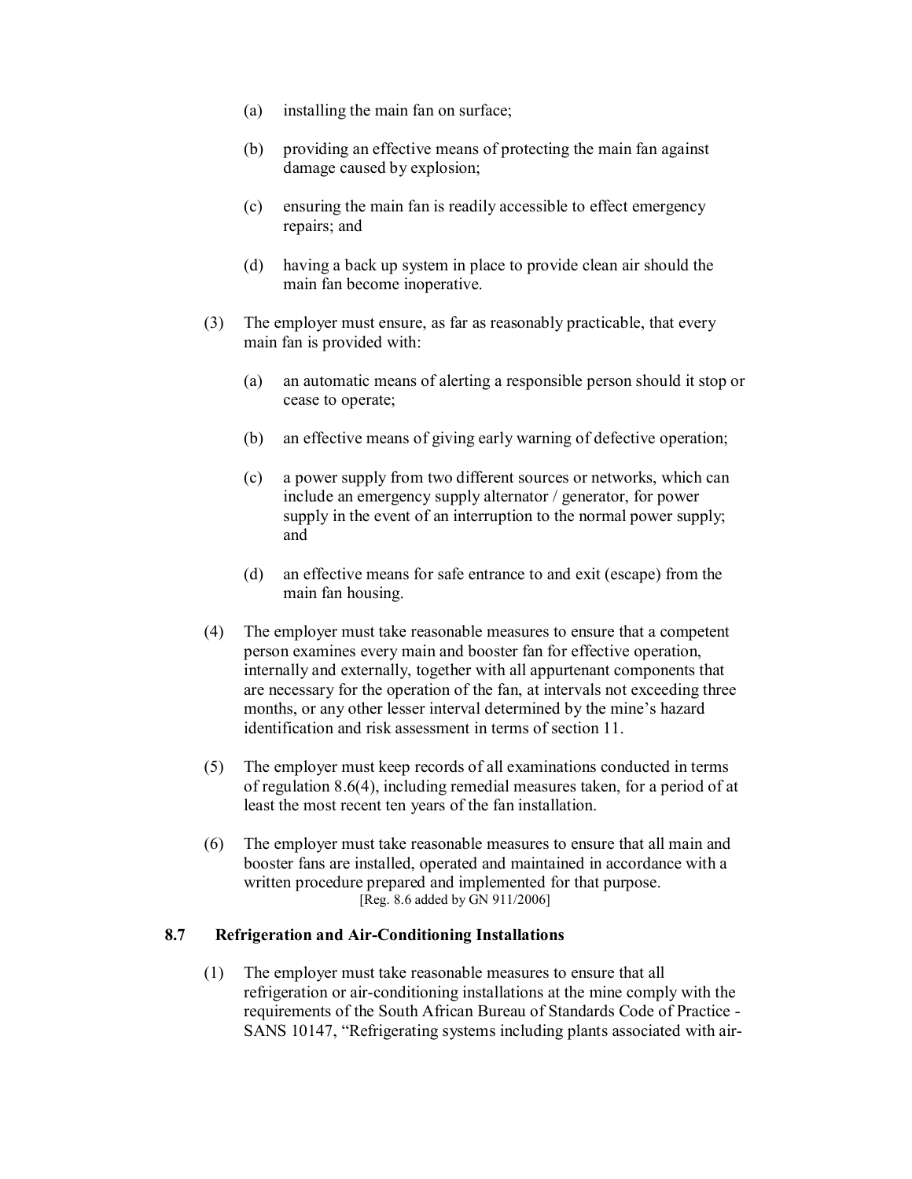(a) installing the main fan on surface;

(b) providing an effective means of protecting the main fan against damage caused by explosion;

(c) ensuring the main fan is readily accessible to effect emergency repairs; and

(d) having a back up system in place to provide clean air should the main fan become inoperative.

(3) The employer must ensure, as far as reasonably practicable, that every main fan is provided with:

(a) an automatic means of alerting a responsible person should it stop or cease to operate;

(b) an effective means of giving early warning of defective operation;

(c) a power supply from two different sources or networks, which can include an emergency supply alternator / generator, for power supply in the event of an interruption to the normal power supply; and

(d) an effective means for safe entrance to and exit (escape) from the main fan housing.

(4) The employer must take reasonable measures to ensure that a competent person examines every main and booster fan for effective operation, internally and externally, together with all appurtenant components that are necessary for the operation of the fan, at intervals not exceeding three months, or any other lesser interval determined by the mine's hazard identification and risk assessment in terms of section 11.

(5) The employer must keep records of all examinations conducted in terms of regulation 8.6(4), including remedial measures taken, for a period of at least the most recent ten years of the fan installation.

(6) The employer must take reasonable measures to ensure that all main and booster fans are installed, operated and maintained in accordance with a written procedure prepared and implemented for that purpose.

[Reg. 8.6 added by GN 911/2006]

### 8.7 Refrigeration and Air-Conditioning Installations

(1) The employer must take reasonable measures to ensure that all refrigeration or air-conditioning installations at the mine comply with the requirements of the South African Bureau of Standards Code of Practice - SANS 10147, "Refrigerating systems including plants associated with air-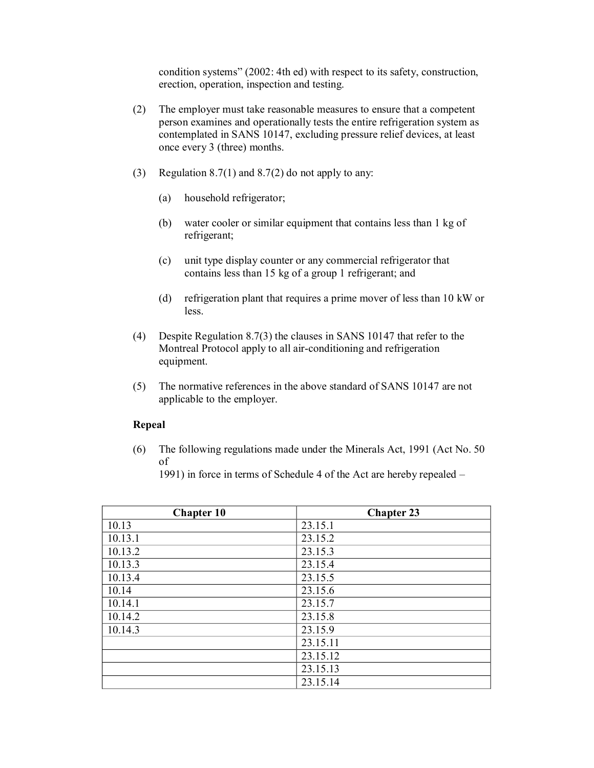condition systems" (2002: 4th ed) with respect to its safety, construction, erection, operation, inspection and testing.

(2) The employer must take reasonable measures to ensure that a competent person examines and operationally tests the entire refrigeration system as contemplated in SANS 10147, excluding pressure relief devices, at least once every 3 (three) months.

(3) Regulation 8.7(1) and 8.7(2) do not apply to any:

(a) household refrigerator;

(b) water cooler or similar equipment that contains less than 1 kg of refrigerant;

(c) unit type display counter or any commercial refrigerator that contains less than 15 kg of a group 1 refrigerant; and

(d) refrigeration plant that requires a prime mover of less than 10 kW or less.

(4) Despite Regulation 8.7(3) the clauses in SANS 10147 that refer to the Montreal Protocol apply to all air-conditioning and refrigeration equipment.

(5) The normative references in the above standard of SANS 10147 are not applicable to the employer.

**Repeal**

(6) The following regulations made under the Minerals Act, 1991 (Act No. 50 of 1991) in force in terms of Schedule 4 of the Act are hereby repealed –

| Chapter 10 | Chapter 23 |
|---|---|
| 10.13 | 23.15.1 |
| 10.13.1 | 23.15.2 |
| 10.13.2 | 23.15.3 |
| 10.13.3 | 23.15.4 |
| 10.13.4 | 23.15.5 |
| 10.14 | 23.15.6 |
| 10.14.1 | 23.15.7 |
| 10.14.2 | 23.15.8 |
| 10.14.3 | 23.15.9 |
| | 23.15.11 |
| | 23.15.12 |
| | 23.15.13 |
| | 23.15.14 |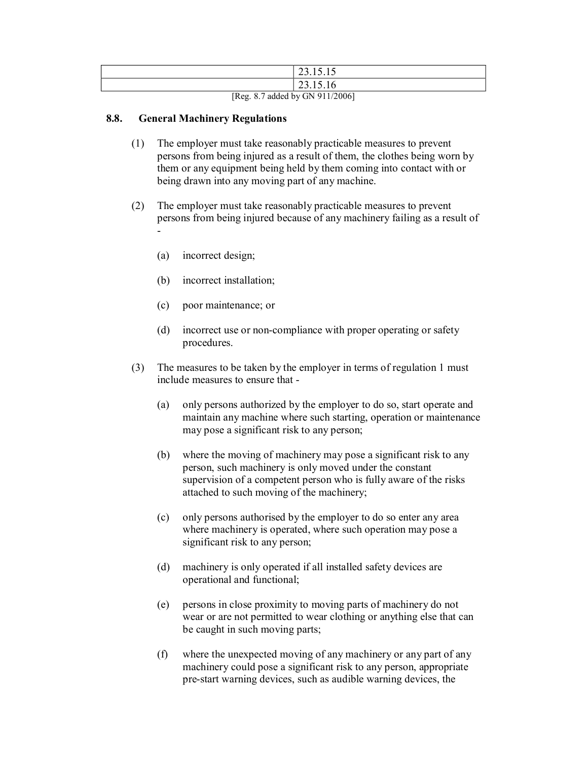| | |
|---|---|
| | 23.15.15 |
| | 23.15.16 |

[Reg. 8.7 added by GN 911/2006]

## 8.8. General Machinery Regulations

(1) The employer must take reasonably practicable measures to prevent persons from being injured as a result of them, the clothes being worn by them or any equipment being held by them coming into contact with or being drawn into any moving part of any machine.

(2) The employer must take reasonably practicable measures to prevent persons from being injured because of any machinery failing as a result of -

(a) incorrect design;

(b) incorrect installation;

(c) poor maintenance; or

(d) incorrect use or non-compliance with proper operating or safety procedures.

(3) The measures to be taken by the employer in terms of regulation 1 must include measures to ensure that -

(a) only persons authorized by the employer to do so, start operate and maintain any machine where such starting, operation or maintenance may pose a significant risk to any person;

(b) where the moving of machinery may pose a significant risk to any person, such machinery is only moved under the constant supervision of a competent person who is fully aware of the risks attached to such moving of the machinery;

(c) only persons authorised by the employer to do so enter any area where machinery is operated, where such operation may pose a significant risk to any person;

(d) machinery is only operated if all installed safety devices are operational and functional;

(e) persons in close proximity to moving parts of machinery do not wear or are not permitted to wear clothing or anything else that can be caught in such moving parts;

(f) where the unexpected moving of any machinery or any part of any machinery could pose a significant risk to any person, appropriate pre-start warning devices, such as audible warning devices, the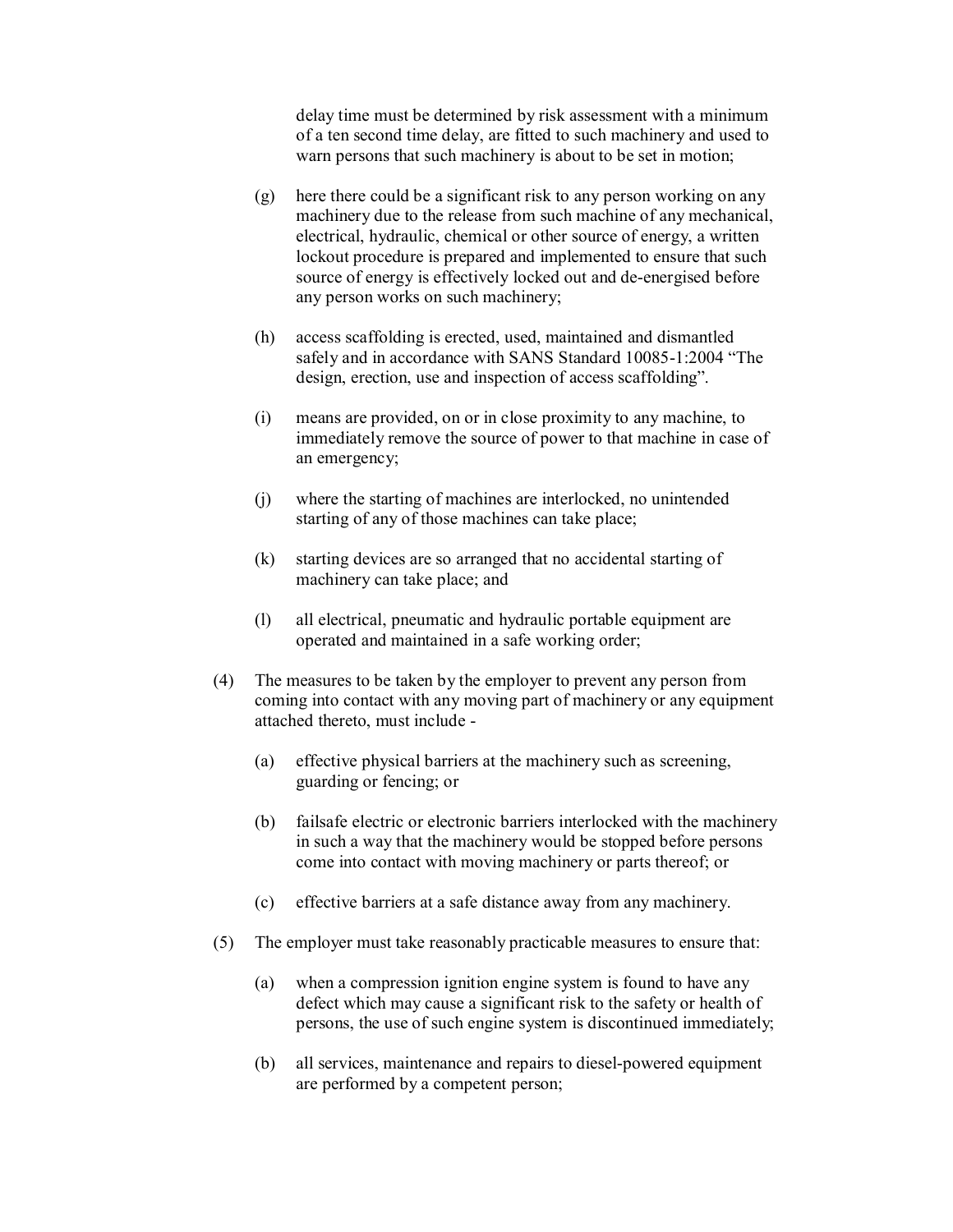delay time must be determined by risk assessment with a minimum of a ten second time delay, are fitted to such machinery and used to warn persons that such machinery is about to be set in motion;

(g) here there could be a significant risk to any person working on any machinery due to the release from such machine of any mechanical, electrical, hydraulic, chemical or other source of energy, a written lockout procedure is prepared and implemented to ensure that such source of energy is effectively locked out and de-energised before any person works on such machinery;

(h) access scaffolding is erected, used, maintained and dismantled safely and in accordance with SANS Standard 10085-1:2004 "The design, erection, use and inspection of access scaffolding".

(i) means are provided, on or in close proximity to any machine, to immediately remove the source of power to that machine in case of an emergency;

(j) where the starting of machines are interlocked, no unintended starting of any of those machines can take place;

(k) starting devices are so arranged that no accidental starting of machinery can take place; and

(l) all electrical, pneumatic and hydraulic portable equipment are operated and maintained in a safe working order;

(4) The measures to be taken by the employer to prevent any person from coming into contact with any moving part of machinery or any equipment attached thereto, must include -

(a) effective physical barriers at the machinery such as screening, guarding or fencing; or

(b) failsafe electric or electronic barriers interlocked with the machinery in such a way that the machinery would be stopped before persons come into contact with moving machinery or parts thereof; or

(c) effective barriers at a safe distance away from any machinery.

(5) The employer must take reasonably practicable measures to ensure that:

(a) when a compression ignition engine system is found to have any defect which may cause a significant risk to the safety or health of persons, the use of such engine system is discontinued immediately;

(b) all services, maintenance and repairs to diesel-powered equipment are performed by a competent person;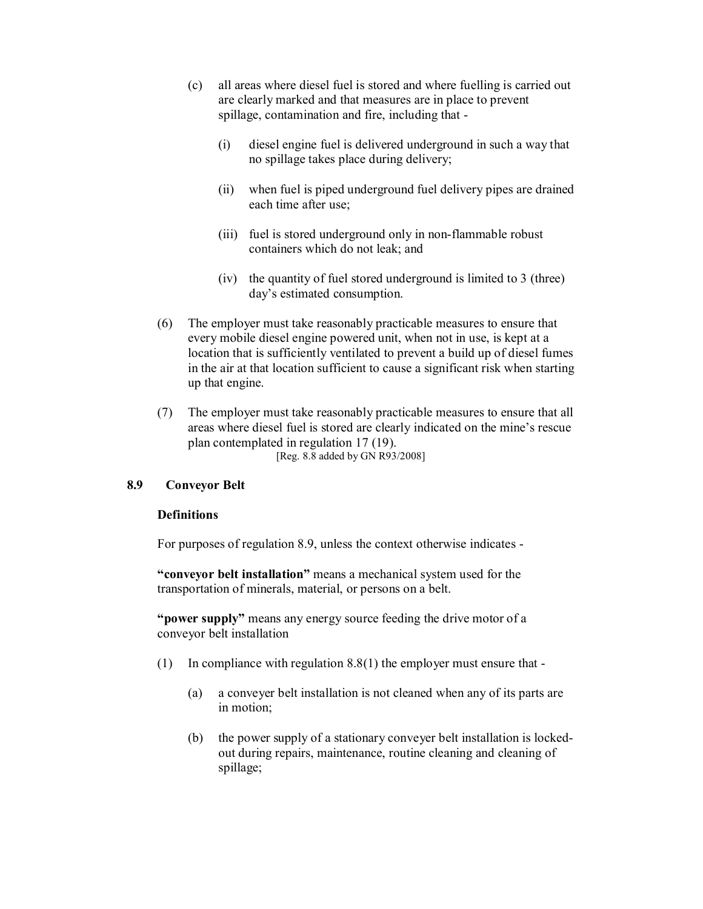(c) all areas where diesel fuel is stored and where fuelling is carried out are clearly marked and that measures are in place to prevent spillage, contamination and fire, including that -

    (i) diesel engine fuel is delivered underground in such a way that no spillage takes place during delivery;

    (ii) when fuel is piped underground fuel delivery pipes are drained each time after use;

    (iii) fuel is stored underground only in non-flammable robust containers which do not leak; and

    (iv) the quantity of fuel stored underground is limited to 3 (three) day's estimated consumption.

(6) The employer must take reasonably practicable measures to ensure that every mobile diesel engine powered unit, when not in use, is kept at a location that is sufficiently ventilated to prevent a build up of diesel fumes in the air at that location sufficient to cause a significant risk when starting up that engine.

(7) The employer must take reasonably practicable measures to ensure that all areas where diesel fuel is stored are clearly indicated on the mine's rescue plan contemplated in regulation 17 (19).

[Reg. 8.8 added by GN R93/2008]

### 8.9 Conveyor Belt

**Definitions**

For purposes of regulation 8.9, unless the context otherwise indicates -

**"conveyor belt installation"** means a mechanical system used for the transportation of minerals, material, or persons on a belt.

**"power supply"** means any energy source feeding the drive motor of a conveyor belt installation

(1) In compliance with regulation 8.8(1) the employer must ensure that -

    (a) a conveyer belt installation is not cleaned when any of its parts are in motion;

    (b) the power supply of a stationary conveyer belt installation is locked-out during repairs, maintenance, routine cleaning and cleaning of spillage;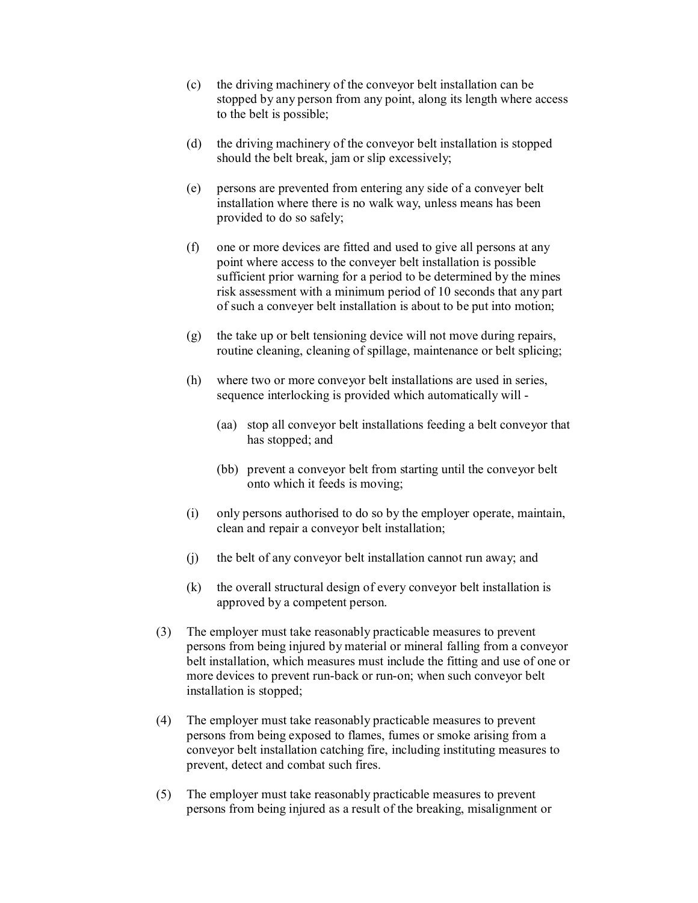(c) the driving machinery of the conveyor belt installation can be stopped by any person from any point, along its length where access to the belt is possible;

(d) the driving machinery of the conveyor belt installation is stopped should the belt break, jam or slip excessively;

(e) persons are prevented from entering any side of a conveyer belt installation where there is no walk way, unless means has been provided to do so safely;

(f) one or more devices are fitted and used to give all persons at any point where access to the conveyer belt installation is possible sufficient prior warning for a period to be determined by the mines risk assessment with a minimum period of 10 seconds that any part of such a conveyer belt installation is about to be put into motion;

(g) the take up or belt tensioning device will not move during repairs, routine cleaning, cleaning of spillage, maintenance or belt splicing;

(h) where two or more conveyor belt installations are used in series, sequence interlocking is provided which automatically will -

    (aa) stop all conveyor belt installations feeding a belt conveyor that has stopped; and

    (bb) prevent a conveyor belt from starting until the conveyor belt onto which it feeds is moving;

(i) only persons authorised to do so by the employer operate, maintain, clean and repair a conveyor belt installation;

(j) the belt of any conveyor belt installation cannot run away; and

(k) the overall structural design of every conveyor belt installation is approved by a competent person.

(3) The employer must take reasonably practicable measures to prevent persons from being injured by material or mineral falling from a conveyor belt installation, which measures must include the fitting and use of one or more devices to prevent run-back or run-on; when such conveyor belt installation is stopped;

(4) The employer must take reasonably practicable measures to prevent persons from being exposed to flames, fumes or smoke arising from a conveyor belt installation catching fire, including instituting measures to prevent, detect and combat such fires.

(5) The employer must take reasonably practicable measures to prevent persons from being injured as a result of the breaking, misalignment or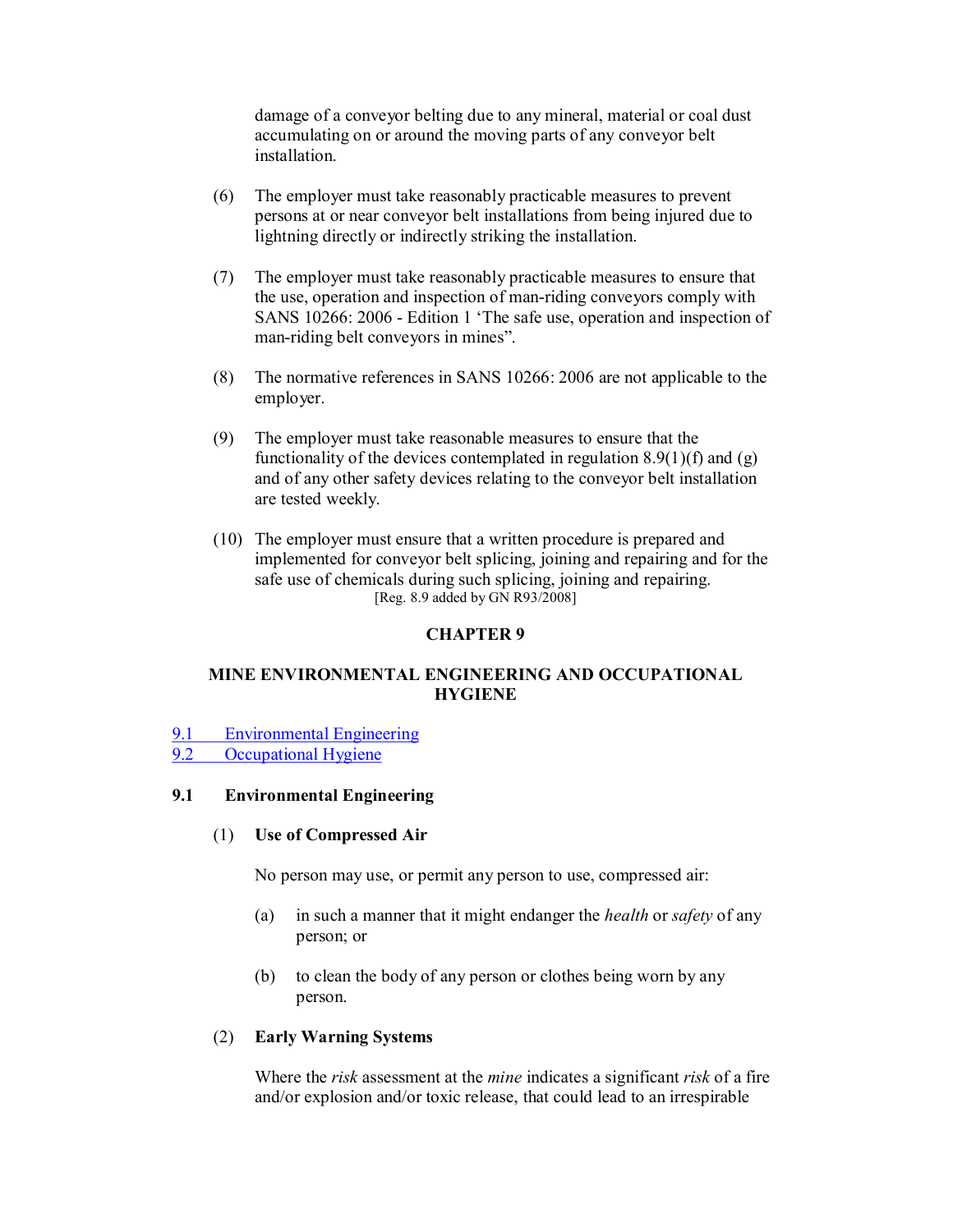damage of a conveyor belting due to any mineral, material or coal dust accumulating on or around the moving parts of any conveyor belt installation.

(6) The employer must take reasonably practicable measures to prevent persons at or near conveyor belt installations from being injured due to lightning directly or indirectly striking the installation.

(7) The employer must take reasonably practicable measures to ensure that the use, operation and inspection of man-riding conveyors comply with SANS 10266: 2006 - Edition 1 'The safe use, operation and inspection of man-riding belt conveyors in mines".

(8) The normative references in SANS 10266: 2006 are not applicable to the employer.

(9) The employer must take reasonable measures to ensure that the functionality of the devices contemplated in regulation 8.9(1)(f) and (g) and of any other safety devices relating to the conveyor belt installation are tested weekly.

(10) The employer must ensure that a written procedure is prepared and implemented for conveyor belt splicing, joining and repairing and for the safe use of chemicals during such splicing, joining and repairing.

[Reg. 8.9 added by GN R93/2008]

## CHAPTER 9

## MINE ENVIRONMENTAL ENGINEERING AND OCCUPATIONAL HYGIENE

9.1 Environmental Engineering
9.2 Occupational Hygiene

### 9.1 Environmental Engineering

(1) **Use of Compressed Air**

No person may use, or permit any person to use, compressed air:

(a) in such a manner that it might endanger the *health* or *safety* of any person; or

(b) to clean the body of any person or clothes being worn by any person.

(2) **Early Warning Systems**

Where the *risk* assessment at the *mine* indicates a significant *risk* of a fire and/or explosion and/or toxic release, that could lead to an irrespirable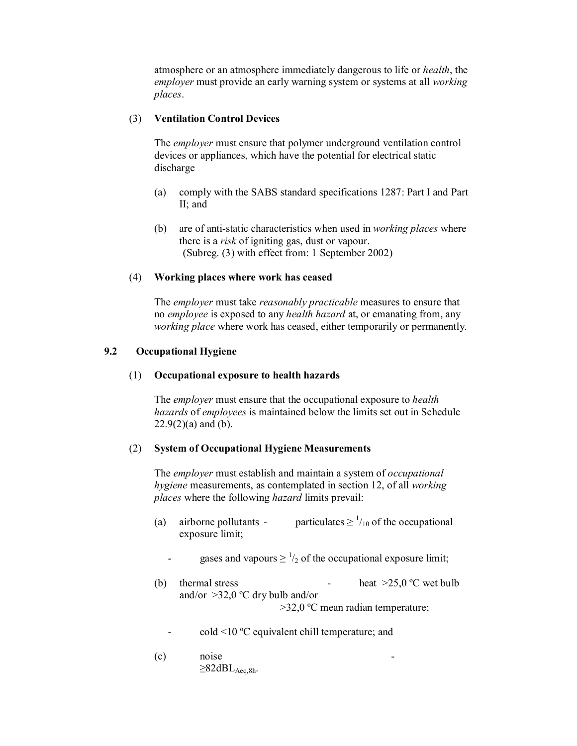atmosphere or an atmosphere immediately dangerous to life or *health*, the *employer* must provide an early warning system or systems at all *working places*.

(3) **Ventilation Control Devices**

The *employer* must ensure that polymer underground ventilation control devices or appliances, which have the potential for electrical static discharge

(a) comply with the SABS standard specifications 1287: Part I and Part II; and

(b) are of anti-static characteristics when used in *working places* where there is a *risk* of igniting gas, dust or vapour.
(Subreg. (3) with effect from: 1 September 2002)

(4) **Working places where work has ceased**

The *employer* must take *reasonably practicable* measures to ensure that no *employee* is exposed to any *health hazard* at, or emanating from, any *working place* where work has ceased, either temporarily or permanently.

## 9.2 Occupational Hygiene

(1) **Occupational exposure to health hazards**

The *employer* must ensure that the occupational exposure to *health hazards* of *employees* is maintained below the limits set out in Schedule 22.9(2)(a) and (b).

(2) **System of Occupational Hygiene Measurements**

The *employer* must establish and maintain a system of *occupational hygiene* measurements, as contemplated in section 12, of all *working places* where the following *hazard* limits prevail:

(a) airborne pollutants - particulates $\geq {}^{1}/_{10}$ of the occupational exposure limit;

- gases and vapours $\geq {}^{1}/_{2}$ of the occupational exposure limit;

(b) thermal stress - heat >25,0 ºC wet bulb and/or >32,0 ºC dry bulb and/or >32,0 ºC mean radian temperature;

- cold <10 ºC equivalent chill temperature; and

(c) noise - $\geq 82\text{dBL}_{Aeq,8h}$.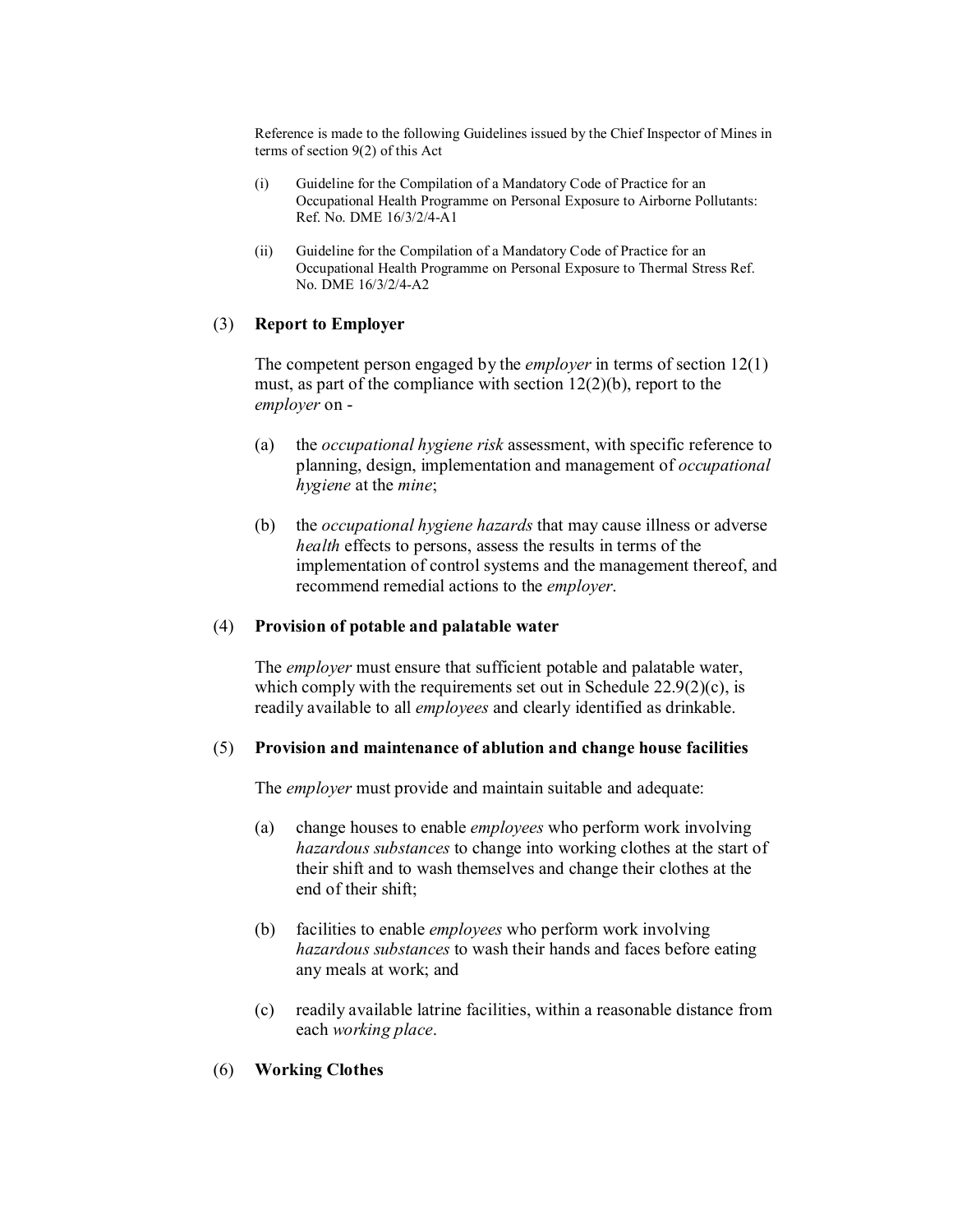Reference is made to the following Guidelines issued by the Chief Inspector of Mines in terms of section 9(2) of this Act

(i) Guideline for the Compilation of a Mandatory Code of Practice for an Occupational Health Programme on Personal Exposure to Airborne Pollutants: Ref. No. DME 16/3/2/4-A1

(ii) Guideline for the Compilation of a Mandatory Code of Practice for an Occupational Health Programme on Personal Exposure to Thermal Stress Ref. No. DME 16/3/2/4-A2

(3) **Report to Employer**

The competent person engaged by the *employer* in terms of section 12(1) must, as part of the compliance with section 12(2)(b), report to the *employer* on -

(a) the *occupational hygiene risk* assessment, with specific reference to planning, design, implementation and management of *occupational hygiene* at the *mine*;

(b) the *occupational hygiene hazards* that may cause illness or adverse *health* effects to persons, assess the results in terms of the implementation of control systems and the management thereof, and recommend remedial actions to the *employer*.

(4) **Provision of potable and palatable water**

The *employer* must ensure that sufficient potable and palatable water, which comply with the requirements set out in Schedule 22.9(2)(c), is readily available to all *employees* and clearly identified as drinkable.

(5) **Provision and maintenance of ablution and change house facilities**

The *employer* must provide and maintain suitable and adequate:

(a) change houses to enable *employees* who perform work involving *hazardous substances* to change into working clothes at the start of their shift and to wash themselves and change their clothes at the end of their shift;

(b) facilities to enable *employees* who perform work involving *hazardous substances* to wash their hands and faces before eating any meals at work; and

(c) readily available latrine facilities, within a reasonable distance from each *working place*.

(6) **Working Clothes**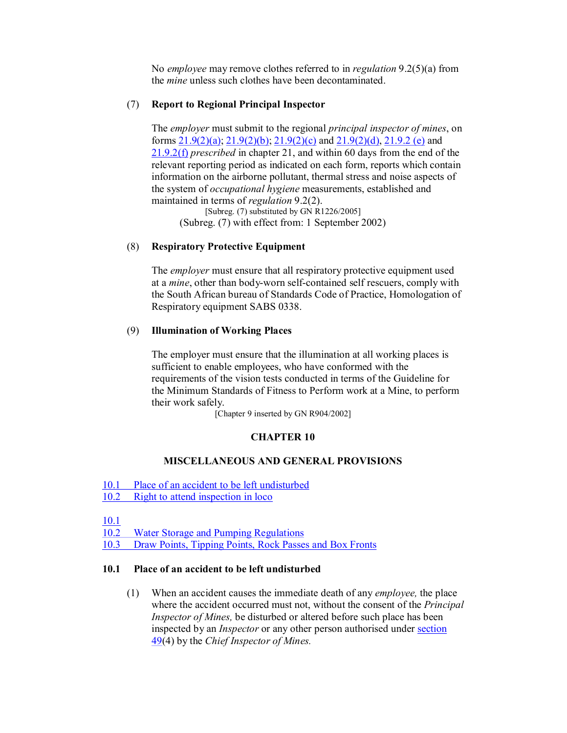No *employee* may remove clothes referred to in *regulation* 9.2(5)(a) from the *mine* unless such clothes have been decontaminated.

(7) **Report to Regional Principal Inspector**

The *employer* must submit to the regional *principal inspector of mines*, on forms 21.9(2)(a); 21.9(2)(b); 21.9(2)(c) and 21.9(2)(d), 21.9.2 (e) and 21.9.2(f) *prescribed* in chapter 21, and within 60 days from the end of the relevant reporting period as indicated on each form, reports which contain information on the airborne pollutant, thermal stress and noise aspects of the system of *occupational hygiene* measurements, established and maintained in terms of *regulation* 9.2(2).

[Subreg. (7) substituted by GN R1226/2005]

(Subreg. (7) with effect from: 1 September 2002)

(8) **Respiratory Protective Equipment**

The *employer* must ensure that all respiratory protective equipment used at a *mine*, other than body-worn self-contained self rescuers, comply with the South African bureau of Standards Code of Practice, Homologation of Respiratory equipment SABS 0338.

(9) **Illumination of Working Places**

The employer must ensure that the illumination at all working places is sufficient to enable employees, who have conformed with the requirements of the vision tests conducted in terms of the Guideline for the Minimum Standards of Fitness to Perform work at a Mine, to perform their work safely.

[Chapter 9 inserted by GN R904/2002]

## CHAPTER 10

## MISCELLANEOUS AND GENERAL PROVISIONS

10.1 Place of an accident to be left undisturbed
10.2 Right to attend inspection in loco

10.1
10.2 Water Storage and Pumping Regulations
10.3 Draw Points, Tipping Points, Rock Passes and Box Fronts

### 10.1 Place of an accident to be left undisturbed

(1) When an accident causes the immediate death of any *employee,* the place where the accident occurred must not, without the consent of the *Principal Inspector of Mines,* be disturbed or altered before such place has been inspected by an *Inspector* or any other person authorised under section 49(4) by the *Chief Inspector of Mines.*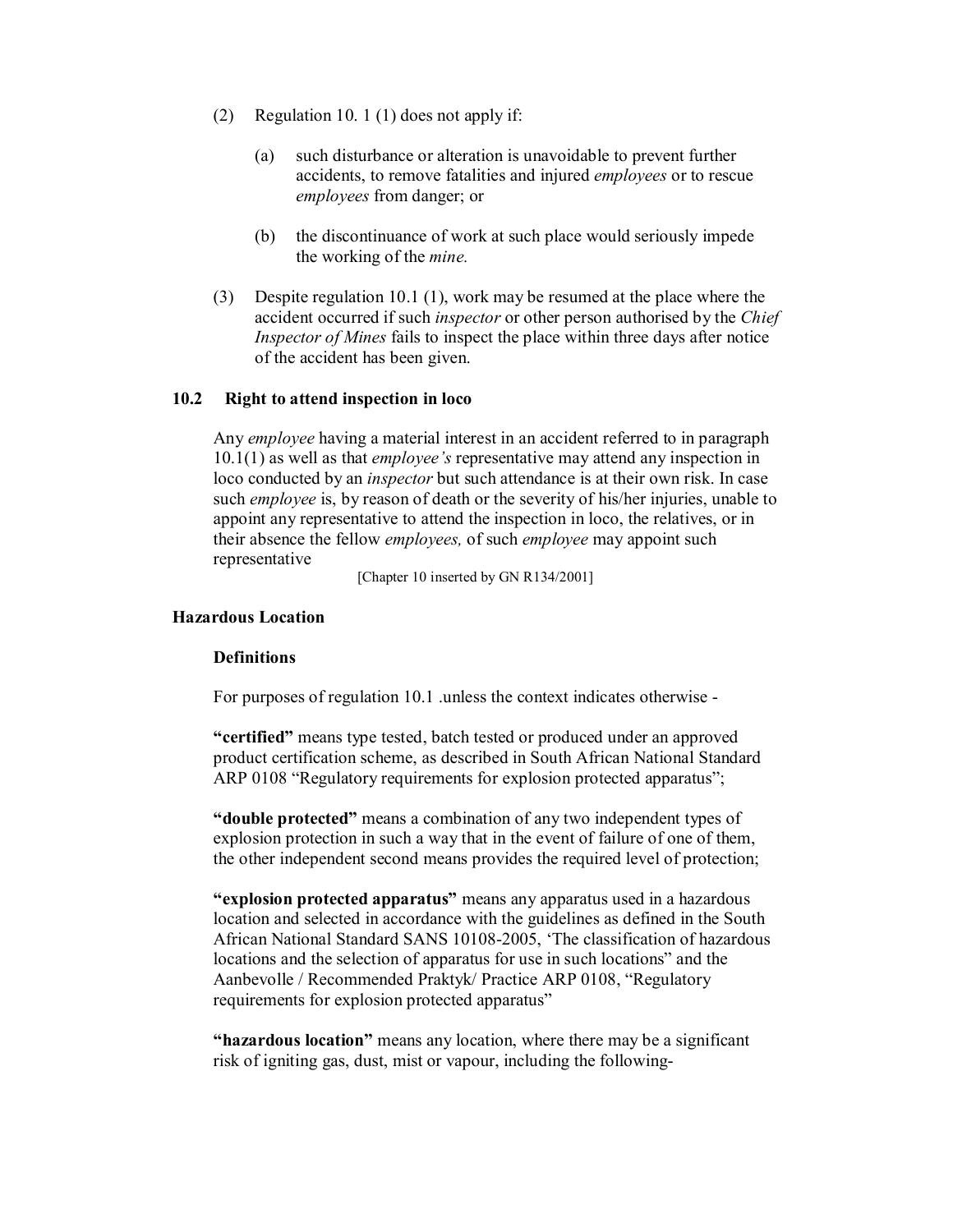(2) Regulation 10. 1 (1) does not apply if:

(a) such disturbance or alteration is unavoidable to prevent further accidents, to remove fatalities and injured *employees* or to rescue *employees* from danger; or

(b) the discontinuance of work at such place would seriously impede the working of the *mine.*

(3) Despite regulation 10.1 (1), work may be resumed at the place where the accident occurred if such *inspector* or other person authorised by the *Chief Inspector of Mines* fails to inspect the place within three days after notice of the accident has been given.

### 10.2 Right to attend inspection in loco

Any *employee* having a material interest in an accident referred to in paragraph 10.1(1) as well as that *employee's* representative may attend any inspection in loco conducted by an *inspector* but such attendance is at their own risk. In case such *employee* is, by reason of death or the severity of his/her injuries, unable to appoint any representative to attend the inspection in loco, the relatives, or in their absence the fellow *employees,* of such *employee* may appoint such representative

[Chapter 10 inserted by GN R134/2001]

### Hazardous Location

#### Definitions

For purposes of regulation 10.1 .unless the context indicates otherwise -

**"certified"** means type tested, batch tested or produced under an approved product certification scheme, as described in South African National Standard ARP 0108 "Regulatory requirements for explosion protected apparatus";

**"double protected"** means a combination of any two independent types of explosion protection in such a way that in the event of failure of one of them, the other independent second means provides the required level of protection;

**"explosion protected apparatus"** means any apparatus used in a hazardous location and selected in accordance with the guidelines as defined in the South African National Standard SANS 10108-2005, 'The classification of hazardous locations and the selection of apparatus for use in such locations" and the Aanbevolle / Recommended Praktyk/ Practice ARP 0108, "Regulatory requirements for explosion protected apparatus"

**"hazardous location"** means any location, where there may be a significant risk of igniting gas, dust, mist or vapour, including the following-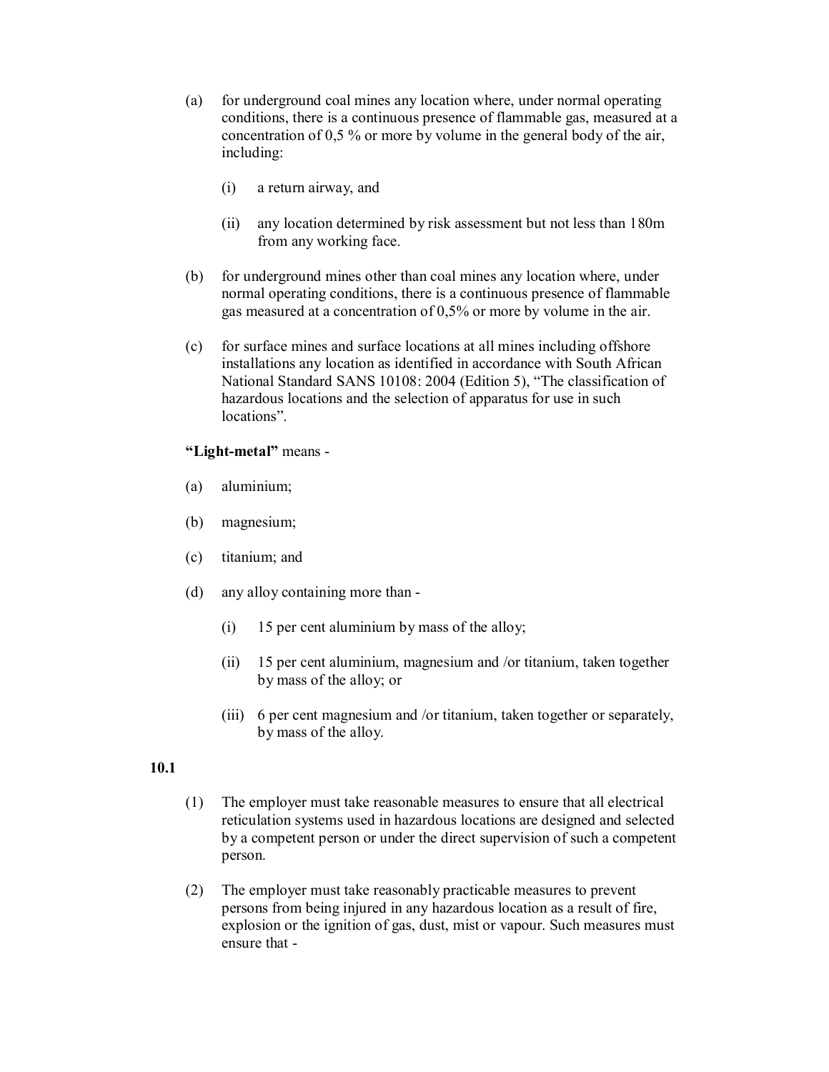(a) for underground coal mines any location where, under normal operating conditions, there is a continuous presence of flammable gas, measured at a concentration of 0,5 % or more by volume in the general body of the air, including:

   (i) a return airway, and

   (ii) any location determined by risk assessment but not less than 180m from any working face.

(b) for underground mines other than coal mines any location where, under normal operating conditions, there is a continuous presence of flammable gas measured at a concentration of 0,5% or more by volume in the air.

(c) for surface mines and surface locations at all mines including offshore installations any location as identified in accordance with South African National Standard SANS 10108: 2004 (Edition 5), "The classification of hazardous locations and the selection of apparatus for use in such locations".

**"Light-metal"** means -

(a) aluminium;

(b) magnesium;

(c) titanium; and

(d) any alloy containing more than -

   (i) 15 per cent aluminium by mass of the alloy;

   (ii) 15 per cent aluminium, magnesium and /or titanium, taken together by mass of the alloy; or

   (iii) 6 per cent magnesium and /or titanium, taken together or separately, by mass of the alloy.

**10.1**

(1) The employer must take reasonable measures to ensure that all electrical reticulation systems used in hazardous locations are designed and selected by a competent person or under the direct supervision of such a competent person.

(2) The employer must take reasonably practicable measures to prevent persons from being injured in any hazardous location as a result of fire, explosion or the ignition of gas, dust, mist or vapour. Such measures must ensure that -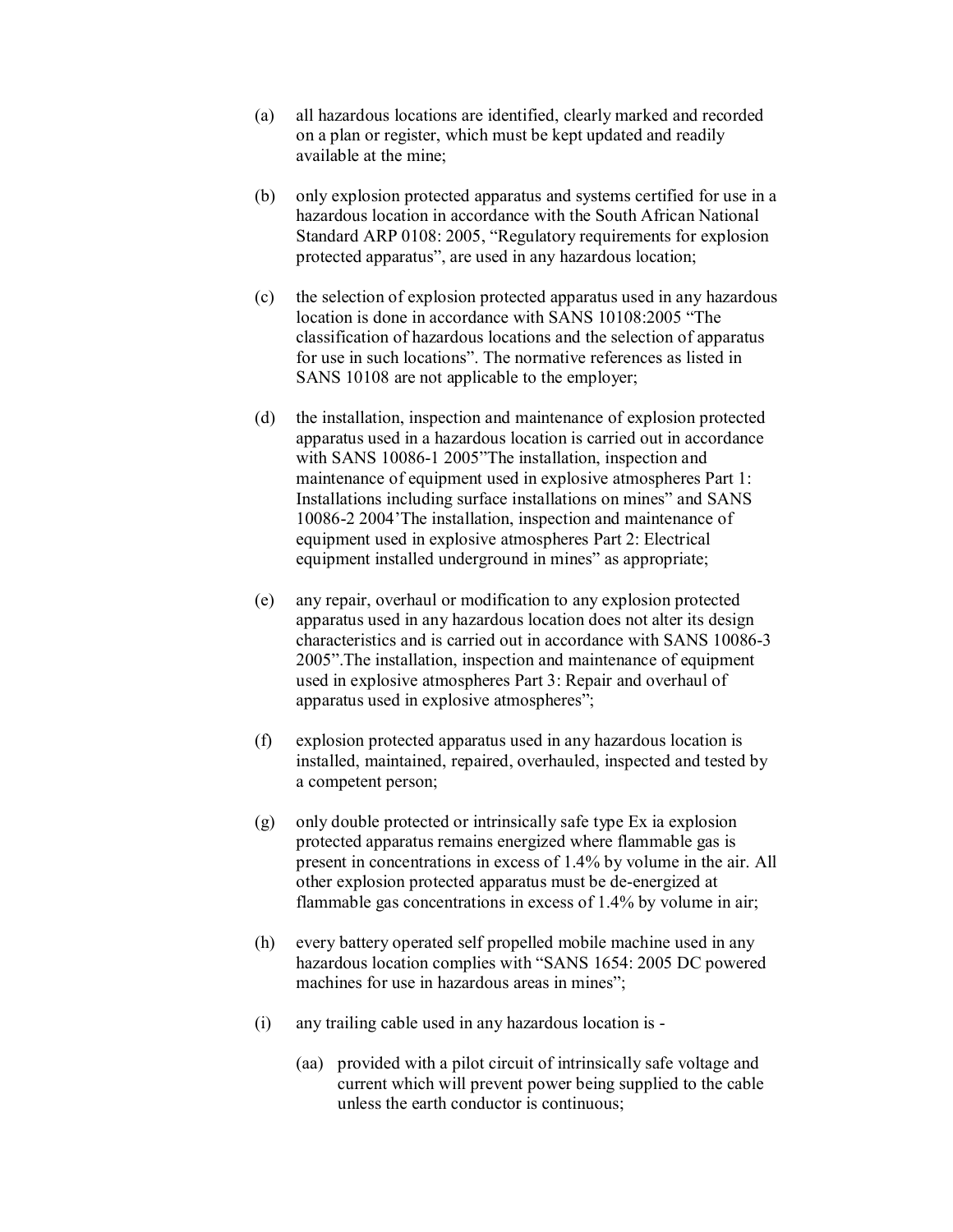(a) all hazardous locations are identified, clearly marked and recorded on a plan or register, which must be kept updated and readily available at the mine;

(b) only explosion protected apparatus and systems certified for use in a hazardous location in accordance with the South African National Standard ARP 0108: 2005, "Regulatory requirements for explosion protected apparatus", are used in any hazardous location;

(c) the selection of explosion protected apparatus used in any hazardous location is done in accordance with SANS 10108:2005 "The classification of hazardous locations and the selection of apparatus for use in such locations". The normative references as listed in SANS 10108 are not applicable to the employer;

(d) the installation, inspection and maintenance of explosion protected apparatus used in a hazardous location is carried out in accordance with SANS 10086-1 2005"The installation, inspection and maintenance of equipment used in explosive atmospheres Part 1: Installations including surface installations on mines" and SANS 10086-2 2004'The installation, inspection and maintenance of equipment used in explosive atmospheres Part 2: Electrical equipment installed underground in mines" as appropriate;

(e) any repair, overhaul or modification to any explosion protected apparatus used in any hazardous location does not alter its design characteristics and is carried out in accordance with SANS 10086-3 2005".The installation, inspection and maintenance of equipment used in explosive atmospheres Part 3: Repair and overhaul of apparatus used in explosive atmospheres";

(f) explosion protected apparatus used in any hazardous location is installed, maintained, repaired, overhauled, inspected and tested by a competent person;

(g) only double protected or intrinsically safe type Ex ia explosion protected apparatus remains energized where flammable gas is present in concentrations in excess of 1.4% by volume in the air. All other explosion protected apparatus must be de-energized at flammable gas concentrations in excess of 1.4% by volume in air;

(h) every battery operated self propelled mobile machine used in any hazardous location complies with "SANS 1654: 2005 DC powered machines for use in hazardous areas in mines";

(i) any trailing cable used in any hazardous location is -

  (aa) provided with a pilot circuit of intrinsically safe voltage and current which will prevent power being supplied to the cable unless the earth conductor is continuous;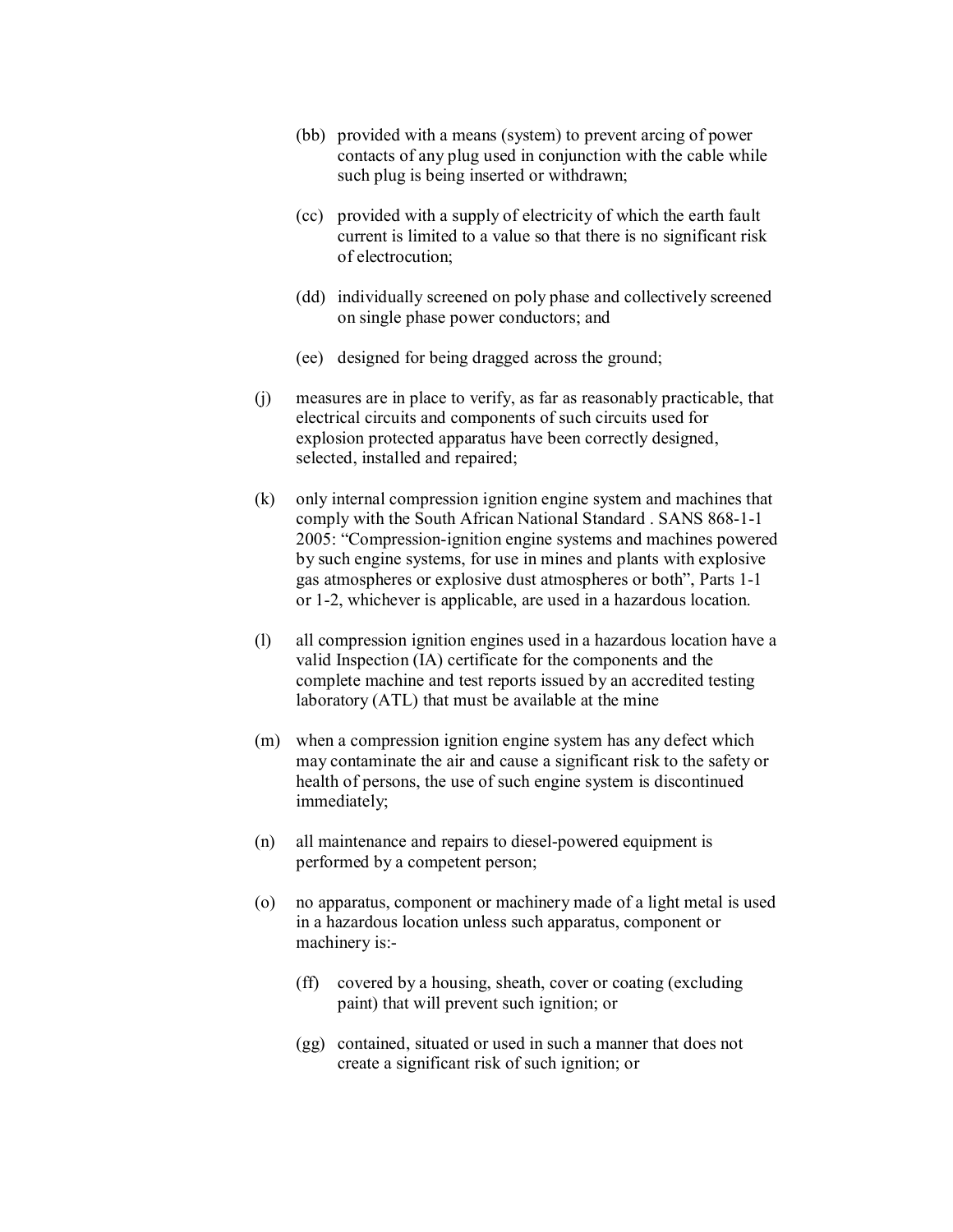(bb) provided with a means (system) to prevent arcing of power contacts of any plug used in conjunction with the cable while such plug is being inserted or withdrawn;

(cc) provided with a supply of electricity of which the earth fault current is limited to a value so that there is no significant risk of electrocution;

(dd) individually screened on poly phase and collectively screened on single phase power conductors; and

(ee) designed for being dragged across the ground;

(j) measures are in place to verify, as far as reasonably practicable, that electrical circuits and components of such circuits used for explosion protected apparatus have been correctly designed, selected, installed and repaired;

(k) only internal compression ignition engine system and machines that comply with the South African National Standard . SANS 868-1-1 2005: "Compression-ignition engine systems and machines powered by such engine systems, for use in mines and plants with explosive gas atmospheres or explosive dust atmospheres or both", Parts 1-1 or 1-2, whichever is applicable, are used in a hazardous location.

(l) all compression ignition engines used in a hazardous location have a valid Inspection (IA) certificate for the components and the complete machine and test reports issued by an accredited testing laboratory (ATL) that must be available at the mine

(m) when a compression ignition engine system has any defect which may contaminate the air and cause a significant risk to the safety or health of persons, the use of such engine system is discontinued immediately;

(n) all maintenance and repairs to diesel-powered equipment is performed by a competent person;

(o) no apparatus, component or machinery made of a light metal is used in a hazardous location unless such apparatus, component or machinery is:-

(ff) covered by a housing, sheath, cover or coating (excluding paint) that will prevent such ignition; or

(gg) contained, situated or used in such a manner that does not create a significant risk of such ignition; or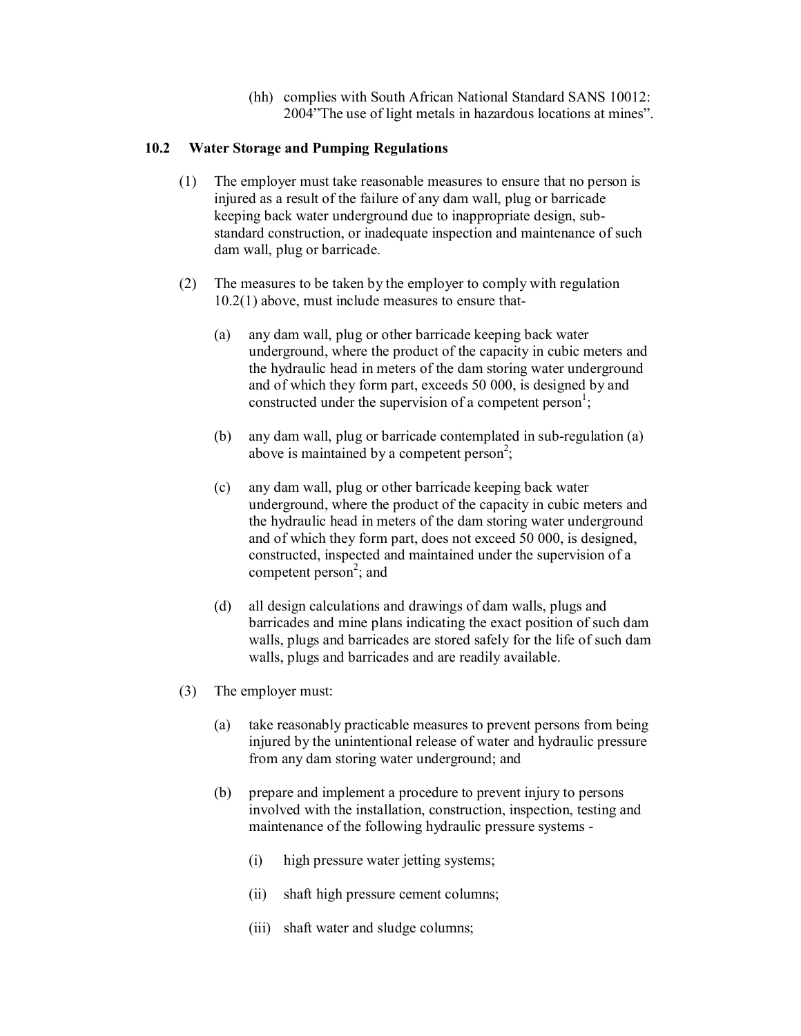(hh) complies with South African National Standard SANS 10012: 2004"The use of light metals in hazardous locations at mines".

### 10.2 Water Storage and Pumping Regulations

(1) The employer must take reasonable measures to ensure that no person is injured as a result of the failure of any dam wall, plug or barricade keeping back water underground due to inappropriate design, sub-standard construction, or inadequate inspection and maintenance of such dam wall, plug or barricade.

(2) The measures to be taken by the employer to comply with regulation 10.2(1) above, must include measures to ensure that-

(a) any dam wall, plug or other barricade keeping back water underground, where the product of the capacity in cubic meters and the hydraulic head in meters of the dam storing water underground and of which they form part, exceeds 50 000, is designed by and constructed under the supervision of a competent person[1];

(b) any dam wall, plug or barricade contemplated in sub-regulation (a) above is maintained by a competent person[2];

(c) any dam wall, plug or other barricade keeping back water underground, where the product of the capacity in cubic meters and the hydraulic head in meters of the dam storing water underground and of which they form part, does not exceed 50 000, is designed, constructed, inspected and maintained under the supervision of a competent person[2]; and

(d) all design calculations and drawings of dam walls, plugs and barricades and mine plans indicating the exact position of such dam walls, plugs and barricades are stored safely for the life of such dam walls, plugs and barricades and are readily available.

(3) The employer must:

(a) take reasonably practicable measures to prevent persons from being injured by the unintentional release of water and hydraulic pressure from any dam storing water underground; and

(b) prepare and implement a procedure to prevent injury to persons involved with the installation, construction, inspection, testing and maintenance of the following hydraulic pressure systems -

(i) high pressure water jetting systems;

(ii) shaft high pressure cement columns;

(iii) shaft water and sludge columns;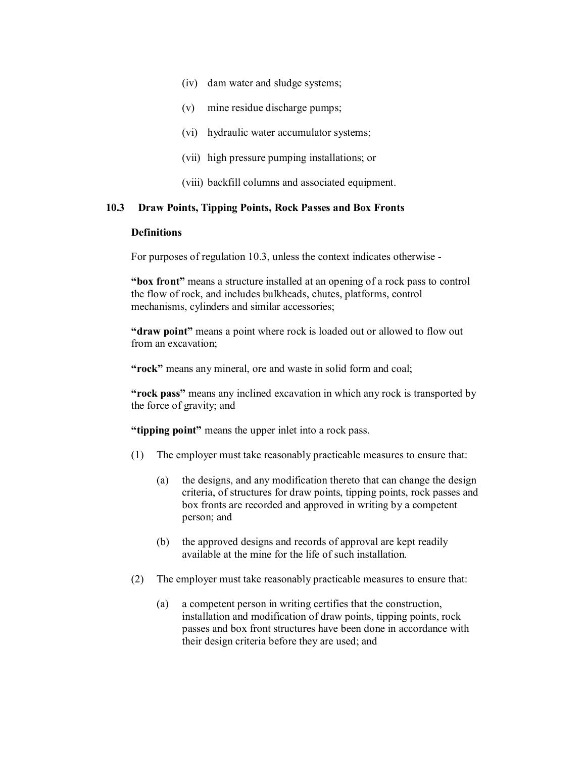(iv) dam water and sludge systems;

(v) mine residue discharge pumps;

(vi) hydraulic water accumulator systems;

(vii) high pressure pumping installations; or

(viii) backfill columns and associated equipment.

### 10.3 Draw Points, Tipping Points, Rock Passes and Box Fronts

**Definitions**

For purposes of regulation 10.3, unless the context indicates otherwise -

**"box front"** means a structure installed at an opening of a rock pass to control the flow of rock, and includes bulkheads, chutes, platforms, control mechanisms, cylinders and similar accessories;

**"draw point"** means a point where rock is loaded out or allowed to flow out from an excavation;

**"rock"** means any mineral, ore and waste in solid form and coal;

**"rock pass"** means any inclined excavation in which any rock is transported by the force of gravity; and

**"tipping point"** means the upper inlet into a rock pass.

(1) The employer must take reasonably practicable measures to ensure that:

(a) the designs, and any modification thereto that can change the design criteria, of structures for draw points, tipping points, rock passes and box fronts are recorded and approved in writing by a competent person; and

(b) the approved designs and records of approval are kept readily available at the mine for the life of such installation.

(2) The employer must take reasonably practicable measures to ensure that:

(a) a competent person in writing certifies that the construction, installation and modification of draw points, tipping points, rock passes and box front structures have been done in accordance with their design criteria before they are used; and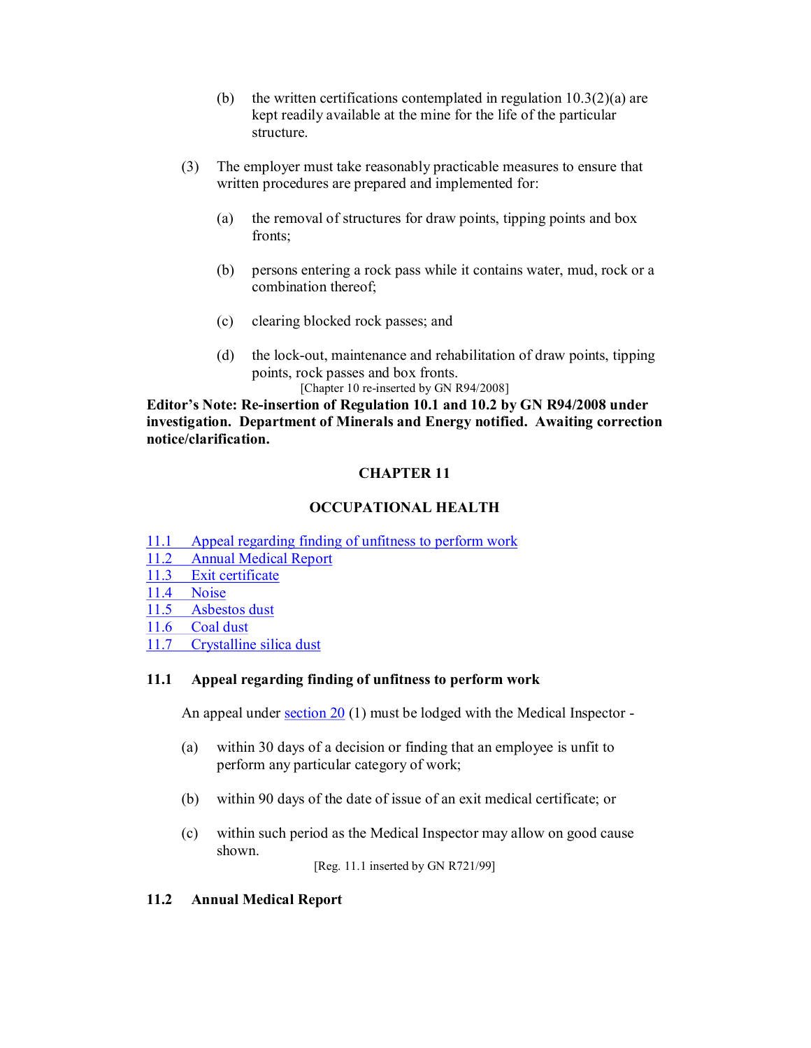(b) the written certifications contemplated in regulation 10.3(2)(a) are kept readily available at the mine for the life of the particular structure.

(3) The employer must take reasonably practicable measures to ensure that written procedures are prepared and implemented for:

(a) the removal of structures for draw points, tipping points and box fronts;

(b) persons entering a rock pass while it contains water, mud, rock or a combination thereof;

(c) clearing blocked rock passes; and

(d) the lock-out, maintenance and rehabilitation of draw points, tipping points, rock passes and box fronts.

[Chapter 10 re-inserted by GN R94/2008]

**Editor's Note: Re-insertion of Regulation 10.1 and 10.2 by GN R94/2008 under investigation. Department of Minerals and Energy notified. Awaiting correction notice/clarification.**

## CHAPTER 11

## OCCUPATIONAL HEALTH

11.1 Appeal regarding finding of unfitness to perform work
11.2 Annual Medical Report
11.3 Exit certificate
11.4 Noise
11.5 Asbestos dust
11.6 Coal dust
11.7 Crystalline silica dust

### 11.1 Appeal regarding finding of unfitness to perform work

An appeal under section 20 (1) must be lodged with the Medical Inspector -

(a) within 30 days of a decision or finding that an employee is unfit to perform any particular category of work;

(b) within 90 days of the date of issue of an exit medical certificate; or

(c) within such period as the Medical Inspector may allow on good cause shown.

[Reg. 11.1 inserted by GN R721/99]

### 11.2 Annual Medical Report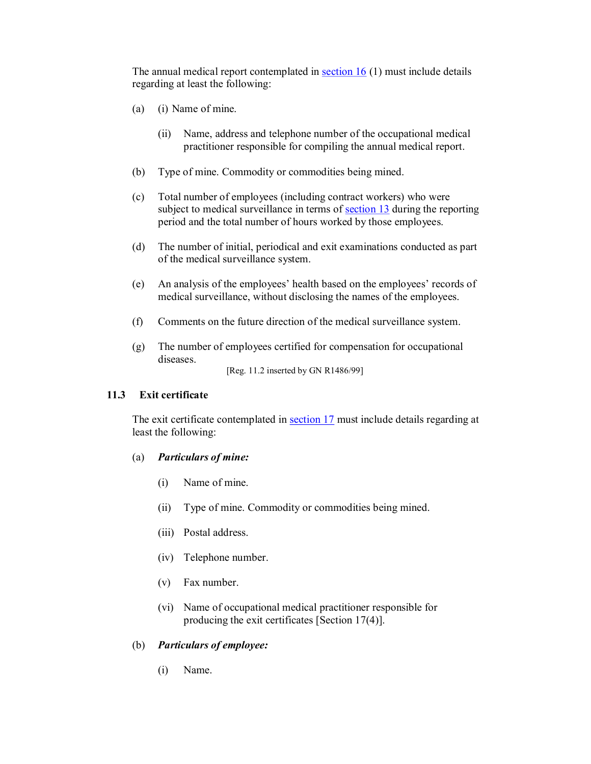The annual medical report contemplated in section 16 (1) must include details regarding at least the following:

(a) (i) Name of mine.

(ii) Name, address and telephone number of the occupational medical practitioner responsible for compiling the annual medical report.

(b) Type of mine. Commodity or commodities being mined.

(c) Total number of employees (including contract workers) who were subject to medical surveillance in terms of section 13 during the reporting period and the total number of hours worked by those employees.

(d) The number of initial, periodical and exit examinations conducted as part of the medical surveillance system.

(e) An analysis of the employees' health based on the employees' records of medical surveillance, without disclosing the names of the employees.

(f) Comments on the future direction of the medical surveillance system.

(g) The number of employees certified for compensation for occupational diseases.

[Reg. 11.2 inserted by GN R1486/99]

### 11.3 Exit certificate

The exit certificate contemplated in section 17 must include details regarding at least the following:

(a) ***Particulars of mine:***

(i) Name of mine.

(ii) Type of mine. Commodity or commodities being mined.

(iii) Postal address.

(iv) Telephone number.

(v) Fax number.

(vi) Name of occupational medical practitioner responsible for producing the exit certificates [Section 17(4)].

(b) ***Particulars of employee:***

(i) Name.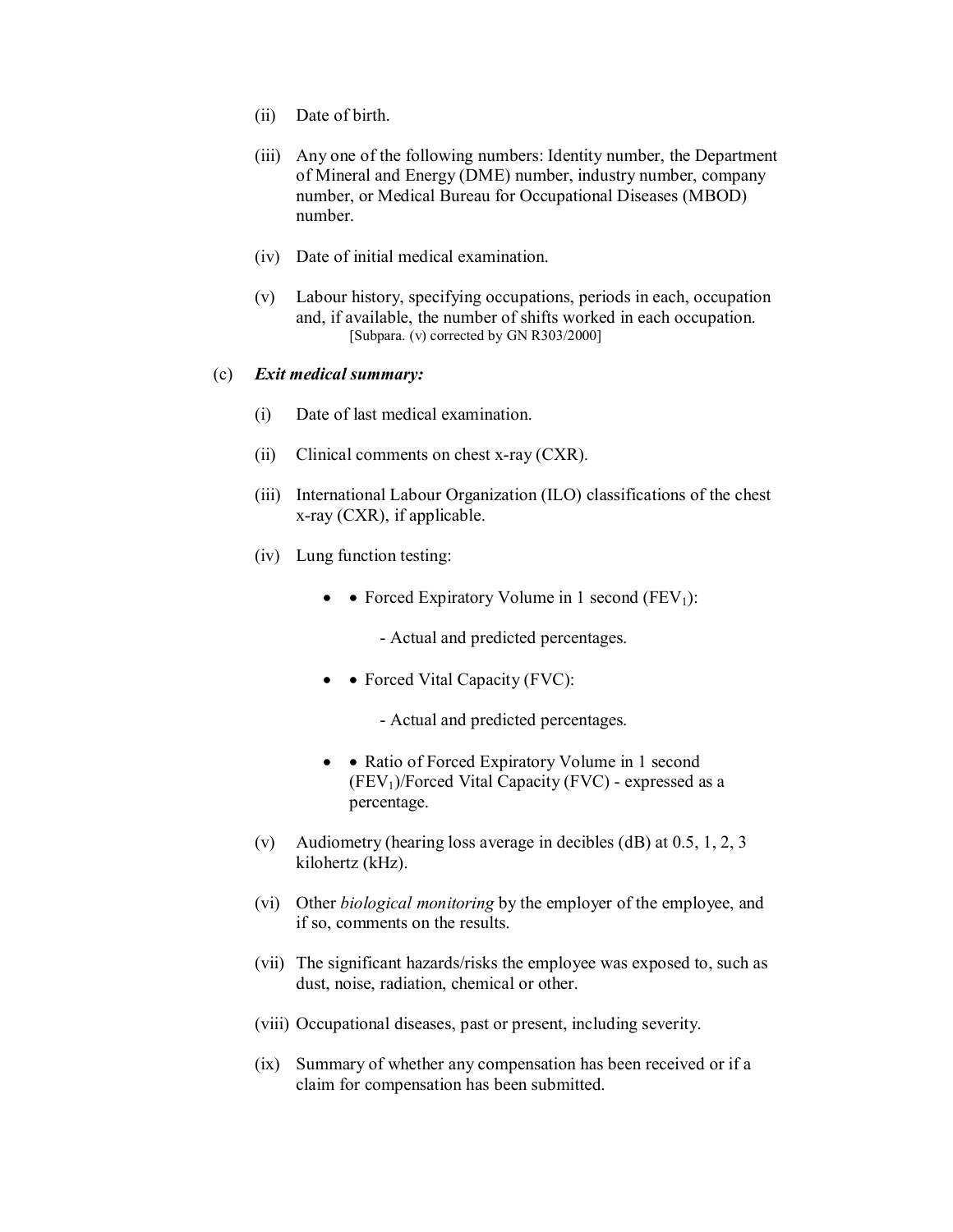(ii) Date of birth.

(iii) Any one of the following numbers: Identity number, the Department of Mineral and Energy (DME) number, industry number, company number, or Medical Bureau for Occupational Diseases (MBOD) number.

(iv) Date of initial medical examination.

(v) Labour history, specifying occupations, periods in each, occupation and, if available, the number of shifts worked in each occupation.
[Subpara. (v) corrected by GN R303/2000]

(c) ***Exit medical summary:***

(i) Date of last medical examination.

(ii) Clinical comments on chest x-ray (CXR).

(iii) International Labour Organization (ILO) classifications of the chest x-ray (CXR), if applicable.

(iv) Lung function testing:

- • Forced Expiratory Volume in 1 second ($FEV_1$):

  - Actual and predicted percentages.

- • Forced Vital Capacity (FVC):

  - Actual and predicted percentages.

- • Ratio of Forced Expiratory Volume in 1 second ($FEV_1$)/Forced Vital Capacity (FVC) - expressed as a percentage.

(v) Audiometry (hearing loss average in decibles (dB) at 0.5, 1, 2, 3 kilohertz (kHz).

(vi) Other *biological monitoring* by the employer of the employee, and if so, comments on the results.

(vii) The significant hazards/risks the employee was exposed to, such as dust, noise, radiation, chemical or other.

(viii) Occupational diseases, past or present, including severity.

(ix) Summary of whether any compensation has been received or if a claim for compensation has been submitted.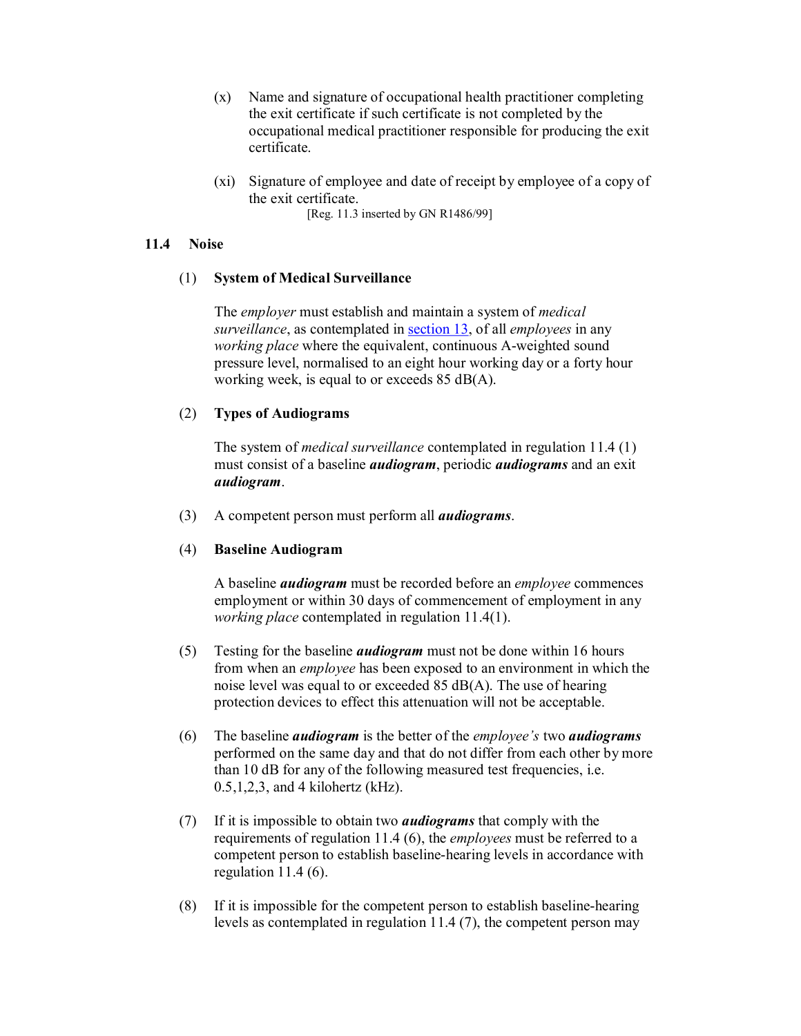(x) Name and signature of occupational health practitioner completing the exit certificate if such certificate is not completed by the occupational medical practitioner responsible for producing the exit certificate.

(xi) Signature of employee and date of receipt by employee of a copy of the exit certificate.

[Reg. 11.3 inserted by GN R1486/99]

## 11.4 Noise

(1) **System of Medical Surveillance**

The *employer* must establish and maintain a system of *medical surveillance*, as contemplated in section 13, of all *employees* in any *working place* where the equivalent, continuous A-weighted sound pressure level, normalised to an eight hour working day or a forty hour working week, is equal to or exceeds 85 dB(A).

(2) **Types of Audiograms**

The system of *medical surveillance* contemplated in regulation 11.4 (1) must consist of a baseline ***audiogram***, periodic ***audiograms*** and an exit ***audiogram***.

(3) A competent person must perform all ***audiograms***.

(4) **Baseline Audiogram**

A baseline ***audiogram*** must be recorded before an *employee* commences employment or within 30 days of commencement of employment in any *working place* contemplated in regulation 11.4(1).

(5) Testing for the baseline ***audiogram*** must not be done within 16 hours from when an *employee* has been exposed to an environment in which the noise level was equal to or exceeded 85 dB(A). The use of hearing protection devices to effect this attenuation will not be acceptable.

(6) The baseline ***audiogram*** is the better of the *employee's* two ***audiograms*** performed on the same day and that do not differ from each other by more than 10 dB for any of the following measured test frequencies, i.e. 0.5,1,2,3, and 4 kilohertz (kHz).

(7) If it is impossible to obtain two ***audiograms*** that comply with the requirements of regulation 11.4 (6), the *employees* must be referred to a competent person to establish baseline-hearing levels in accordance with regulation 11.4 (6).

(8) If it is impossible for the competent person to establish baseline-hearing levels as contemplated in regulation 11.4 (7), the competent person may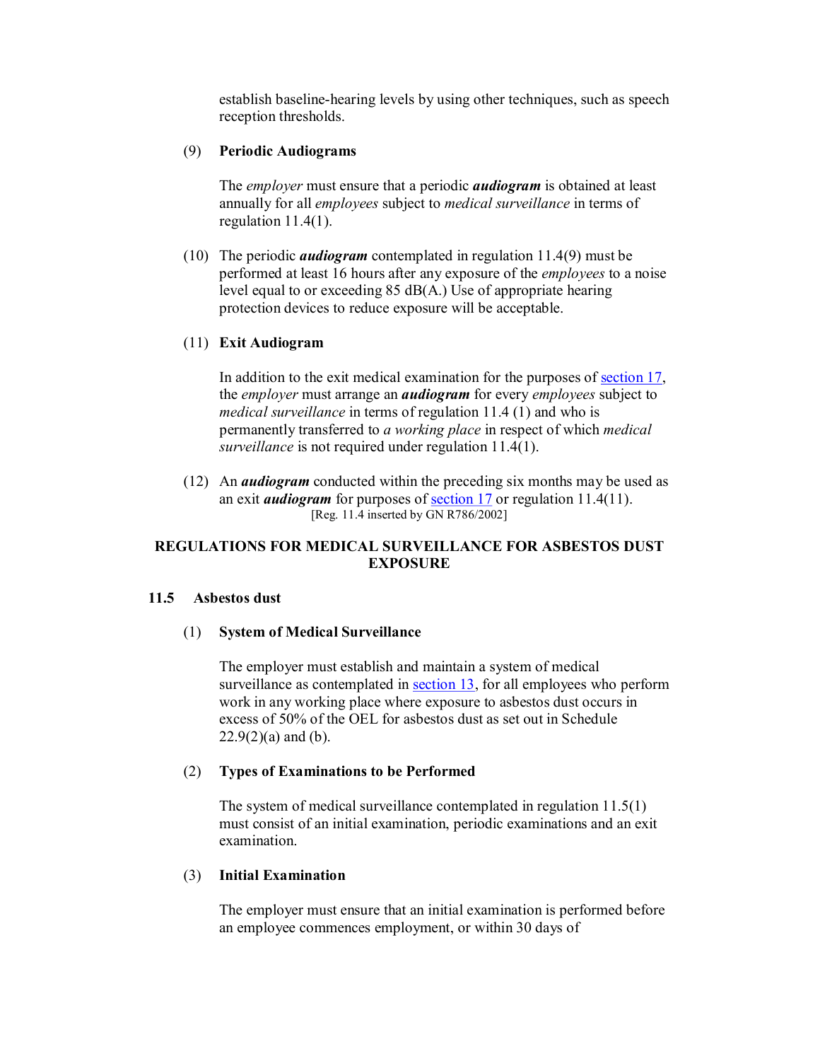establish baseline-hearing levels by using other techniques, such as speech reception thresholds.

(9) **Periodic Audiograms**

The *employer* must ensure that a periodic ***audiogram*** is obtained at least annually for all *employees* subject to *medical surveillance* in terms of regulation 11.4(1).

(10) The periodic ***audiogram*** contemplated in regulation 11.4(9) must be performed at least 16 hours after any exposure of the *employees* to a noise level equal to or exceeding 85 dB(A.) Use of appropriate hearing protection devices to reduce exposure will be acceptable.

(11) **Exit Audiogram**

In addition to the exit medical examination for the purposes of section 17, the *employer* must arrange an ***audiogram*** for every *employees* subject to *medical surveillance* in terms of regulation 11.4 (1) and who is permanently transferred to *a working place* in respect of which *medical surveillance* is not required under regulation 11.4(1).

(12) An ***audiogram*** conducted within the preceding six months may be used as an exit ***audiogram*** for purposes of section 17 or regulation 11.4(11).
[Reg. 11.4 inserted by GN R786/2002]

## REGULATIONS FOR MEDICAL SURVEILLANCE FOR ASBESTOS DUST EXPOSURE

### 11.5 Asbestos dust

(1) **System of Medical Surveillance**

The employer must establish and maintain a system of medical surveillance as contemplated in section 13, for all employees who perform work in any working place where exposure to asbestos dust occurs in excess of 50% of the OEL for asbestos dust as set out in Schedule 22.9(2)(a) and (b).

(2) **Types of Examinations to be Performed**

The system of medical surveillance contemplated in regulation 11.5(1) must consist of an initial examination, periodic examinations and an exit examination.

(3) **Initial Examination**

The employer must ensure that an initial examination is performed before an employee commences employment, or within 30 days of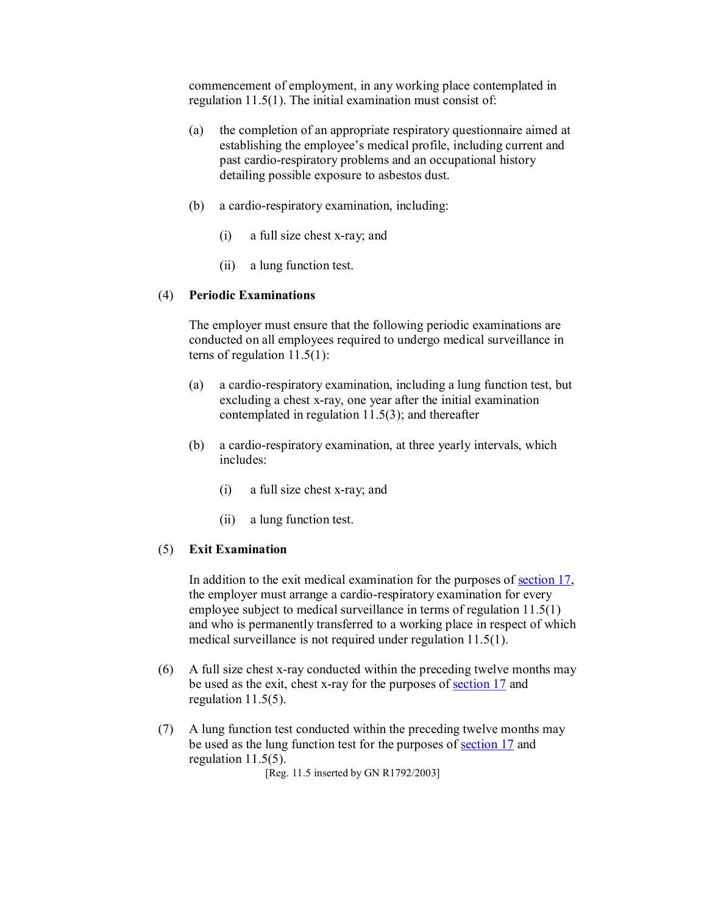commencement of employment, in any working place contemplated in regulation 11.5(1). The initial examination must consist of:

(a) the completion of an appropriate respiratory questionnaire aimed at establishing the employee's medical profile, including current and past cardio-respiratory problems and an occupational history detailing possible exposure to asbestos dust.

(b) a cardio-respiratory examination, including:

(i) a full size chest x-ray; and

(ii) a lung function test.

(4) **Periodic Examinations**

The employer must ensure that the following periodic examinations are conducted on all employees required to undergo medical surveillance in terns of regulation 11.5(1):

(a) a cardio-respiratory examination, including a lung function test, but excluding a chest x-ray, one year after the initial examination contemplated in regulation 11.5(3); and thereafter

(b) a cardio-respiratory examination, at three yearly intervals, which includes:

(i) a full size chest x-ray; and

(ii) a lung function test.

(5) **Exit Examination**

In addition to the exit medical examination for the purposes of section 17, the employer must arrange a cardio-respiratory examination for every employee subject to medical surveillance in terms of regulation 11.5(1) and who is permanently transferred to a working place in respect of which medical surveillance is not required under regulation 11.5(1).

(6) A full size chest x-ray conducted within the preceding twelve months may be used as the exit, chest x-ray for the purposes of section 17 and regulation 11.5(5).

(7) A lung function test conducted within the preceding twelve months may be used as the lung function test for the purposes of section 17 and regulation 11.5(5).

[Reg. 11.5 inserted by GN R1792/2003]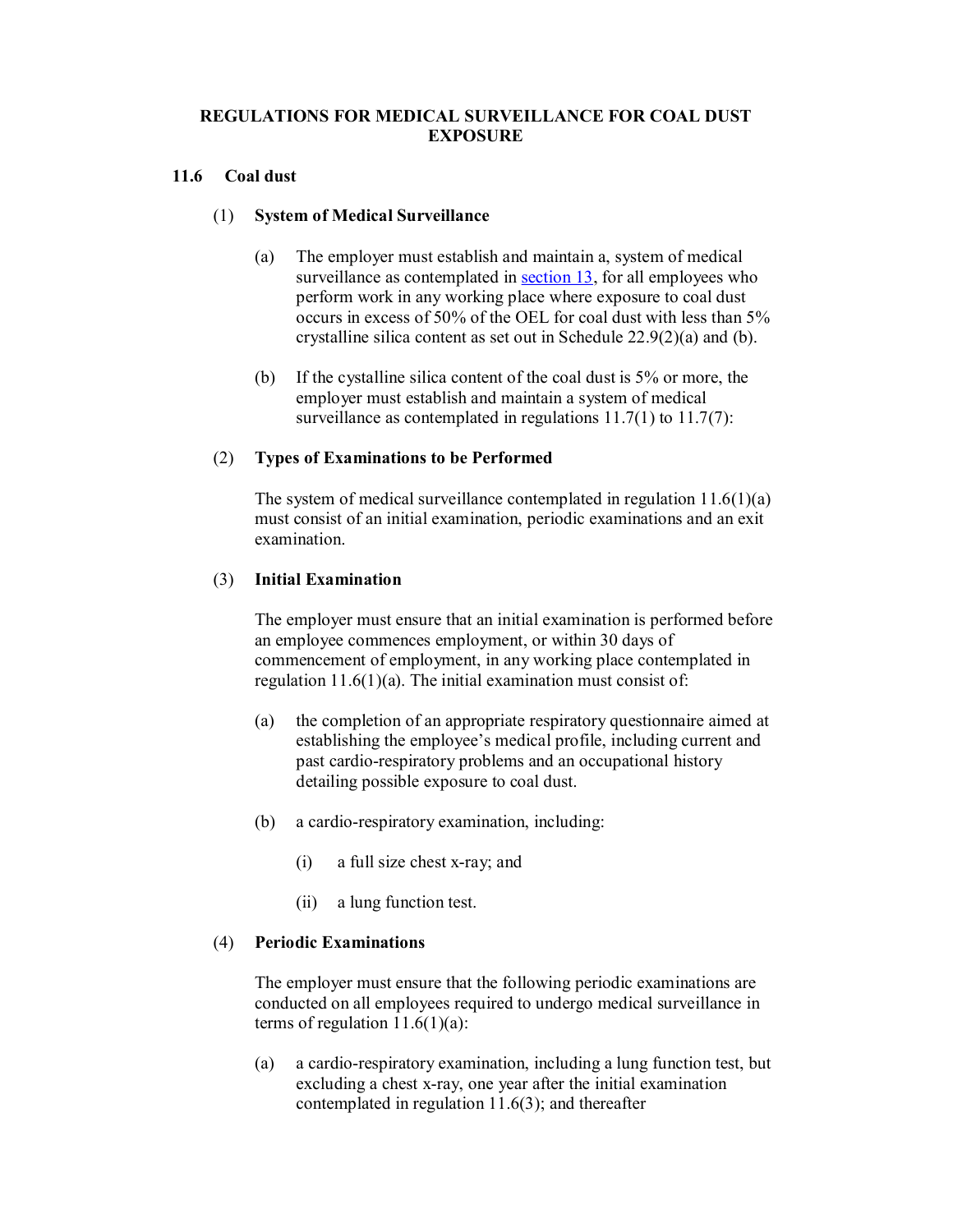**REGULATIONS FOR MEDICAL SURVEILLANCE FOR COAL DUST EXPOSURE**

**11.6 Coal dust**

(1) **System of Medical Surveillance**

(a) The employer must establish and maintain a, system of medical surveillance as contemplated in section 13, for all employees who perform work in any working place where exposure to coal dust occurs in excess of 50% of the OEL for coal dust with less than 5% crystalline silica content as set out in Schedule 22.9(2)(a) and (b).

(b) If the cystalline silica content of the coal dust is 5% or more, the employer must establish and maintain a system of medical surveillance as contemplated in regulations 11.7(1) to 11.7(7):

(2) **Types of Examinations to be Performed**

The system of medical surveillance contemplated in regulation 11.6(1)(a) must consist of an initial examination, periodic examinations and an exit examination.

(3) **Initial Examination**

The employer must ensure that an initial examination is performed before an employee commences employment, or within 30 days of commencement of employment, in any working place contemplated in regulation 11.6(1)(a). The initial examination must consist of:

(a) the completion of an appropriate respiratory questionnaire aimed at establishing the employee's medical profile, including current and past cardio-respiratory problems and an occupational history detailing possible exposure to coal dust.

(b) a cardio-respiratory examination, including:

(i) a full size chest x-ray; and

(ii) a lung function test.

(4) **Periodic Examinations**

The employer must ensure that the following periodic examinations are conducted on all employees required to undergo medical surveillance in terms of regulation 11.6(1)(a):

(a) a cardio-respiratory examination, including a lung function test, but excluding a chest x-ray, one year after the initial examination contemplated in regulation 11.6(3); and thereafter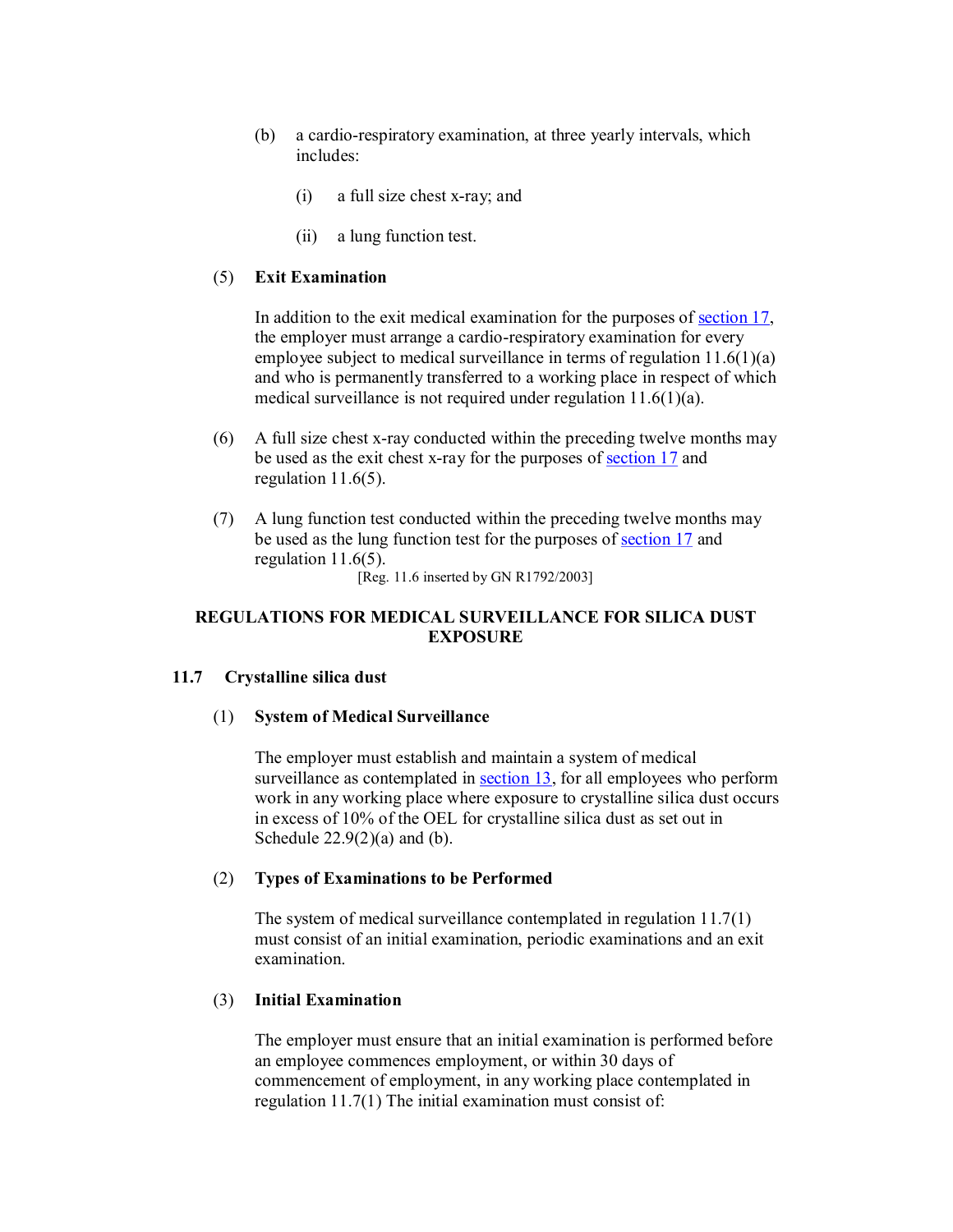(b) a cardio-respiratory examination, at three yearly intervals, which includes:

   (i) a full size chest x-ray; and

   (ii) a lung function test.

(5) **Exit Examination**

In addition to the exit medical examination for the purposes of section 17, the employer must arrange a cardio-respiratory examination for every employee subject to medical surveillance in terms of regulation 11.6(1)(a) and who is permanently transferred to a working place in respect of which medical surveillance is not required under regulation 11.6(1)(a).

(6) A full size chest x-ray conducted within the preceding twelve months may be used as the exit chest x-ray for the purposes of section 17 and regulation 11.6(5).

(7) A lung function test conducted within the preceding twelve months may be used as the lung function test for the purposes of section 17 and regulation 11.6(5).

[Reg. 11.6 inserted by GN R1792/2003]

## REGULATIONS FOR MEDICAL SURVEILLANCE FOR SILICA DUST EXPOSURE

### 11.7 Crystalline silica dust

(1) **System of Medical Surveillance**

The employer must establish and maintain a system of medical surveillance as contemplated in section 13, for all employees who perform work in any working place where exposure to crystalline silica dust occurs in excess of 10% of the OEL for crystalline silica dust as set out in Schedule 22.9(2)(a) and (b).

(2) **Types of Examinations to be Performed**

The system of medical surveillance contemplated in regulation 11.7(1) must consist of an initial examination, periodic examinations and an exit examination.

(3) **Initial Examination**

The employer must ensure that an initial examination is performed before an employee commences employment, or within 30 days of commencement of employment, in any working place contemplated in regulation 11.7(1) The initial examination must consist of: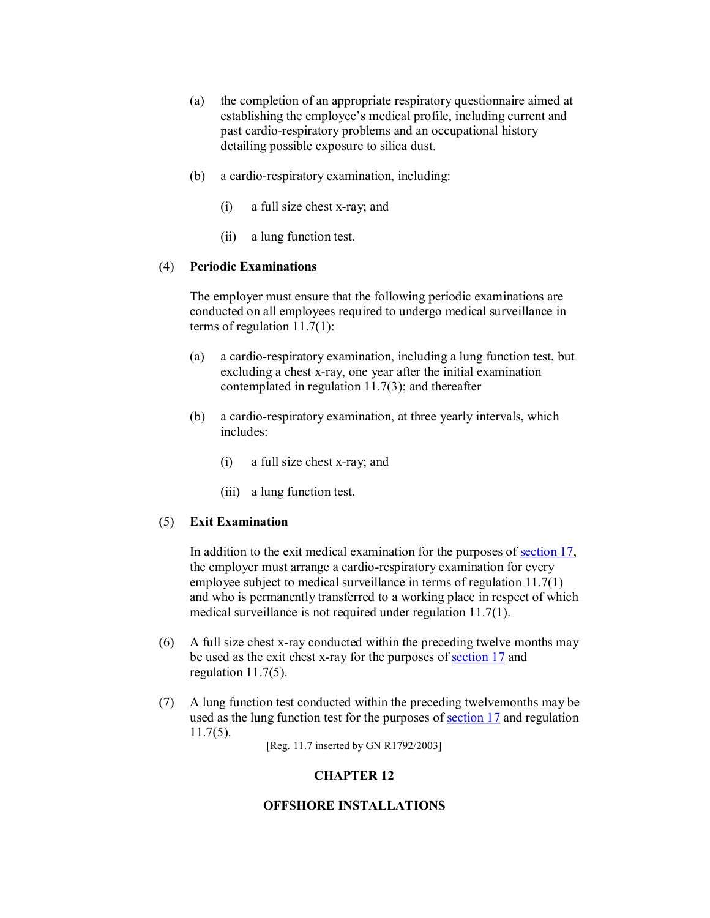(a) the completion of an appropriate respiratory questionnaire aimed at establishing the employee's medical profile, including current and past cardio-respiratory problems and an occupational history detailing possible exposure to silica dust.

(b) a cardio-respiratory examination, including:

(i) a full size chest x-ray; and

(ii) a lung function test.

(4) **Periodic Examinations**

The employer must ensure that the following periodic examinations are conducted on all employees required to undergo medical surveillance in terms of regulation 11.7(1):

(a) a cardio-respiratory examination, including a lung function test, but excluding a chest x-ray, one year after the initial examination contemplated in regulation 11.7(3); and thereafter

(b) a cardio-respiratory examination, at three yearly intervals, which includes:

(i) a full size chest x-ray; and

(iii) a lung function test.

(5) **Exit Examination**

In addition to the exit medical examination for the purposes of section 17, the employer must arrange a cardio-respiratory examination for every employee subject to medical surveillance in terms of regulation 11.7(1) and who is permanently transferred to a working place in respect of which medical surveillance is not required under regulation 11.7(1).

(6) A full size chest x-ray conducted within the preceding twelve months may be used as the exit chest x-ray for the purposes of section 17 and regulation 11.7(5).

(7) A lung function test conducted within the preceding twelvemonths may be used as the lung function test for the purposes of section 17 and regulation 11.7(5).

[Reg. 11.7 inserted by GN R1792/2003]

## CHAPTER 12

## OFFSHORE INSTALLATIONS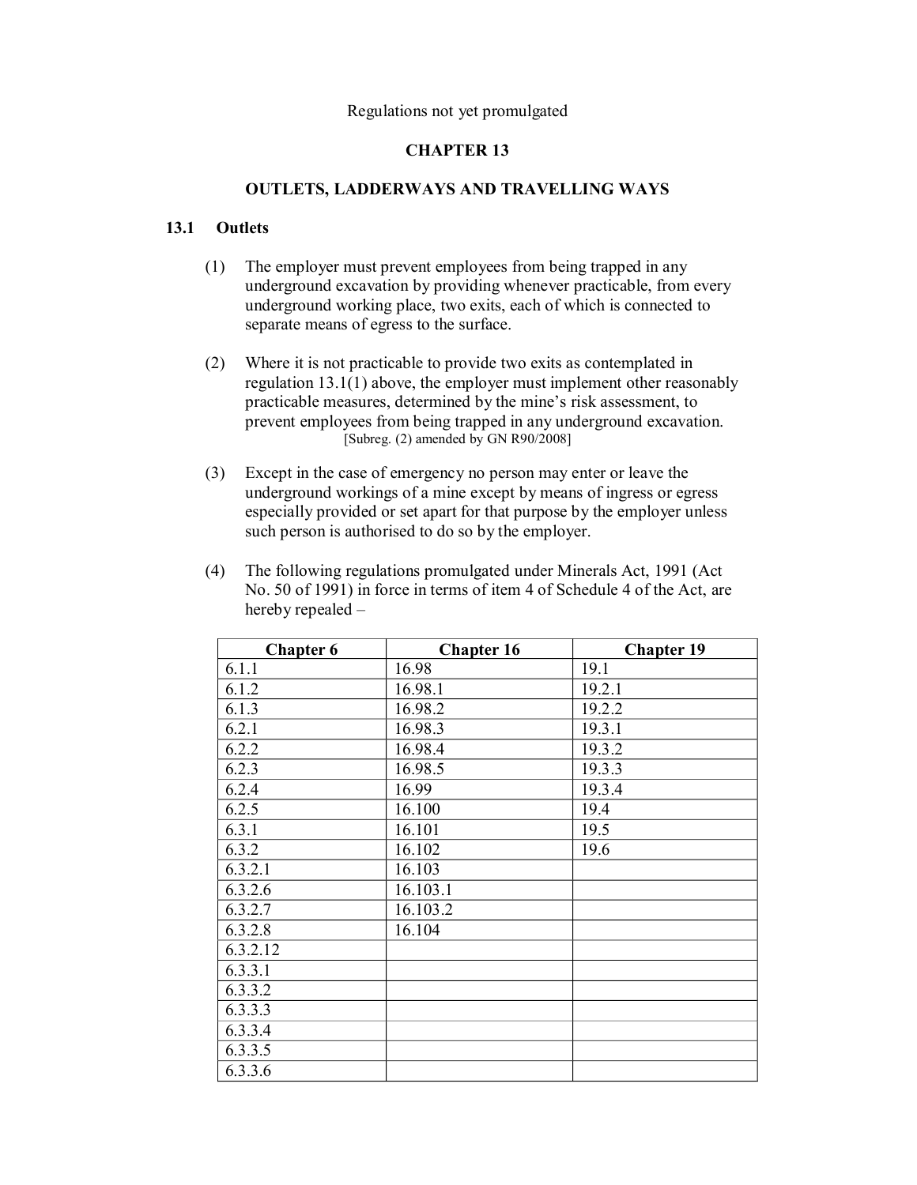Regulations not yet promulgated

# CHAPTER 13

## OUTLETS, LADDERWAYS AND TRAVELLING WAYS

### 13.1 Outlets

(1) The employer must prevent employees from being trapped in any underground excavation by providing whenever practicable, from every underground working place, two exits, each of which is connected to separate means of egress to the surface.

(2) Where it is not practicable to provide two exits as contemplated in regulation 13.1(1) above, the employer must implement other reasonably practicable measures, determined by the mine's risk assessment, to prevent employees from being trapped in any underground excavation.
[Subreg. (2) amended by GN R90/2008]

(3) Except in the case of emergency no person may enter or leave the underground workings of a mine except by means of ingress or egress especially provided or set apart for that purpose by the employer unless such person is authorised to do so by the employer.

(4) The following regulations promulgated under Minerals Act, 1991 (Act No. 50 of 1991) in force in terms of item 4 of Schedule 4 of the Act, are hereby repealed –

| Chapter 6 | Chapter 16 | Chapter 19 |
|---|---|---|
| 6.1.1 | 16.98 | 19.1 |
| 6.1.2 | 16.98.1 | 19.2.1 |
| 6.1.3 | 16.98.2 | 19.2.2 |
| 6.2.1 | 16.98.3 | 19.3.1 |
| 6.2.2 | 16.98.4 | 19.3.2 |
| 6.2.3 | 16.98.5 | 19.3.3 |
| 6.2.4 | 16.99 | 19.3.4 |
| 6.2.5 | 16.100 | 19.4 |
| 6.3.1 | 16.101 | 19.5 |
| 6.3.2 | 16.102 | 19.6 |
| 6.3.2.1 | 16.103 | |
| 6.3.2.6 | 16.103.1 | |
| 6.3.2.7 | 16.103.2 | |
| 6.3.2.8 | 16.104 | |
| 6.3.2.12 | | |
| 6.3.3.1 | | |
| 6.3.3.2 | | |
| 6.3.3.3 | | |
| 6.3.3.4 | | |
| 6.3.3.5 | | |
| 6.3.3.6 | | |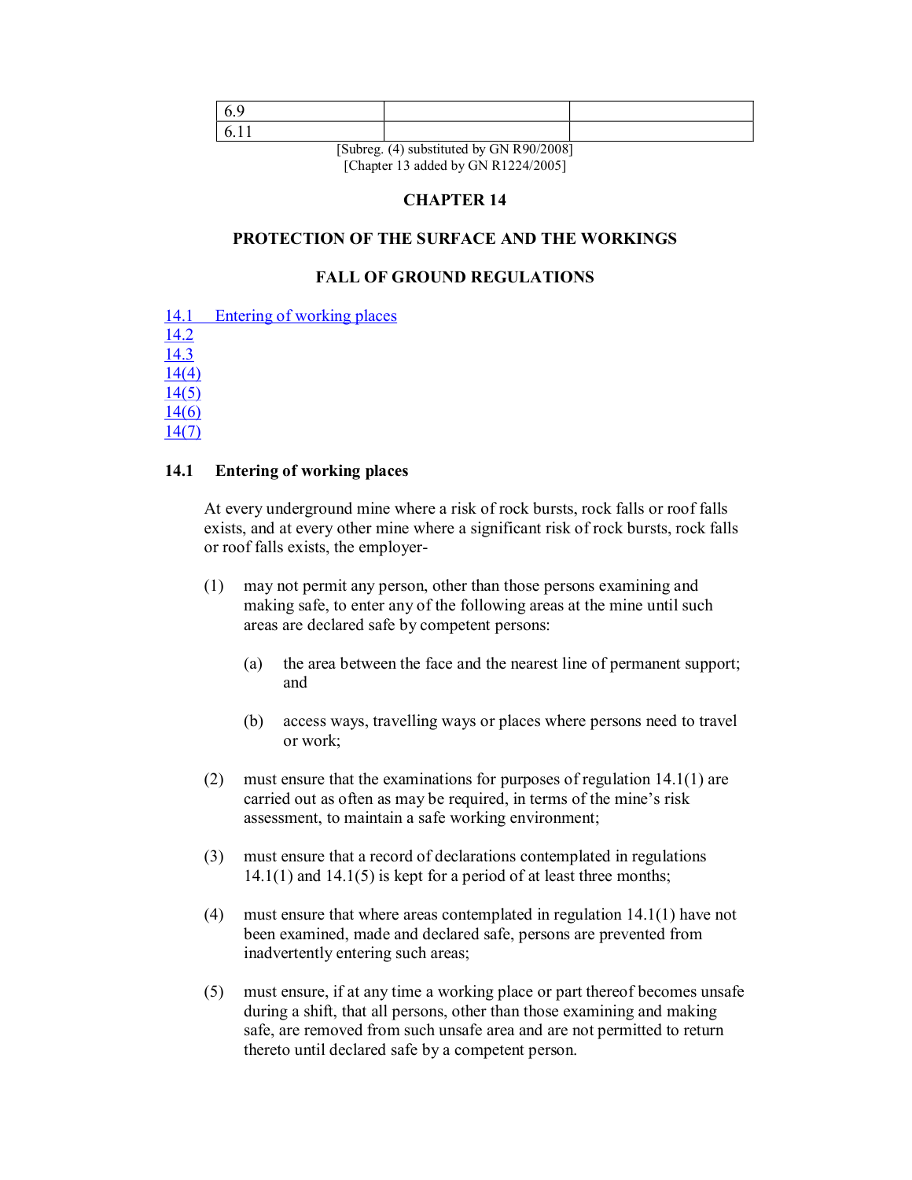| 6.9 | | |
|---|---|---|
| 6.11 | | |

[Subreg. (4) substituted by GN R90/2008]
[Chapter 13 added by GN R1224/2005]

## CHAPTER 14

## PROTECTION OF THE SURFACE AND THE WORKINGS

## FALL OF GROUND REGULATIONS

14.1 Entering of working places
14.2
14.3
14(4)
14(5)
14(6)
14(7)

### 14.1 Entering of working places

At every underground mine where a risk of rock bursts, rock falls or roof falls exists, and at every other mine where a significant risk of rock bursts, rock falls or roof falls exists, the employer-

(1) may not permit any person, other than those persons examining and making safe, to enter any of the following areas at the mine until such areas are declared safe by competent persons:

(a) the area between the face and the nearest line of permanent support; and

(b) access ways, travelling ways or places where persons need to travel or work;

(2) must ensure that the examinations for purposes of regulation 14.1(1) are carried out as often as may be required, in terms of the mine's risk assessment, to maintain a safe working environment;

(3) must ensure that a record of declarations contemplated in regulations 14.1(1) and 14.1(5) is kept for a period of at least three months;

(4) must ensure that where areas contemplated in regulation 14.1(1) have not been examined, made and declared safe, persons are prevented from inadvertently entering such areas;

(5) must ensure, if at any time a working place or part thereof becomes unsafe during a shift, that all persons, other than those examining and making safe, are removed from such unsafe area and are not permitted to return thereto until declared safe by a competent person.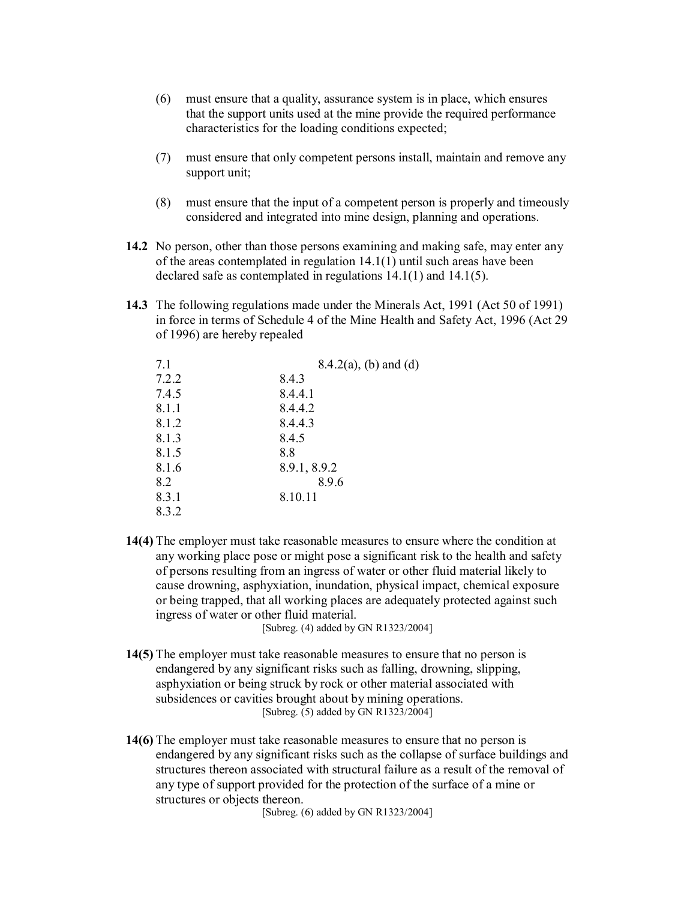(6) must ensure that a quality, assurance system is in place, which ensures that the support units used at the mine provide the required performance characteristics for the loading conditions expected;

(7) must ensure that only competent persons install, maintain and remove any support unit;

(8) must ensure that the input of a competent person is properly and timeously considered and integrated into mine design, planning and operations.

**14.2** No person, other than those persons examining and making safe, may enter any of the areas contemplated in regulation 14.1(1) until such areas have been declared safe as contemplated in regulations 14.1(1) and 14.1(5).

**14.3** The following regulations made under the Minerals Act, 1991 (Act 50 of 1991) in force in terms of Schedule 4 of the Mine Health and Safety Act, 1996 (Act 29 of 1996) are hereby repealed

| | |
|---|---|
| 7.1 | 8.4.2(a), (b) and (d) |
| 7.2.2 | 8.4.3 |
| 7.4.5 | 8.4.4.1 |
| 8.1.1 | 8.4.4.2 |
| 8.1.2 | 8.4.4.3 |
| 8.1.3 | 8.4.5 |
| 8.1.5 | 8.8 |
| 8.1.6 | 8.9.1, 8.9.2 |
| 8.2 | 8.9.6 |
| 8.3.1 | 8.10.11 |
| 8.3.2 | |

**14(4)** The employer must take reasonable measures to ensure where the condition at any working place pose or might pose a significant risk to the health and safety of persons resulting from an ingress of water or other fluid material likely to cause drowning, asphyxiation, inundation, physical impact, chemical exposure or being trapped, that all working places are adequately protected against such ingress of water or other fluid material.
[Subreg. (4) added by GN R1323/2004]

**14(5)** The employer must take reasonable measures to ensure that no person is endangered by any significant risks such as falling, drowning, slipping, asphyxiation or being struck by rock or other material associated with subsidences or cavities brought about by mining operations.
[Subreg. (5) added by GN R1323/2004]

**14(6)** The employer must take reasonable measures to ensure that no person is endangered by any significant risks such as the collapse of surface buildings and structures thereon associated with structural failure as a result of the removal of any type of support provided for the protection of the surface of a mine or structures or objects thereon.
[Subreg. (6) added by GN R1323/2004]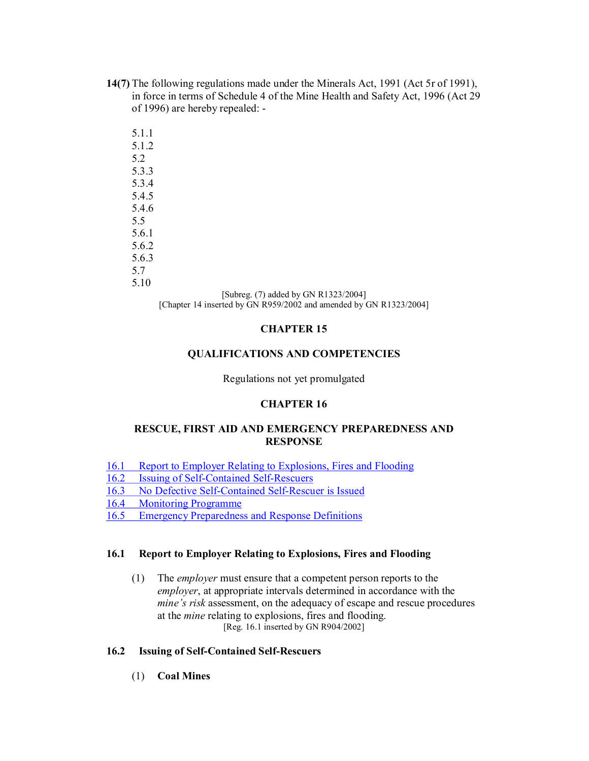**14(7)** The following regulations made under the Minerals Act, 1991 (Act 5r of 1991), in force in terms of Schedule 4 of the Mine Health and Safety Act, 1996 (Act 29 of 1996) are hereby repealed: -

5.1.1
5.1.2
5.2
5.3.3
5.3.4
5.4.5
5.4.6
5.5
5.6.1
5.6.2
5.6.3
5.7
5.10

[Subreg. (7) added by GN R1323/2004]
[Chapter 14 inserted by GN R959/2002 and amended by GN R1323/2004]

## CHAPTER 15

## QUALIFICATIONS AND COMPETENCIES

Regulations not yet promulgated

## CHAPTER 16

## RESCUE, FIRST AID AND EMERGENCY PREPAREDNESS AND RESPONSE

16.1 Report to Employer Relating to Explosions, Fires and Flooding
16.2 Issuing of Self-Contained Self-Rescuers
16.3 No Defective Self-Contained Self-Rescuer is Issued
16.4 Monitoring Programme
16.5 Emergency Preparedness and Response Definitions

### 16.1 Report to Employer Relating to Explosions, Fires and Flooding

(1) The *employer* must ensure that a competent person reports to the *employer*, at appropriate intervals determined in accordance with the *mine's risk* assessment, on the adequacy of escape and rescue procedures at the *mine* relating to explosions, fires and flooding.

[Reg. 16.1 inserted by GN R904/2002]

### 16.2 Issuing of Self-Contained Self-Rescuers

(1) **Coal Mines**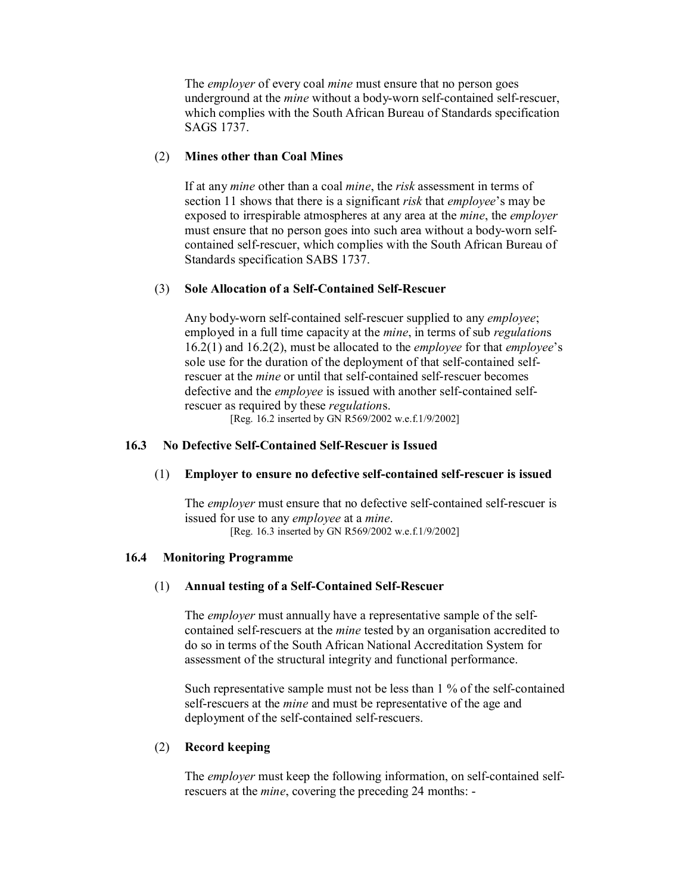The *employer* of every coal *mine* must ensure that no person goes underground at the *mine* without a body-worn self-contained self-rescuer, which complies with the South African Bureau of Standards specification SAGS 1737.

(2) **Mines other than Coal Mines**

If at any *mine* other than a coal *mine*, the *risk* assessment in terms of section 11 shows that there is a significant *risk* that *employee*'s may be exposed to irrespirable atmospheres at any area at the *mine*, the *employer* must ensure that no person goes into such area without a body-worn self-contained self-rescuer, which complies with the South African Bureau of Standards specification SABS 1737.

(3) **Sole Allocation of a Self-Contained Self-Rescuer**

Any body-worn self-contained self-rescuer supplied to any *employee*; employed in a full time capacity at the *mine*, in terms of sub *regulation*s 16.2(1) and 16.2(2), must be allocated to the *employee* for that *employee*'s sole use for the duration of the deployment of that self-contained self-rescuer at the *mine* or until that self-contained self-rescuer becomes defective and the *employee* is issued with another self-contained self-rescuer as required by these *regulation*s.

[Reg. 16.2 inserted by GN R569/2002 w.e.f.1/9/2002]

### 16.3 No Defective Self-Contained Self-Rescuer is Issued

(1) **Employer to ensure no defective self-contained self-rescuer is issued**

The *employer* must ensure that no defective self-contained self-rescuer is issued for use to any *employee* at a *mine*.

[Reg. 16.3 inserted by GN R569/2002 w.e.f.1/9/2002]

### 16.4 Monitoring Programme

(1) **Annual testing of a Self-Contained Self-Rescuer**

The *employer* must annually have a representative sample of the self-contained self-rescuers at the *mine* tested by an organisation accredited to do so in terms of the South African National Accreditation System for assessment of the structural integrity and functional performance.

Such representative sample must not be less than 1 % of the self-contained self-rescuers at the *mine* and must be representative of the age and deployment of the self-contained self-rescuers.

(2) **Record keeping**

The *employer* must keep the following information, on self-contained self-rescuers at the *mine*, covering the preceding 24 months: -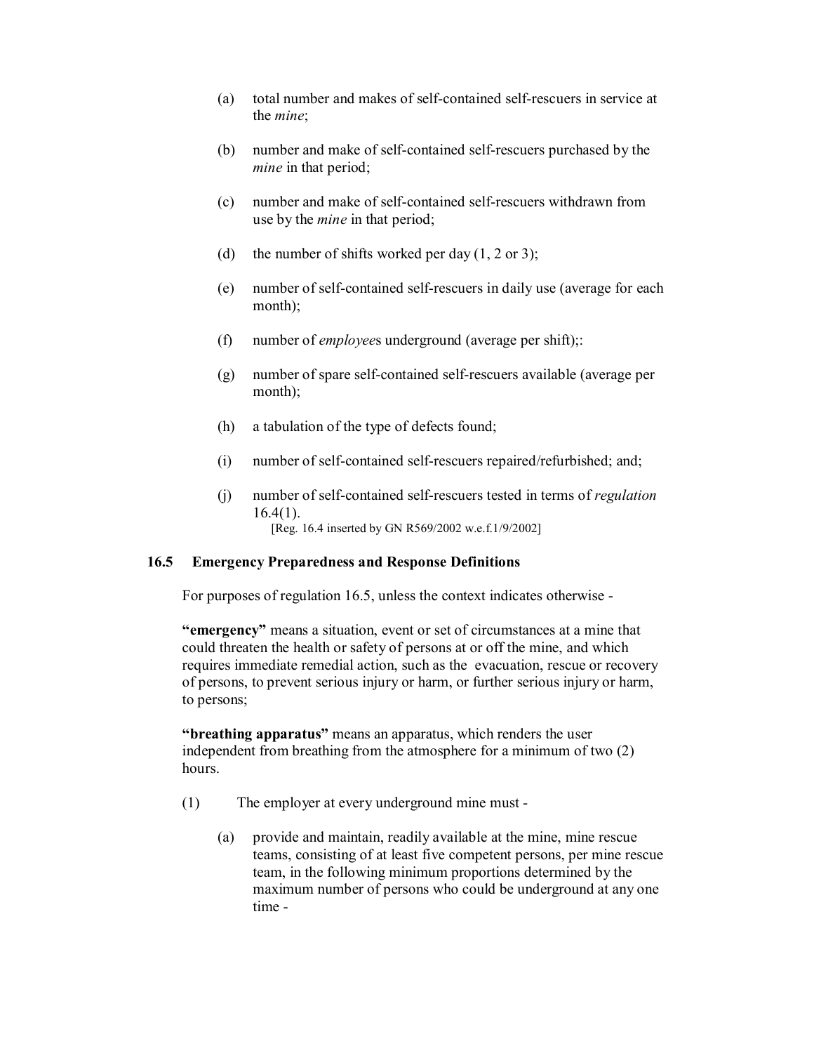(a) total number and makes of self-contained self-rescuers in service at the *mine*;

(b) number and make of self-contained self-rescuers purchased by the *mine* in that period;

(c) number and make of self-contained self-rescuers withdrawn from use by the *mine* in that period;

(d) the number of shifts worked per day (1, 2 or 3);

(e) number of self-contained self-rescuers in daily use (average for each month);

(f) number of *employee*s underground (average per shift);:

(g) number of spare self-contained self-rescuers available (average per month);

(h) a tabulation of the type of defects found;

(i) number of self-contained self-rescuers repaired/refurbished; and;

(j) number of self-contained self-rescuers tested in terms of *regulation* 16.4(1).

[Reg. 16.4 inserted by GN R569/2002 w.e.f.1/9/2002]

### 16.5 Emergency Preparedness and Response Definitions

For purposes of regulation 16.5, unless the context indicates otherwise -

**"emergency"** means a situation, event or set of circumstances at a mine that could threaten the health or safety of persons at or off the mine, and which requires immediate remedial action, such as the evacuation, rescue or recovery of persons, to prevent serious injury or harm, or further serious injury or harm, to persons;

**"breathing apparatus"** means an apparatus, which renders the user independent from breathing from the atmosphere for a minimum of two (2) hours.

(1) The employer at every underground mine must -

(a) provide and maintain, readily available at the mine, mine rescue teams, consisting of at least five competent persons, per mine rescue team, in the following minimum proportions determined by the maximum number of persons who could be underground at any one time -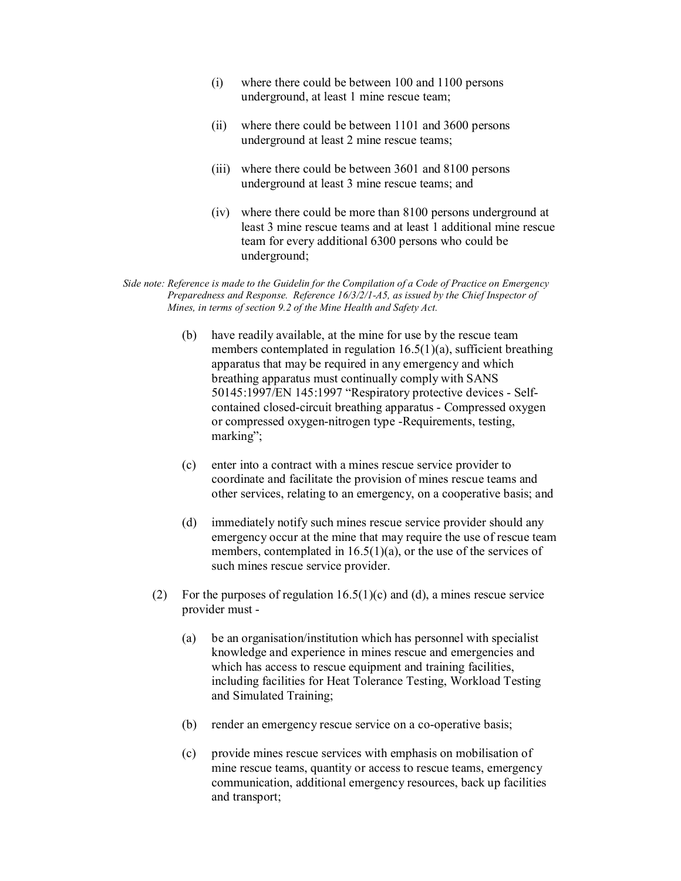(i) where there could be between 100 and 1100 persons underground, at least 1 mine rescue team;

(ii) where there could be between 1101 and 3600 persons underground at least 2 mine rescue teams;

(iii) where there could be between 3601 and 8100 persons underground at least 3 mine rescue teams; and

(iv) where there could be more than 8100 persons underground at least 3 mine rescue teams and at least 1 additional mine rescue team for every additional 6300 persons who could be underground;

*Side note: Reference is made to the Guidelin for the Compilation of a Code of Practice on Emergency Preparedness and Response. Reference 16/3/2/1-A5, as issued by the Chief Inspector of Mines, in terms of section 9.2 of the Mine Health and Safety Act.*

(b) have readily available, at the mine for use by the rescue team members contemplated in regulation 16.5(1)(a), sufficient breathing apparatus that may be required in any emergency and which breathing apparatus must continually comply with SANS 50145:1997/EN 145:1997 "Respiratory protective devices - Self-contained closed-circuit breathing apparatus - Compressed oxygen or compressed oxygen-nitrogen type -Requirements, testing, marking";

(c) enter into a contract with a mines rescue service provider to coordinate and facilitate the provision of mines rescue teams and other services, relating to an emergency, on a cooperative basis; and

(d) immediately notify such mines rescue service provider should any emergency occur at the mine that may require the use of rescue team members, contemplated in 16.5(1)(a), or the use of the services of such mines rescue service provider.

(2) For the purposes of regulation 16.5(1)(c) and (d), a mines rescue service provider must -

(a) be an organisation/institution which has personnel with specialist knowledge and experience in mines rescue and emergencies and which has access to rescue equipment and training facilities, including facilities for Heat Tolerance Testing, Workload Testing and Simulated Training;

(b) render an emergency rescue service on a co-operative basis;

(c) provide mines rescue services with emphasis on mobilisation of mine rescue teams, quantity or access to rescue teams, emergency communication, additional emergency resources, back up facilities and transport;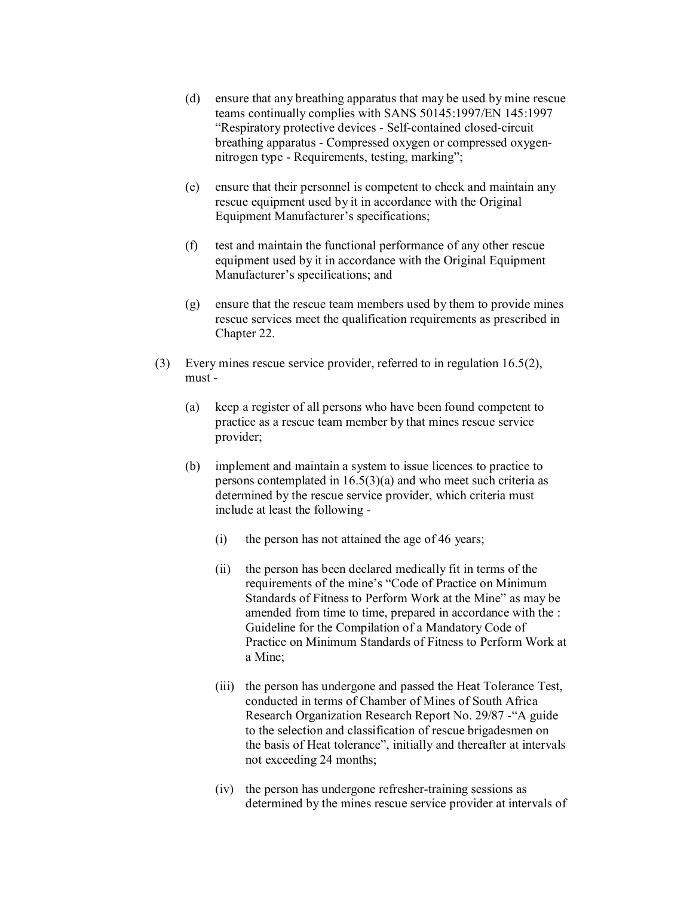(d) ensure that any breathing apparatus that may be used by mine rescue teams continually complies with SANS 50145:1997/EN 145:1997 "Respiratory protective devices - Self-contained closed-circuit breathing apparatus - Compressed oxygen or compressed oxygen-nitrogen type - Requirements, testing, marking";

(e) ensure that their personnel is competent to check and maintain any rescue equipment used by it in accordance with the Original Equipment Manufacturer's specifications;

(f) test and maintain the functional performance of any other rescue equipment used by it in accordance with the Original Equipment Manufacturer's specifications; and

(g) ensure that the rescue team members used by them to provide mines rescue services meet the qualification requirements as prescribed in Chapter 22.

(3) Every mines rescue service provider, referred to in regulation 16.5(2), must -

(a) keep a register of all persons who have been found competent to practice as a rescue team member by that mines rescue service provider;

(b) implement and maintain a system to issue licences to practice to persons contemplated in 16.5(3)(a) and who meet such criteria as determined by the rescue service provider, which criteria must include at least the following -

(i) the person has not attained the age of 46 years;

(ii) the person has been declared medically fit in terms of the requirements of the mine's "Code of Practice on Minimum Standards of Fitness to Perform Work at the Mine" as may be amended from time to time, prepared in accordance with the : Guideline for the Compilation of a Mandatory Code of Practice on Minimum Standards of Fitness to Perform Work at a Mine;

(iii) the person has undergone and passed the Heat Tolerance Test, conducted in terms of Chamber of Mines of South Africa Research Organization Research Report No. 29/87 -"A guide to the selection and classification of rescue brigadesmen on the basis of Heat tolerance", initially and thereafter at intervals not exceeding 24 months;

(iv) the person has undergone refresher-training sessions as determined by the mines rescue service provider at intervals of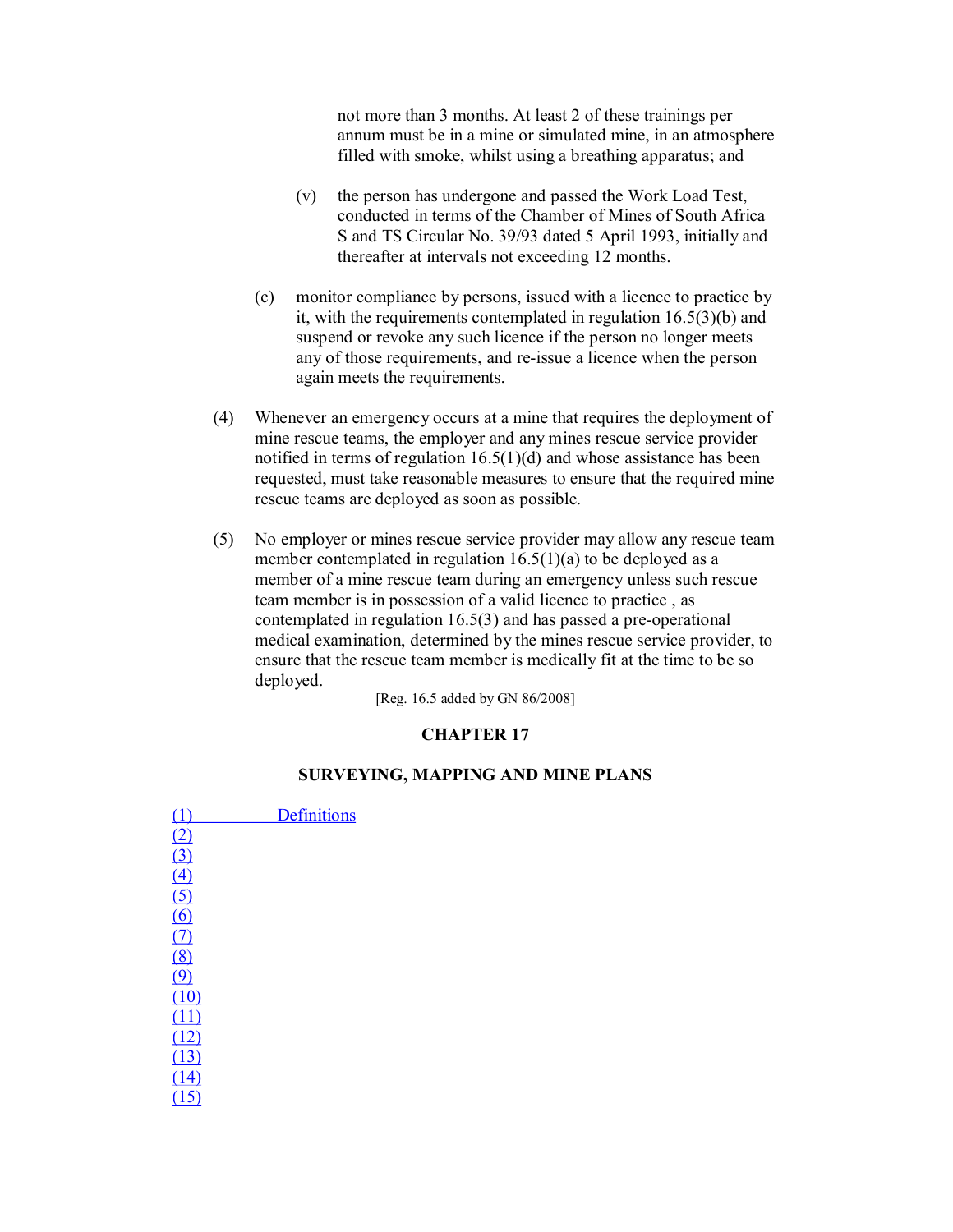not more than 3 months. At least 2 of these trainings per annum must be in a mine or simulated mine, in an atmosphere filled with smoke, whilst using a breathing apparatus; and

(v) the person has undergone and passed the Work Load Test, conducted in terms of the Chamber of Mines of South Africa S and TS Circular No. 39/93 dated 5 April 1993, initially and thereafter at intervals not exceeding 12 months.

(c) monitor compliance by persons, issued with a licence to practice by it, with the requirements contemplated in regulation 16.5(3)(b) and suspend or revoke any such licence if the person no longer meets any of those requirements, and re-issue a licence when the person again meets the requirements.

(4) Whenever an emergency occurs at a mine that requires the deployment of mine rescue teams, the employer and any mines rescue service provider notified in terms of regulation 16.5(1)(d) and whose assistance has been requested, must take reasonable measures to ensure that the required mine rescue teams are deployed as soon as possible.

(5) No employer or mines rescue service provider may allow any rescue team member contemplated in regulation 16.5(1)(a) to be deployed as a member of a mine rescue team during an emergency unless such rescue team member is in possession of a valid licence to practice , as contemplated in regulation 16.5(3) and has passed a pre-operational medical examination, determined by the mines rescue service provider, to ensure that the rescue team member is medically fit at the time to be so deployed.

[Reg. 16.5 added by GN 86/2008]

## CHAPTER 17

## SURVEYING, MAPPING AND MINE PLANS

(1) Definitions
(2)
(3)
(4)
(5)
(6)
(7)
(8)
(9)
(10)
(11)
(12)
(13)
(14)
(15)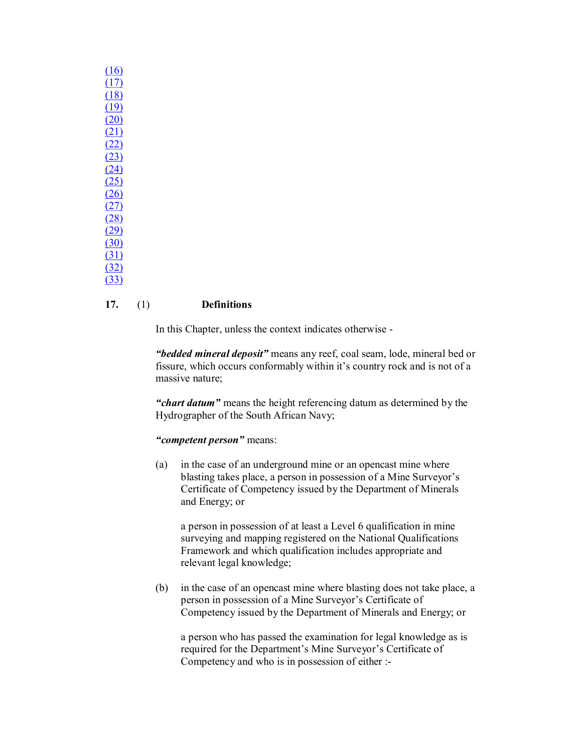(16)
(17)
(18)
(19)
(20)
(21)
(22)
(23)
(24)
(25)
(26)
(27)
(28)
(29)
(30)
(31)
(32)
(33)

**17.** (1) **Definitions**

In this Chapter, unless the context indicates otherwise -

***"bedded mineral deposit"*** means any reef, coal seam, lode, mineral bed or fissure, which occurs conformably within it's country rock and is not of a massive nature;

***"chart datum"*** means the height referencing datum as determined by the Hydrographer of the South African Navy;

***"competent person"*** means:

(a) in the case of an underground mine or an opencast mine where blasting takes place, a person in possession of a Mine Surveyor's Certificate of Competency issued by the Department of Minerals and Energy; or

a person in possession of at least a Level 6 qualification in mine surveying and mapping registered on the National Qualifications Framework and which qualification includes appropriate and relevant legal knowledge;

(b) in the case of an opencast mine where blasting does not take place, a person in possession of a Mine Surveyor's Certificate of Competency issued by the Department of Minerals and Energy; or

a person who has passed the examination for legal knowledge as is required for the Department's Mine Surveyor's Certificate of Competency and who is in possession of either :-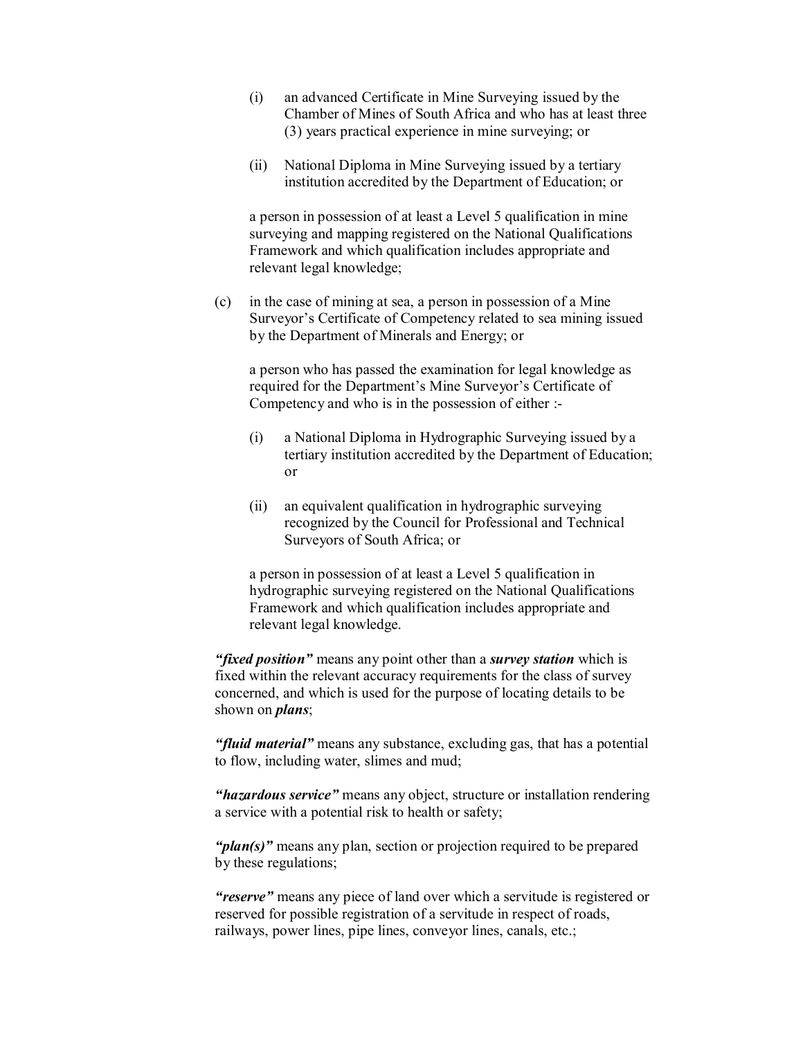(i) an advanced Certificate in Mine Surveying issued by the Chamber of Mines of South Africa and who has at least three (3) years practical experience in mine surveying; or

(ii) National Diploma in Mine Surveying issued by a tertiary institution accredited by the Department of Education; or

a person in possession of at least a Level 5 qualification in mine surveying and mapping registered on the National Qualifications Framework and which qualification includes appropriate and relevant legal knowledge;

(c) in the case of mining at sea, a person in possession of a Mine Surveyor's Certificate of Competency related to sea mining issued by the Department of Minerals and Energy; or

a person who has passed the examination for legal knowledge as required for the Department's Mine Surveyor's Certificate of Competency and who is in the possession of either :-

(i) a National Diploma in Hydrographic Surveying issued by a tertiary institution accredited by the Department of Education; or

(ii) an equivalent qualification in hydrographic surveying recognized by the Council for Professional and Technical Surveyors of South Africa; or

a person in possession of at least a Level 5 qualification in hydrographic surveying registered on the National Qualifications Framework and which qualification includes appropriate and relevant legal knowledge.

***"fixed position"*** means any point other than a ***survey station*** which is fixed within the relevant accuracy requirements for the class of survey concerned, and which is used for the purpose of locating details to be shown on ***plans***;

***"fluid material"*** means any substance, excluding gas, that has a potential to flow, including water, slimes and mud;

***"hazardous service"*** means any object, structure or installation rendering a service with a potential risk to health or safety;

***"plan(s)"*** means any plan, section or projection required to be prepared by these regulations;

***"reserve"*** means any piece of land over which a servitude is registered or reserved for possible registration of a servitude in respect of roads, railways, power lines, pipe lines, conveyor lines, canals, etc.;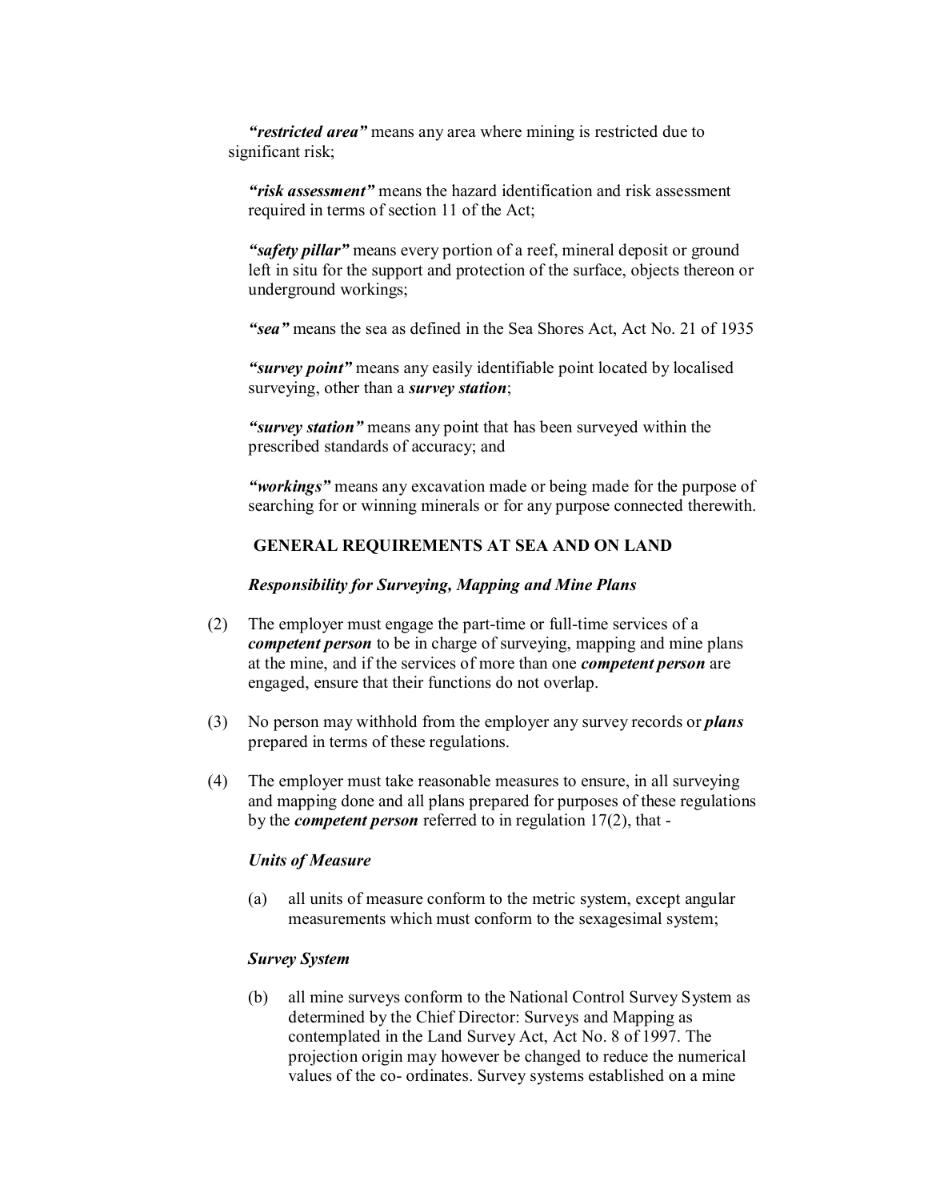***"restricted area"*** means any area where mining is restricted due to significant risk;

***"risk assessment"*** means the hazard identification and risk assessment required in terms of section 11 of the Act;

***"safety pillar"*** means every portion of a reef, mineral deposit or ground left in situ for the support and protection of the surface, objects thereon or underground workings;

***"sea"*** means the sea as defined in the Sea Shores Act, Act No. 21 of 1935

***"survey point"*** means any easily identifiable point located by localised surveying, other than a ***survey station***;

***"survey station"*** means any point that has been surveyed within the prescribed standards of accuracy; and

***"workings"*** means any excavation made or being made for the purpose of searching for or winning minerals or for any purpose connected therewith.

**GENERAL REQUIREMENTS AT SEA AND ON LAND**

***Responsibility for Surveying, Mapping and Mine Plans***

(2) The employer must engage the part-time or full-time services of a ***competent person*** to be in charge of surveying, mapping and mine plans at the mine, and if the services of more than one ***competent person*** are engaged, ensure that their functions do not overlap.

(3) No person may withhold from the employer any survey records or ***plans*** prepared in terms of these regulations.

(4) The employer must take reasonable measures to ensure, in all surveying and mapping done and all plans prepared for purposes of these regulations by the ***competent person*** referred to in regulation 17(2), that -

***Units of Measure***

(a) all units of measure conform to the metric system, except angular measurements which must conform to the sexagesimal system;

***Survey System***

(b) all mine surveys conform to the National Control Survey System as determined by the Chief Director: Surveys and Mapping as contemplated in the Land Survey Act, Act No. 8 of 1997. The projection origin may however be changed to reduce the numerical values of the co- ordinates. Survey systems established on a mine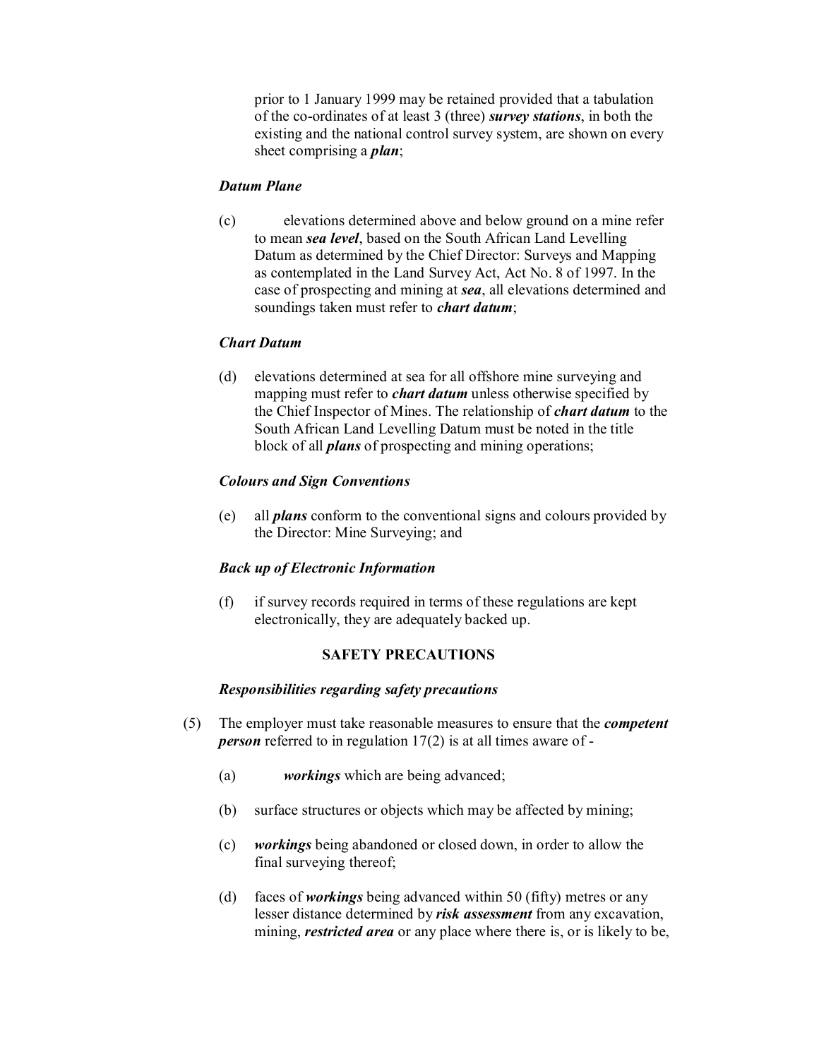prior to 1 January 1999 may be retained provided that a tabulation of the co-ordinates of at least 3 (three) ***survey stations***, in both the existing and the national control survey system, are shown on every sheet comprising a ***plan***;

***Datum Plane***

(c) elevations determined above and below ground on a mine refer to mean ***sea level***, based on the South African Land Levelling Datum as determined by the Chief Director: Surveys and Mapping as contemplated in the Land Survey Act, Act No. 8 of 1997. In the case of prospecting and mining at ***sea***, all elevations determined and soundings taken must refer to ***chart datum***;

***Chart Datum***

(d) elevations determined at sea for all offshore mine surveying and mapping must refer to ***chart datum*** unless otherwise specified by the Chief Inspector of Mines. The relationship of ***chart datum*** to the South African Land Levelling Datum must be noted in the title block of all ***plans*** of prospecting and mining operations;

***Colours and Sign Conventions***

(e) all ***plans*** conform to the conventional signs and colours provided by the Director: Mine Surveying; and

***Back up of Electronic Information***

(f) if survey records required in terms of these regulations are kept electronically, they are adequately backed up.

**SAFETY PRECAUTIONS**

***Responsibilities regarding safety precautions***

(5) The employer must take reasonable measures to ensure that the ***competent person*** referred to in regulation 17(2) is at all times aware of -

(a) ***workings*** which are being advanced;

(b) surface structures or objects which may be affected by mining;

(c) ***workings*** being abandoned or closed down, in order to allow the final surveying thereof;

(d) faces of ***workings*** being advanced within 50 (fifty) metres or any lesser distance determined by ***risk assessment*** from any excavation, mining, ***restricted area*** or any place where there is, or is likely to be,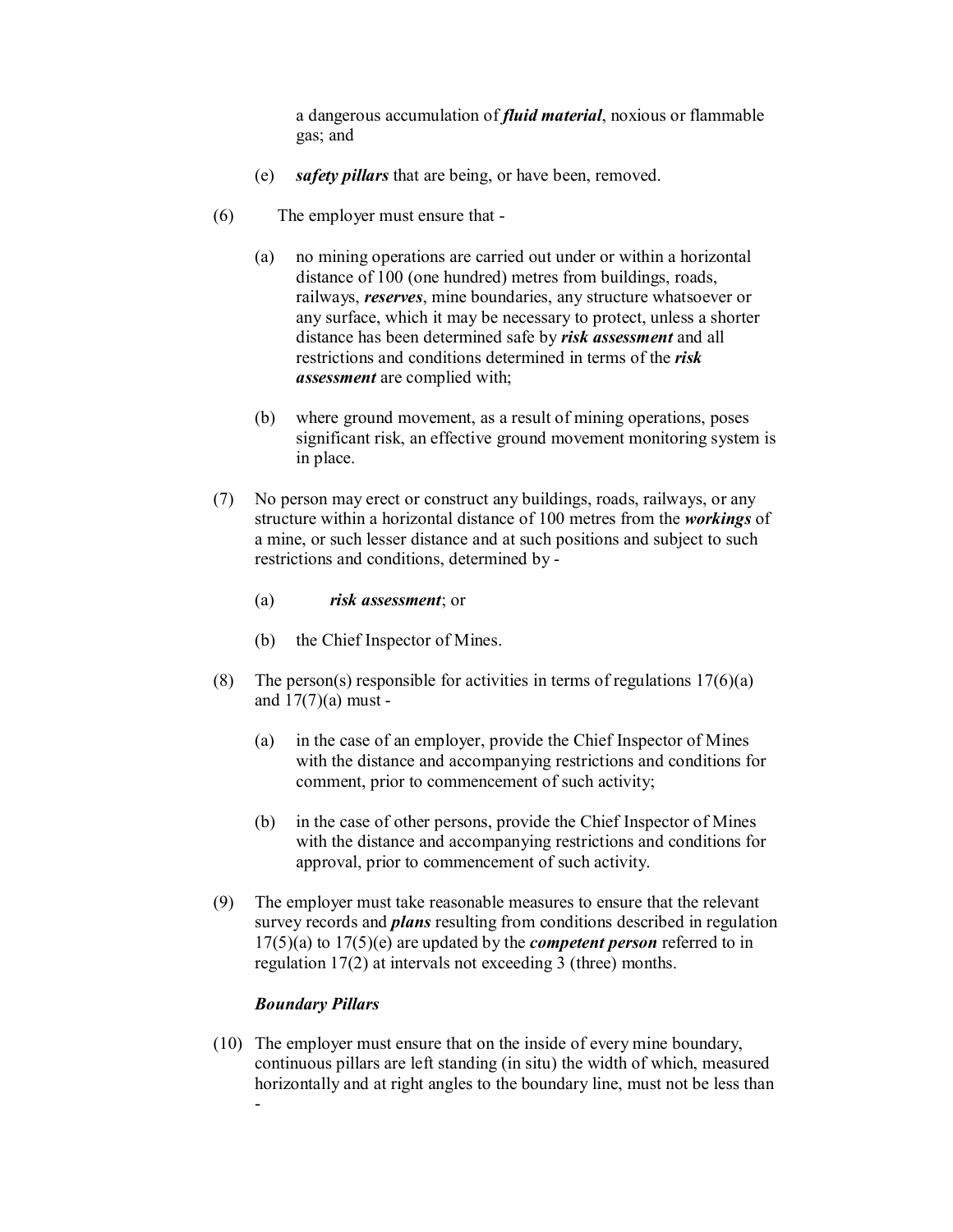a dangerous accumulation of ***fluid material***, noxious or flammable gas; and

(e) ***safety pillars*** that are being, or have been, removed.

(6) The employer must ensure that -

(a) no mining operations are carried out under or within a horizontal distance of 100 (one hundred) metres from buildings, roads, railways, ***reserves***, mine boundaries, any structure whatsoever or any surface, which it may be necessary to protect, unless a shorter distance has been determined safe by ***risk assessment*** and all restrictions and conditions determined in terms of the ***risk assessment*** are complied with;

(b) where ground movement, as a result of mining operations, poses significant risk, an effective ground movement monitoring system is in place.

(7) No person may erect or construct any buildings, roads, railways, or any structure within a horizontal distance of 100 metres from the ***workings*** of a mine, or such lesser distance and at such positions and subject to such restrictions and conditions, determined by -

(a) ***risk assessment***; or

(b) the Chief Inspector of Mines.

(8) The person(s) responsible for activities in terms of regulations 17(6)(a) and 17(7)(a) must -

(a) in the case of an employer, provide the Chief Inspector of Mines with the distance and accompanying restrictions and conditions for comment, prior to commencement of such activity;

(b) in the case of other persons, provide the Chief Inspector of Mines with the distance and accompanying restrictions and conditions for approval, prior to commencement of such activity.

(9) The employer must take reasonable measures to ensure that the relevant survey records and ***plans*** resulting from conditions described in regulation 17(5)(a) to 17(5)(e) are updated by the ***competent person*** referred to in regulation 17(2) at intervals not exceeding 3 (three) months.

***Boundary Pillars***

(10) The employer must ensure that on the inside of every mine boundary, continuous pillars are left standing (in situ) the width of which, measured horizontally and at right angles to the boundary line, must not be less than -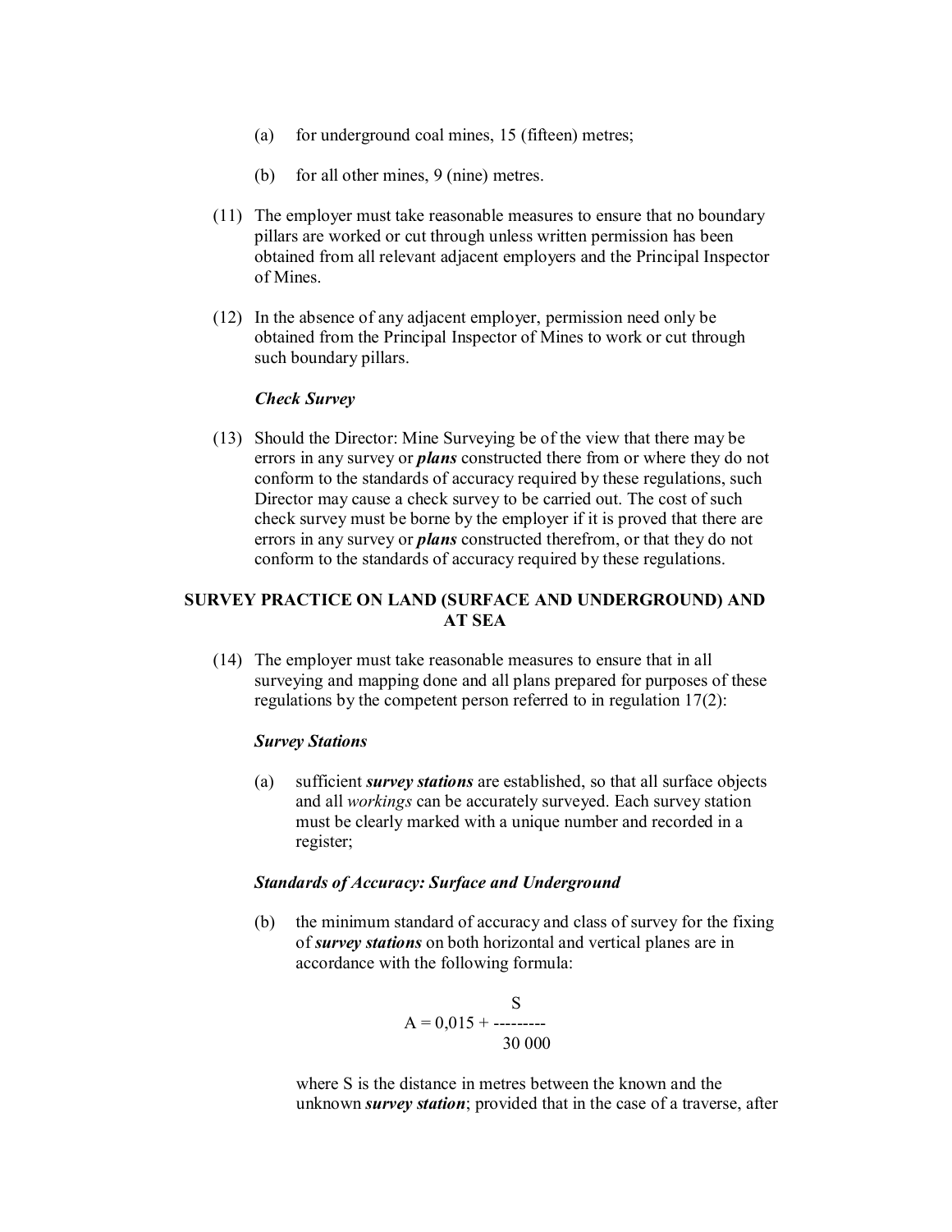(a) for underground coal mines, 15 (fifteen) metres;

(b) for all other mines, 9 (nine) metres.

(11) The employer must take reasonable measures to ensure that no boundary pillars are worked or cut through unless written permission has been obtained from all relevant adjacent employers and the Principal Inspector of Mines.

(12) In the absence of any adjacent employer, permission need only be obtained from the Principal Inspector of Mines to work or cut through such boundary pillars.

***Check Survey***

(13) Should the Director: Mine Surveying be of the view that there may be errors in any survey or ***plans*** constructed there from or where they do not conform to the standards of accuracy required by these regulations, such Director may cause a check survey to be carried out. The cost of such check survey must be borne by the employer if it is proved that there are errors in any survey or ***plans*** constructed therefrom, or that they do not conform to the standards of accuracy required by these regulations.

**SURVEY PRACTICE ON LAND (SURFACE AND UNDERGROUND) AND AT SEA**

(14) The employer must take reasonable measures to ensure that in all surveying and mapping done and all plans prepared for purposes of these regulations by the competent person referred to in regulation 17(2):

***Survey Stations***

(a) sufficient ***survey stations*** are established, so that all surface objects and all *workings* can be accurately surveyed. Each survey station must be clearly marked with a unique number and recorded in a register;

***Standards of Accuracy: Surface and Underground***

(b) the minimum standard of accuracy and class of survey for the fixing of ***survey stations*** on both horizontal and vertical planes are in accordance with the following formula:

$$A = 0{,}015 + \frac{S}{30\,000}$$

where S is the distance in metres between the known and the unknown ***survey station***; provided that in the case of a traverse, after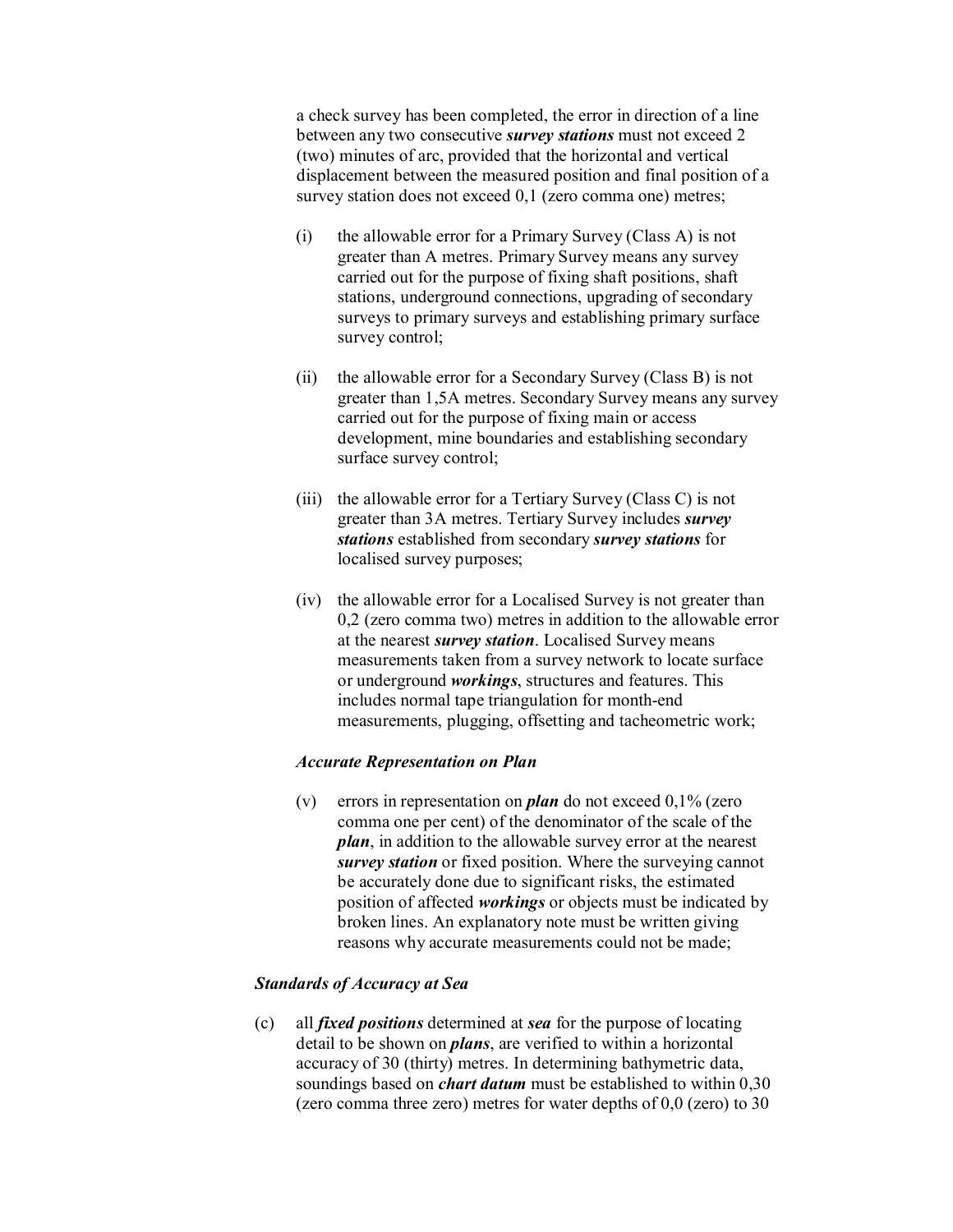a check survey has been completed, the error in direction of a line between any two consecutive ***survey stations*** must not exceed 2 (two) minutes of arc, provided that the horizontal and vertical displacement between the measured position and final position of a survey station does not exceed 0,1 (zero comma one) metres;

(i) the allowable error for a Primary Survey (Class A) is not greater than A metres. Primary Survey means any survey carried out for the purpose of fixing shaft positions, shaft stations, underground connections, upgrading of secondary surveys to primary surveys and establishing primary surface survey control;

(ii) the allowable error for a Secondary Survey (Class B) is not greater than 1,5A metres. Secondary Survey means any survey carried out for the purpose of fixing main or access development, mine boundaries and establishing secondary surface survey control;

(iii) the allowable error for a Tertiary Survey (Class C) is not greater than 3A metres. Tertiary Survey includes ***survey stations*** established from secondary ***survey stations*** for localised survey purposes;

(iv) the allowable error for a Localised Survey is not greater than 0,2 (zero comma two) metres in addition to the allowable error at the nearest ***survey station***. Localised Survey means measurements taken from a survey network to locate surface or underground ***workings***, structures and features. This includes normal tape triangulation for month-end measurements, plugging, offsetting and tacheometric work;

*Accurate Representation on Plan*

(v) errors in representation on ***plan*** do not exceed 0,1% (zero comma one per cent) of the denominator of the scale of the ***plan***, in addition to the allowable survey error at the nearest ***survey station*** or fixed position. Where the surveying cannot be accurately done due to significant risks, the estimated position of affected ***workings*** or objects must be indicated by broken lines. An explanatory note must be written giving reasons why accurate measurements could not be made;

*Standards of Accuracy at Sea*

(c) all ***fixed positions*** determined at ***sea*** for the purpose of locating detail to be shown on ***plans***, are verified to within a horizontal accuracy of 30 (thirty) metres. In determining bathymetric data, soundings based on ***chart datum*** must be established to within 0,30 (zero comma three zero) metres for water depths of 0,0 (zero) to 30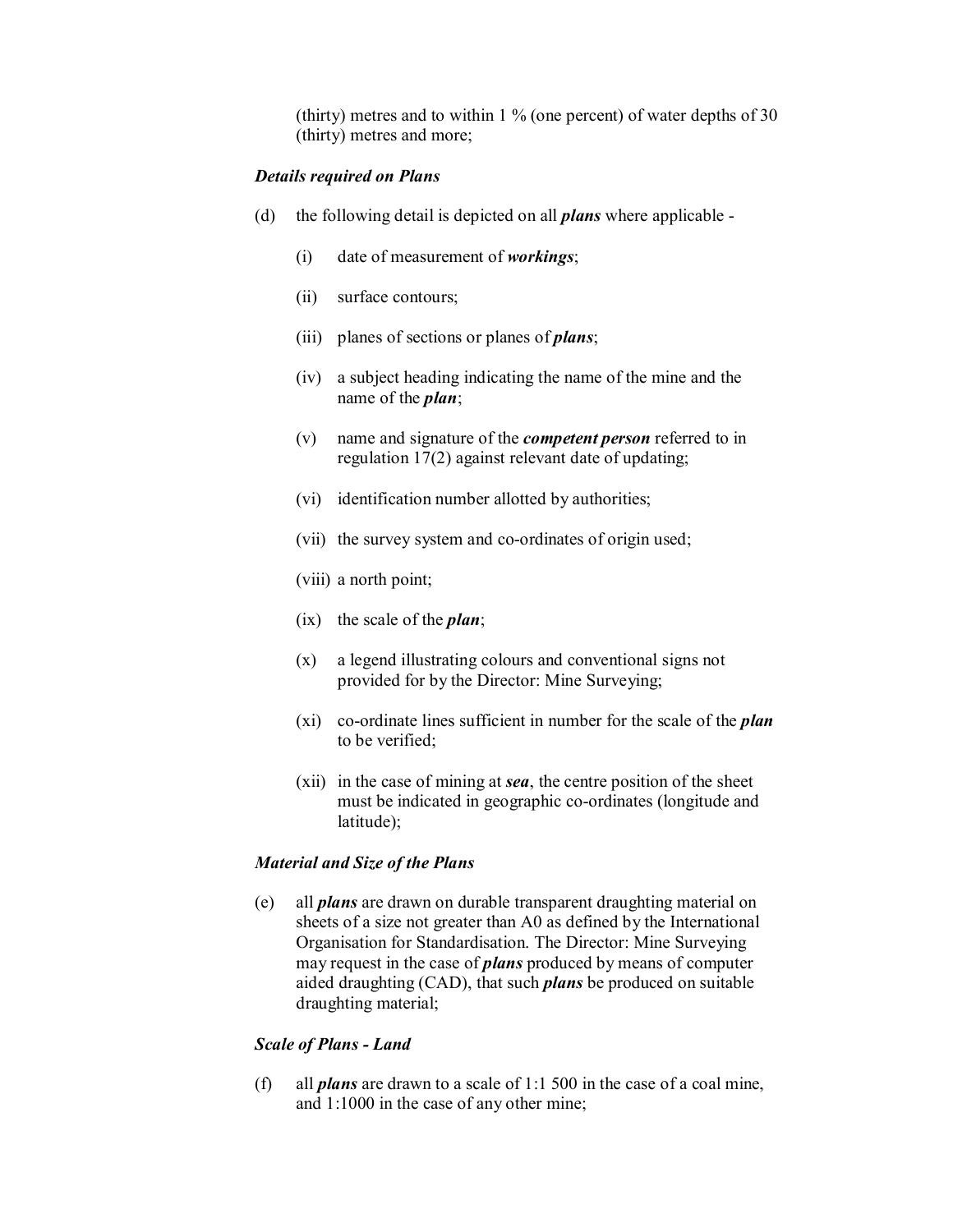(thirty) metres and to within 1 % (one percent) of water depths of 30 (thirty) metres and more;

***Details required on Plans***

(d) the following detail is depicted on all ***plans*** where applicable -

(i) date of measurement of ***workings***;

(ii) surface contours;

(iii) planes of sections or planes of ***plans***;

(iv) a subject heading indicating the name of the mine and the name of the ***plan***;

(v) name and signature of the ***competent person*** referred to in regulation 17(2) against relevant date of updating;

(vi) identification number allotted by authorities;

(vii) the survey system and co-ordinates of origin used;

(viii) a north point;

(ix) the scale of the ***plan***;

(x) a legend illustrating colours and conventional signs not provided for by the Director: Mine Surveying;

(xi) co-ordinate lines sufficient in number for the scale of the ***plan*** to be verified;

(xii) in the case of mining at ***sea***, the centre position of the sheet must be indicated in geographic co-ordinates (longitude and latitude);

***Material and Size of the Plans***

(e) all ***plans*** are drawn on durable transparent draughting material on sheets of a size not greater than A0 as defined by the International Organisation for Standardisation. The Director: Mine Surveying may request in the case of ***plans*** produced by means of computer aided draughting (CAD), that such ***plans*** be produced on suitable draughting material;

***Scale of Plans - Land***

(f) all ***plans*** are drawn to a scale of 1:1 500 in the case of a coal mine, and 1:1000 in the case of any other mine;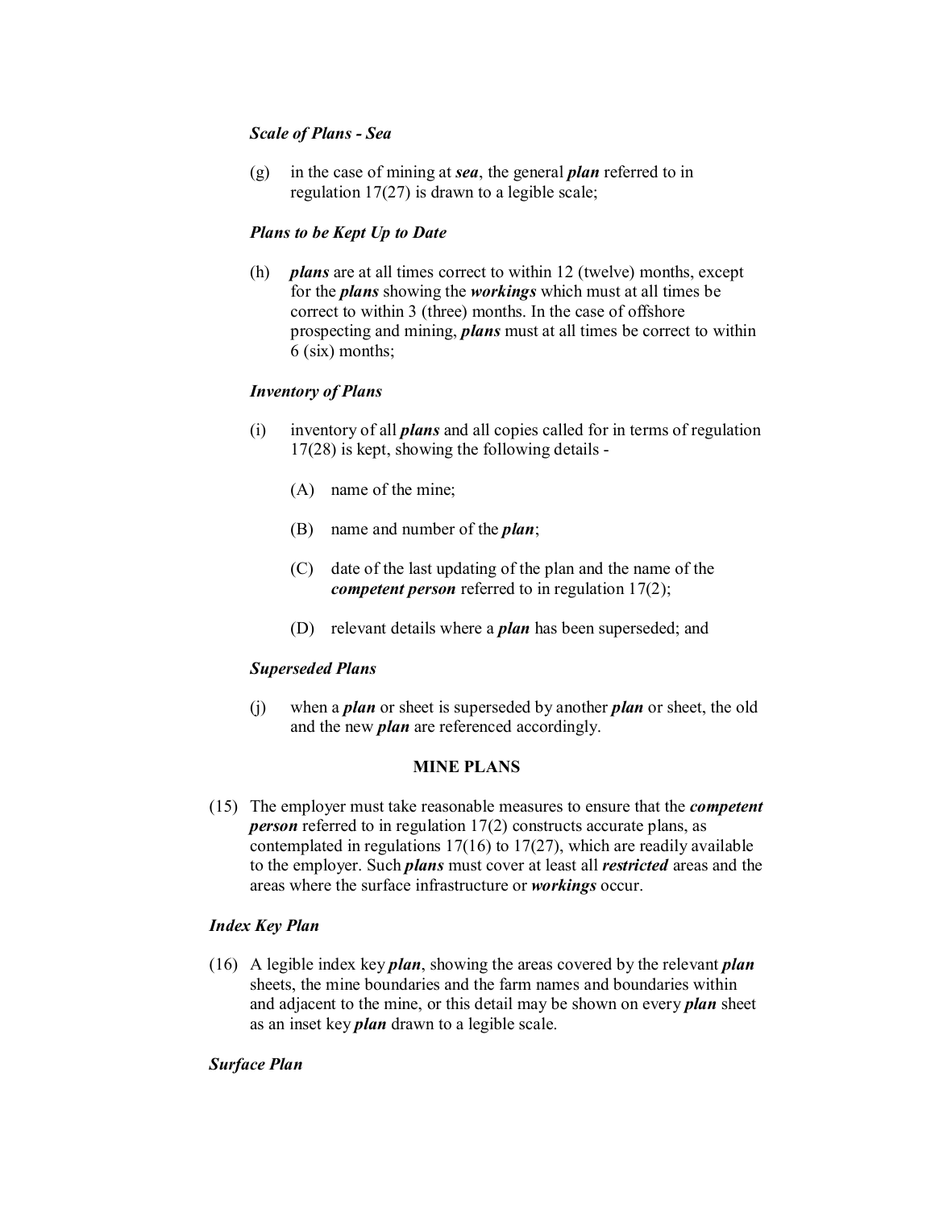***Scale of Plans - Sea***

(g) in the case of mining at ***sea***, the general ***plan*** referred to in regulation 17(27) is drawn to a legible scale;

***Plans to be Kept Up to Date***

(h) ***plans*** are at all times correct to within 12 (twelve) months, except for the ***plans*** showing the ***workings*** which must at all times be correct to within 3 (three) months. In the case of offshore prospecting and mining, ***plans*** must at all times be correct to within 6 (six) months;

***Inventory of Plans***

(i) inventory of all ***plans*** and all copies called for in terms of regulation 17(28) is kept, showing the following details -

(A) name of the mine;

(B) name and number of the ***plan***;

(C) date of the last updating of the plan and the name of the ***competent person*** referred to in regulation 17(2);

(D) relevant details where a ***plan*** has been superseded; and

***Superseded Plans***

(j) when a ***plan*** or sheet is superseded by another ***plan*** or sheet, the old and the new ***plan*** are referenced accordingly.

**MINE PLANS**

(15) The employer must take reasonable measures to ensure that the ***competent person*** referred to in regulation 17(2) constructs accurate plans, as contemplated in regulations 17(16) to 17(27), which are readily available to the employer. Such ***plans*** must cover at least all ***restricted*** areas and the areas where the surface infrastructure or ***workings*** occur.

***Index Key Plan***

(16) A legible index key ***plan***, showing the areas covered by the relevant ***plan*** sheets, the mine boundaries and the farm names and boundaries within and adjacent to the mine, or this detail may be shown on every ***plan*** sheet as an inset key ***plan*** drawn to a legible scale.

***Surface Plan***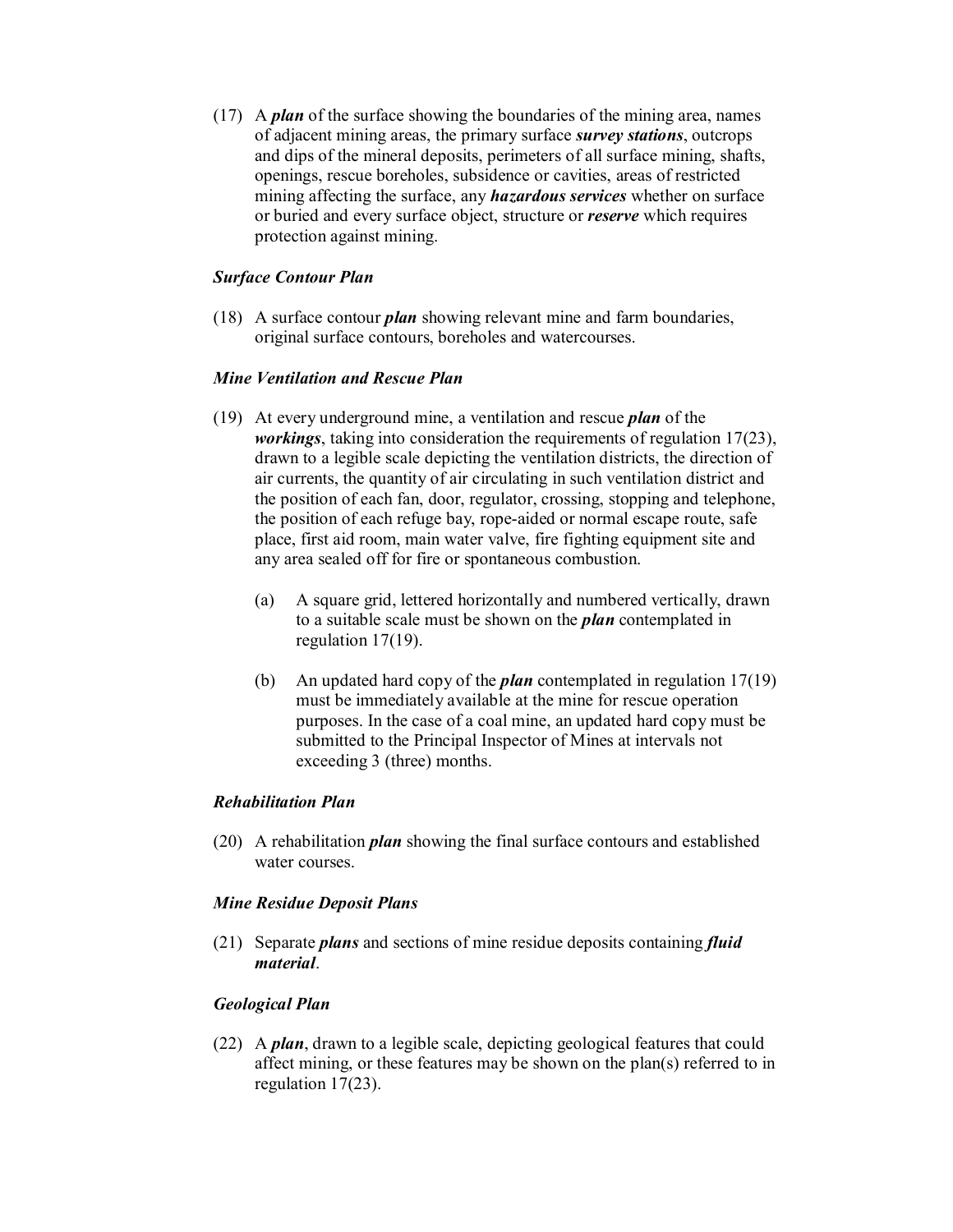(17) A ***plan*** of the surface showing the boundaries of the mining area, names of adjacent mining areas, the primary surface ***survey stations***, outcrops and dips of the mineral deposits, perimeters of all surface mining, shafts, openings, rescue boreholes, subsidence or cavities, areas of restricted mining affecting the surface, any ***hazardous services*** whether on surface or buried and every surface object, structure or ***reserve*** which requires protection against mining.

***Surface Contour Plan***

(18) A surface contour ***plan*** showing relevant mine and farm boundaries, original surface contours, boreholes and watercourses.

***Mine Ventilation and Rescue Plan***

(19) At every underground mine, a ventilation and rescue ***plan*** of the ***workings***, taking into consideration the requirements of regulation 17(23), drawn to a legible scale depicting the ventilation districts, the direction of air currents, the quantity of air circulating in such ventilation district and the position of each fan, door, regulator, crossing, stopping and telephone, the position of each refuge bay, rope-aided or normal escape route, safe place, first aid room, main water valve, fire fighting equipment site and any area sealed off for fire or spontaneous combustion.

   (a) A square grid, lettered horizontally and numbered vertically, drawn to a suitable scale must be shown on the ***plan*** contemplated in regulation 17(19).

   (b) An updated hard copy of the ***plan*** contemplated in regulation 17(19) must be immediately available at the mine for rescue operation purposes. In the case of a coal mine, an updated hard copy must be submitted to the Principal Inspector of Mines at intervals not exceeding 3 (three) months.

***Rehabilitation Plan***

(20) A rehabilitation ***plan*** showing the final surface contours and established water courses.

***Mine Residue Deposit Plans***

(21) Separate ***plans*** and sections of mine residue deposits containing ***fluid material***.

***Geological Plan***

(22) A ***plan***, drawn to a legible scale, depicting geological features that could affect mining, or these features may be shown on the plan(s) referred to in regulation 17(23).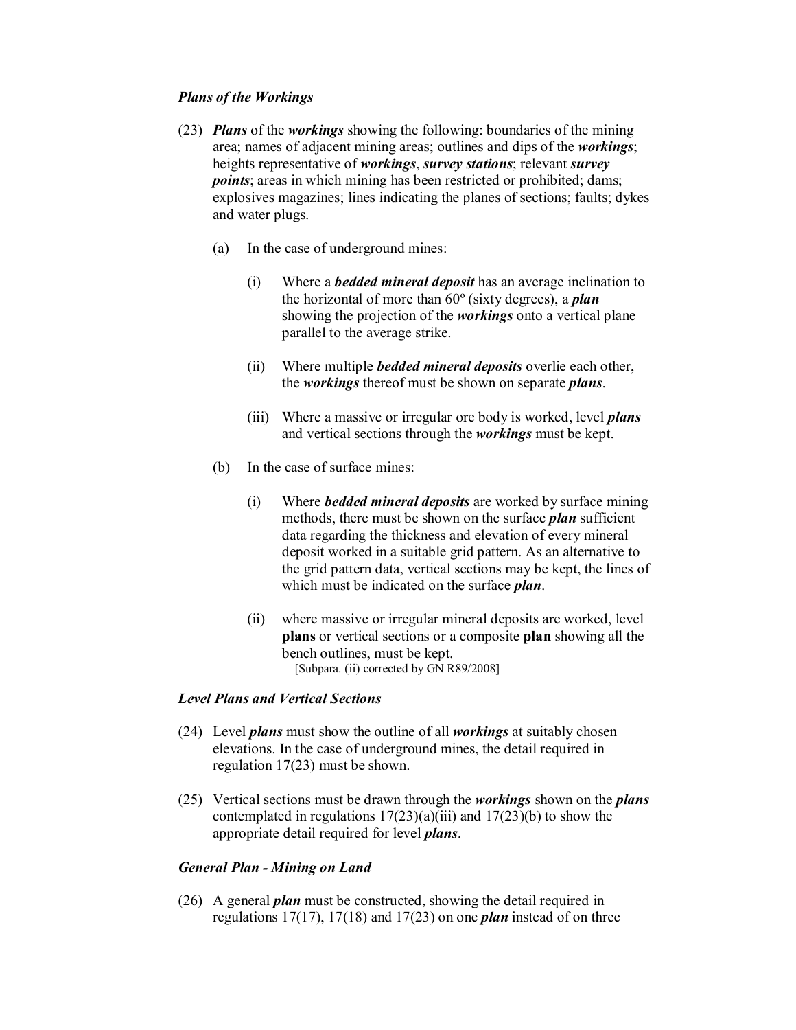***Plans of the Workings***

(23) ***Plans*** of the ***workings*** showing the following: boundaries of the mining area; names of adjacent mining areas; outlines and dips of the ***workings***; heights representative of ***workings***, ***survey stations***; relevant ***survey points***; areas in which mining has been restricted or prohibited; dams; explosives magazines; lines indicating the planes of sections; faults; dykes and water plugs.

(a) In the case of underground mines:

(i) Where a ***bedded mineral deposit*** has an average inclination to the horizontal of more than 60º (sixty degrees), a ***plan*** showing the projection of the ***workings*** onto a vertical plane parallel to the average strike.

(ii) Where multiple ***bedded mineral deposits*** overlie each other, the ***workings*** thereof must be shown on separate ***plans***.

(iii) Where a massive or irregular ore body is worked, level ***plans*** and vertical sections through the ***workings*** must be kept.

(b) In the case of surface mines:

(i) Where ***bedded mineral deposits*** are worked by surface mining methods, there must be shown on the surface ***plan*** sufficient data regarding the thickness and elevation of every mineral deposit worked in a suitable grid pattern. As an alternative to the grid pattern data, vertical sections may be kept, the lines of which must be indicated on the surface ***plan***.

(ii) where massive or irregular mineral deposits are worked, level **plans** or vertical sections or a composite **plan** showing all the bench outlines, must be kept.
[Subpara. (ii) corrected by GN R89/2008]

***Level Plans and Vertical Sections***

(24) Level ***plans*** must show the outline of all ***workings*** at suitably chosen elevations. In the case of underground mines, the detail required in regulation 17(23) must be shown.

(25) Vertical sections must be drawn through the ***workings*** shown on the ***plans*** contemplated in regulations 17(23)(a)(iii) and 17(23)(b) to show the appropriate detail required for level ***plans***.

***General Plan - Mining on Land***

(26) A general ***plan*** must be constructed, showing the detail required in regulations 17(17), 17(18) and 17(23) on one ***plan*** instead of on three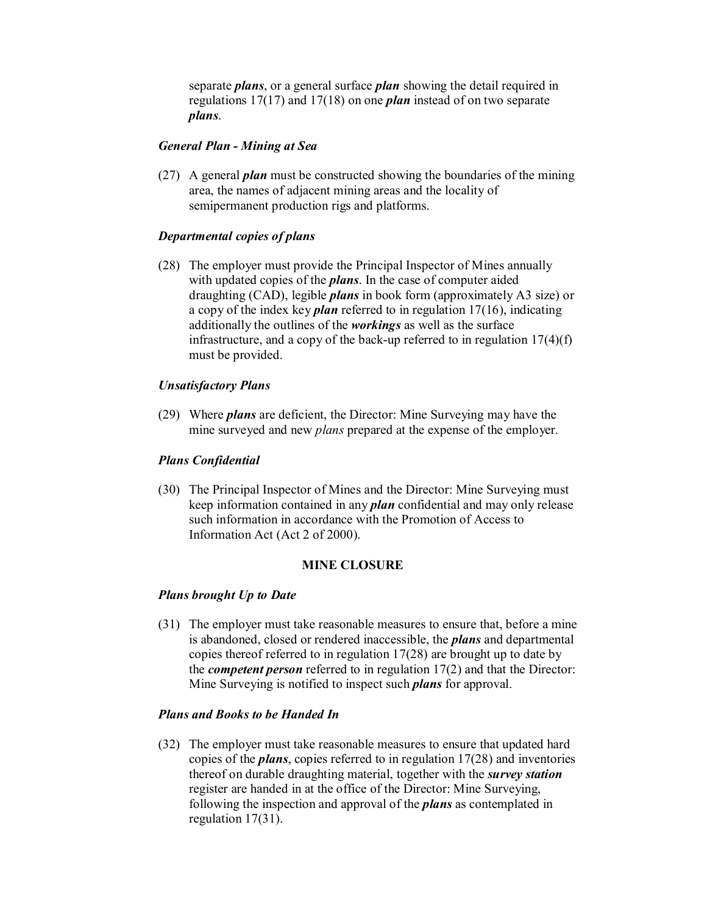separate ***plans***, or a general surface ***plan*** showing the detail required in regulations 17(17) and 17(18) on one ***plan*** instead of on two separate ***plans***.

***General Plan - Mining at Sea***

(27) A general ***plan*** must be constructed showing the boundaries of the mining area, the names of adjacent mining areas and the locality of semipermanent production rigs and platforms.

***Departmental copies of plans***

(28) The employer must provide the Principal Inspector of Mines annually with updated copies of the ***plans***. In the case of computer aided draughting (CAD), legible ***plans*** in book form (approximately A3 size) or a copy of the index key ***plan*** referred to in regulation 17(16), indicating additionally the outlines of the ***workings*** as well as the surface infrastructure, and a copy of the back-up referred to in regulation 17(4)(f) must be provided.

***Unsatisfactory Plans***

(29) Where ***plans*** are deficient, the Director: Mine Surveying may have the mine surveyed and new *plans* prepared at the expense of the employer.

***Plans Confidential***

(30) The Principal Inspector of Mines and the Director: Mine Surveying must keep information contained in any ***plan*** confidential and may only release such information in accordance with the Promotion of Access to Information Act (Act 2 of 2000).

**MINE CLOSURE**

***Plans brought Up to Date***

(31) The employer must take reasonable measures to ensure that, before a mine is abandoned, closed or rendered inaccessible, the ***plans*** and departmental copies thereof referred to in regulation 17(28) are brought up to date by the ***competent person*** referred to in regulation 17(2) and that the Director: Mine Surveying is notified to inspect such ***plans*** for approval.

***Plans and Books to be Handed In***

(32) The employer must take reasonable measures to ensure that updated hard copies of the ***plans***, copies referred to in regulation 17(28) and inventories thereof on durable draughting material, together with the ***survey station*** register are handed in at the office of the Director: Mine Surveying, following the inspection and approval of the ***plans*** as contemplated in regulation 17(31).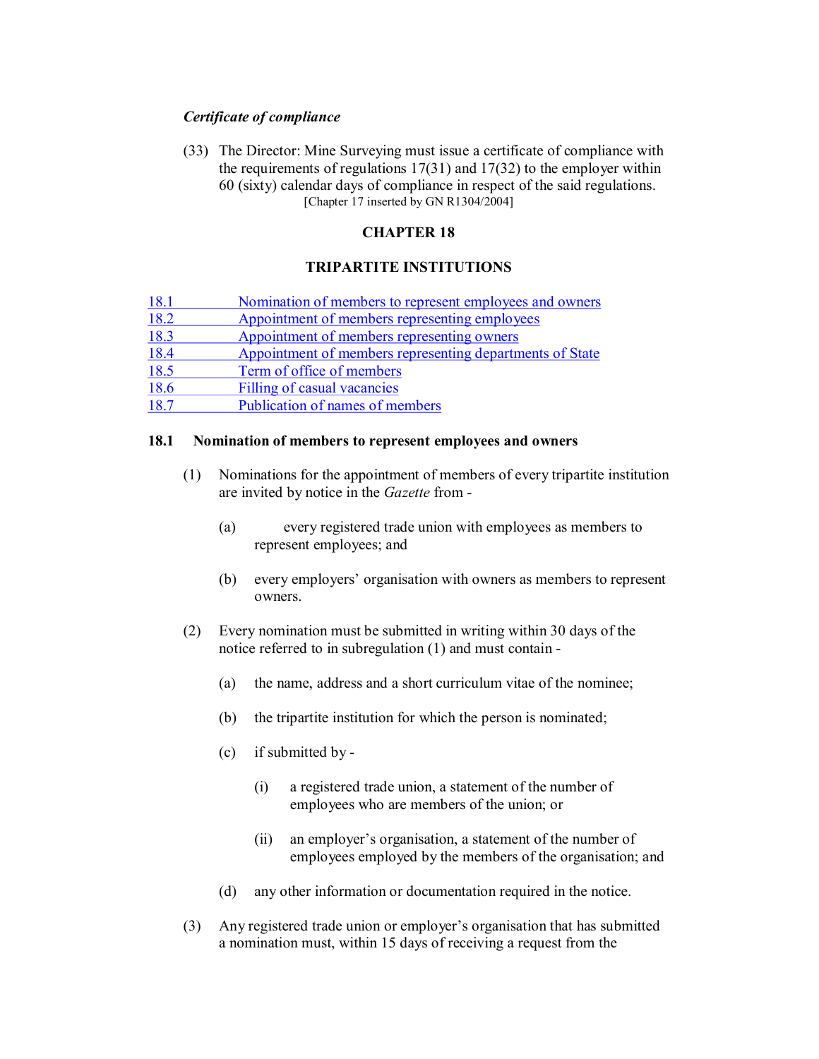*Certificate of compliance*

(33) The Director: Mine Surveying must issue a certificate of compliance with the requirements of regulations 17(31) and 17(32) to the employer within 60 (sixty) calendar days of compliance in respect of the said regulations.
[Chapter 17 inserted by GN R1304/2004]

## CHAPTER 18

## TRIPARTITE INSTITUTIONS

18.1 Nomination of members to represent employees and owners
18.2 Appointment of members representing employees
18.3 Appointment of members representing owners
18.4 Appointment of members representing departments of State
18.5 Term of office of members
18.6 Filling of casual vacancies
18.7 Publication of names of members

### 18.1 Nomination of members to represent employees and owners

(1) Nominations for the appointment of members of every tripartite institution are invited by notice in the *Gazette* from -

(a) every registered trade union with employees as members to represent employees; and

(b) every employers' organisation with owners as members to represent owners.

(2) Every nomination must be submitted in writing within 30 days of the notice referred to in subregulation (1) and must contain -

(a) the name, address and a short curriculum vitae of the nominee;

(b) the tripartite institution for which the person is nominated;

(c) if submitted by -

(i) a registered trade union, a statement of the number of employees who are members of the union; or

(ii) an employer's organisation, a statement of the number of employees employed by the members of the organisation; and

(d) any other information or documentation required in the notice.

(3) Any registered trade union or employer's organisation that has submitted a nomination must, within 15 days of receiving a request from the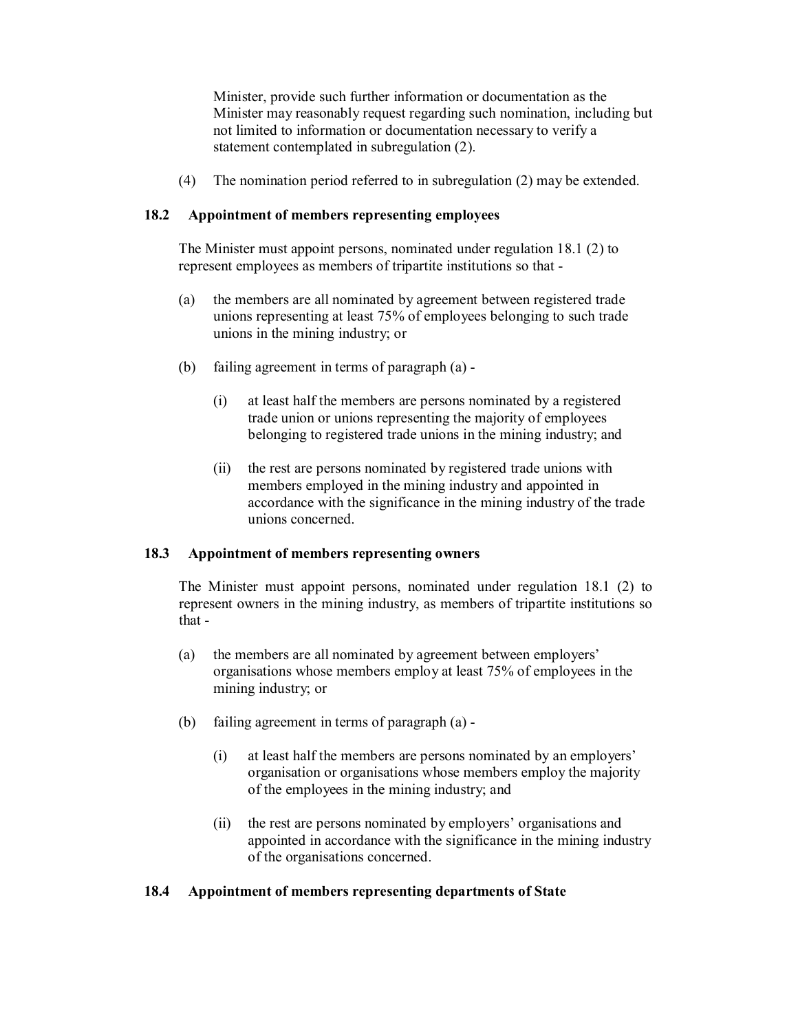Minister, provide such further information or documentation as the Minister may reasonably request regarding such nomination, including but not limited to information or documentation necessary to verify a statement contemplated in subregulation (2).

(4) The nomination period referred to in subregulation (2) may be extended.

**18.2 Appointment of members representing employees**

The Minister must appoint persons, nominated under regulation 18.1 (2) to represent employees as members of tripartite institutions so that -

(a) the members are all nominated by agreement between registered trade unions representing at least 75% of employees belonging to such trade unions in the mining industry; or

(b) failing agreement in terms of paragraph (a) -

(i) at least half the members are persons nominated by a registered trade union or unions representing the majority of employees belonging to registered trade unions in the mining industry; and

(ii) the rest are persons nominated by registered trade unions with members employed in the mining industry and appointed in accordance with the significance in the mining industry of the trade unions concerned.

**18.3 Appointment of members representing owners**

The Minister must appoint persons, nominated under regulation 18.1 (2) to represent owners in the mining industry, as members of tripartite institutions so that -

(a) the members are all nominated by agreement between employers' organisations whose members employ at least 75% of employees in the mining industry; or

(b) failing agreement in terms of paragraph (a) -

(i) at least half the members are persons nominated by an employers' organisation or organisations whose members employ the majority of the employees in the mining industry; and

(ii) the rest are persons nominated by employers' organisations and appointed in accordance with the significance in the mining industry of the organisations concerned.

**18.4 Appointment of members representing departments of State**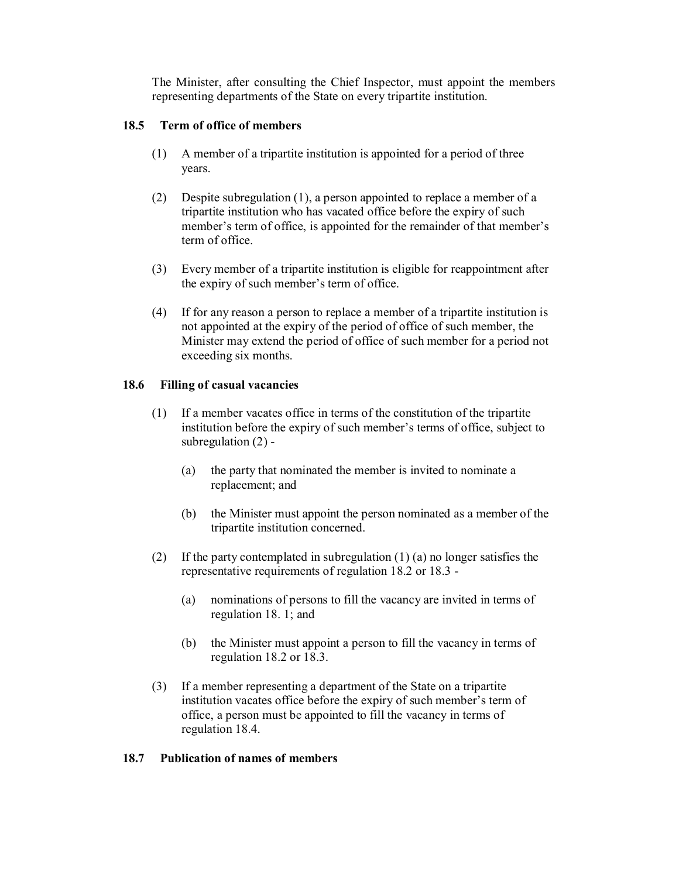The Minister, after consulting the Chief Inspector, must appoint the members representing departments of the State on every tripartite institution.

**18.5 Term of office of members**

(1) A member of a tripartite institution is appointed for a period of three years.

(2) Despite subregulation (1), a person appointed to replace a member of a tripartite institution who has vacated office before the expiry of such member's term of office, is appointed for the remainder of that member's term of office.

(3) Every member of a tripartite institution is eligible for reappointment after the expiry of such member's term of office.

(4) If for any reason a person to replace a member of a tripartite institution is not appointed at the expiry of the period of office of such member, the Minister may extend the period of office of such member for a period not exceeding six months.

**18.6 Filling of casual vacancies**

(1) If a member vacates office in terms of the constitution of the tripartite institution before the expiry of such member's terms of office, subject to subregulation (2) -

(a) the party that nominated the member is invited to nominate a replacement; and

(b) the Minister must appoint the person nominated as a member of the tripartite institution concerned.

(2) If the party contemplated in subregulation (1) (a) no longer satisfies the representative requirements of regulation 18.2 or 18.3 -

(a) nominations of persons to fill the vacancy are invited in terms of regulation 18. 1; and

(b) the Minister must appoint a person to fill the vacancy in terms of regulation 18.2 or 18.3.

(3) If a member representing a department of the State on a tripartite institution vacates office before the expiry of such member's term of office, a person must be appointed to fill the vacancy in terms of regulation 18.4.

**18.7 Publication of names of members**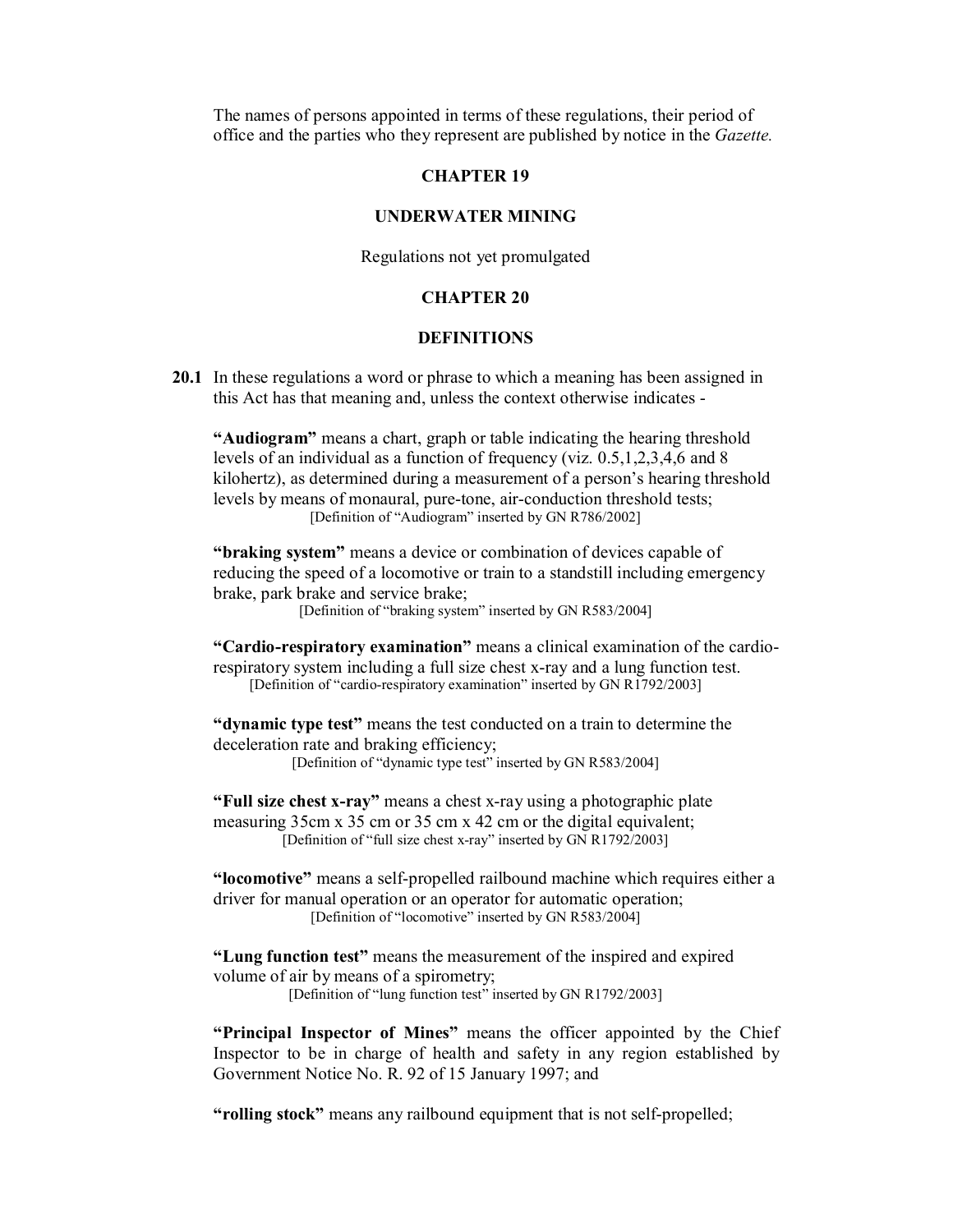The names of persons appointed in terms of these regulations, their period of office and the parties who they represent are published by notice in the *Gazette.*

## CHAPTER 19

## UNDERWATER MINING

Regulations not yet promulgated

## CHAPTER 20

## DEFINITIONS

**20.1** In these regulations a word or phrase to which a meaning has been assigned in this Act has that meaning and, unless the context otherwise indicates -

**"Audiogram"** means a chart, graph or table indicating the hearing threshold levels of an individual as a function of frequency (viz. 0.5,1,2,3,4,6 and 8 kilohertz), as determined during a measurement of a person's hearing threshold levels by means of monaural, pure-tone, air-conduction threshold tests;
[Definition of "Audiogram" inserted by GN R786/2002]

**"braking system"** means a device or combination of devices capable of reducing the speed of a locomotive or train to a standstill including emergency brake, park brake and service brake;
[Definition of "braking system" inserted by GN R583/2004]

**"Cardio-respiratory examination"** means a clinical examination of the cardio-respiratory system including a full size chest x-ray and a lung function test.
[Definition of "cardio-respiratory examination" inserted by GN R1792/2003]

**"dynamic type test"** means the test conducted on a train to determine the deceleration rate and braking efficiency;
[Definition of "dynamic type test" inserted by GN R583/2004]

**"Full size chest x-ray"** means a chest x-ray using a photographic plate measuring 35cm x 35 cm or 35 cm x 42 cm or the digital equivalent;
[Definition of "full size chest x-ray" inserted by GN R1792/2003]

**"locomotive"** means a self-propelled railbound machine which requires either a driver for manual operation or an operator for automatic operation;
[Definition of "locomotive" inserted by GN R583/2004]

**"Lung function test"** means the measurement of the inspired and expired volume of air by means of a spirometry;
[Definition of "lung function test" inserted by GN R1792/2003]

**"Principal Inspector of Mines"** means the officer appointed by the Chief Inspector to be in charge of health and safety in any region established by Government Notice No. R. 92 of 15 January 1997; and

**"rolling stock"** means any railbound equipment that is not self-propelled;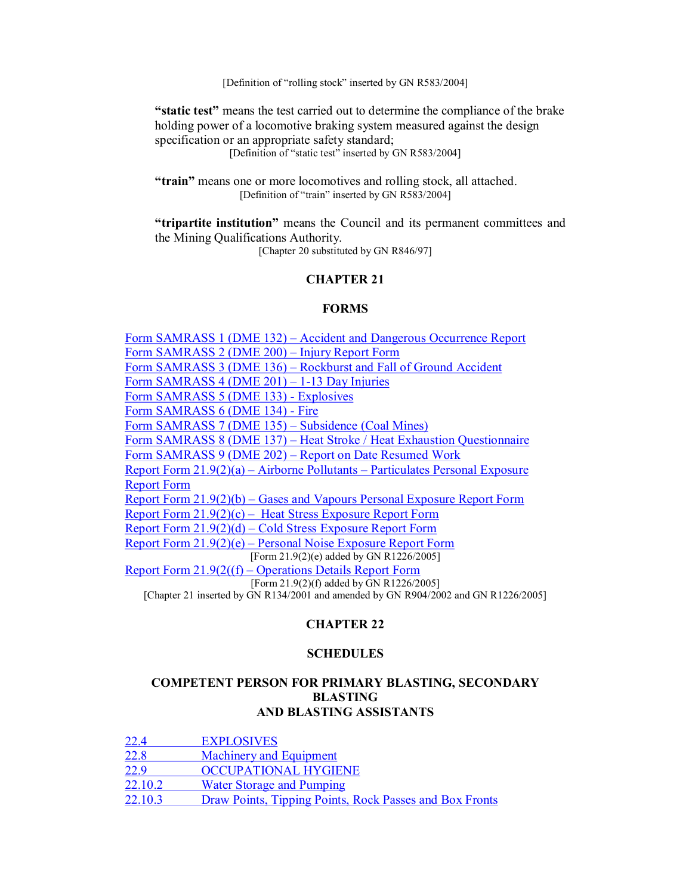[Definition of "rolling stock" inserted by GN R583/2004]

**"static test"** means the test carried out to determine the compliance of the brake holding power of a locomotive braking system measured against the design specification or an appropriate safety standard;

[Definition of "static test" inserted by GN R583/2004]

**"train"** means one or more locomotives and rolling stock, all attached.

[Definition of "train" inserted by GN R583/2004]

**"tripartite institution"** means the Council and its permanent committees and the Mining Qualifications Authority.

[Chapter 20 substituted by GN R846/97]

## CHAPTER 21

## FORMS

Form SAMRASS 1 (DME 132) – Accident and Dangerous Occurrence Report
Form SAMRASS 2 (DME 200) – Injury Report Form
Form SAMRASS 3 (DME 136) – Rockburst and Fall of Ground Accident
Form SAMRASS 4 (DME 201) – 1-13 Day Injuries
Form SAMRASS 5 (DME 133) - Explosives
Form SAMRASS 6 (DME 134) - Fire
Form SAMRASS 7 (DME 135) – Subsidence (Coal Mines)
Form SAMRASS 8 (DME 137) – Heat Stroke / Heat Exhaustion Questionnaire
Form SAMRASS 9 (DME 202) – Report on Date Resumed Work
Report Form 21.9(2)(a) – Airborne Pollutants – Particulates Personal Exposure Report Form
Report Form 21.9(2)(b) – Gases and Vapours Personal Exposure Report Form
Report Form 21.9(2)(c) – Heat Stress Exposure Report Form
Report Form 21.9(2)(d) – Cold Stress Exposure Report Form
Report Form 21.9(2)(e) – Personal Noise Exposure Report Form

[Form 21.9(2)(e) added by GN R1226/2005]

Report Form 21.9(2((f) – Operations Details Report Form

[Form 21.9(2)(f) added by GN R1226/2005]

[Chapter 21 inserted by GN R134/2001 and amended by GN R904/2002 and GN R1226/2005]

## CHAPTER 22

## SCHEDULES

### COMPETENT PERSON FOR PRIMARY BLASTING, SECONDARY BLASTING AND BLASTING ASSISTANTS

22.4 EXPLOSIVES
22.8 Machinery and Equipment
22.9 OCCUPATIONAL HYGIENE
22.10.2 Water Storage and Pumping
22.10.3 Draw Points, Tipping Points, Rock Passes and Box Fronts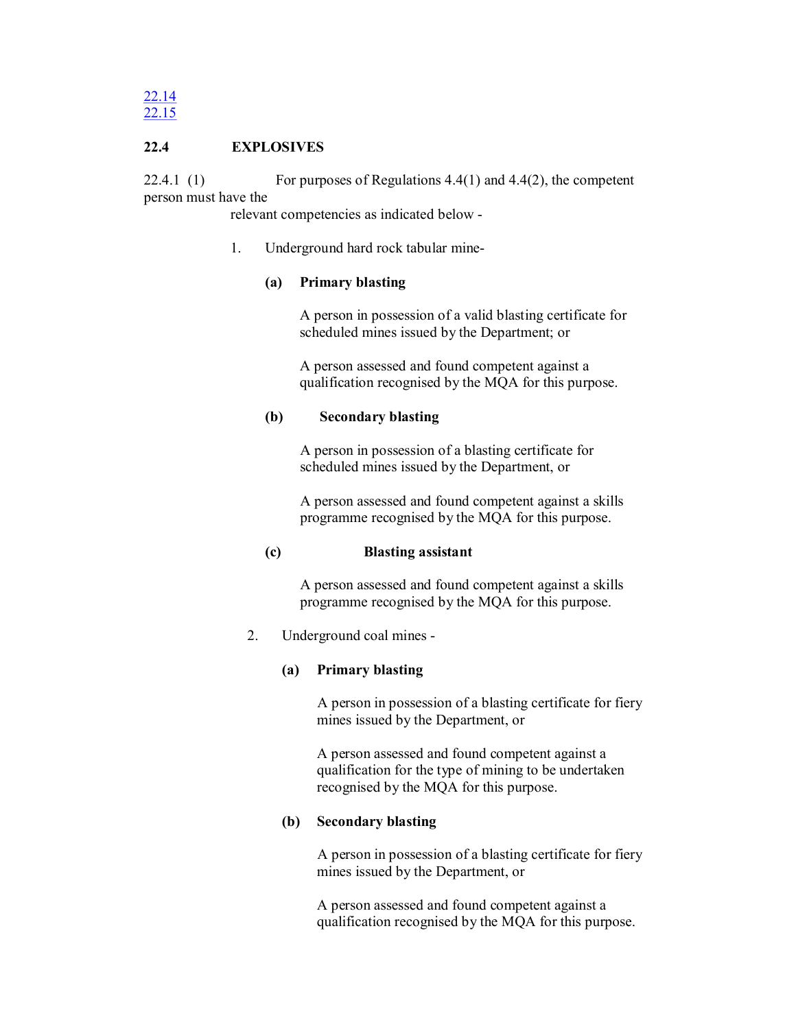[22.14](#)
[22.15](#)

**22.4 EXPLOSIVES**

22.4.1 (1) For purposes of Regulations 4.4(1) and 4.4(2), the competent person must have the relevant competencies as indicated below -

1. Underground hard rock tabular mine-

   **(a) Primary blasting**

   A person in possession of a valid blasting certificate for scheduled mines issued by the Department; or

   A person assessed and found competent against a qualification recognised by the MQA for this purpose.

   **(b) Secondary blasting**

   A person in possession of a blasting certificate for scheduled mines issued by the Department, or

   A person assessed and found competent against a skills programme recognised by the MQA for this purpose.

   **(c) Blasting assistant**

   A person assessed and found competent against a skills programme recognised by the MQA for this purpose.

2. Underground coal mines -

   **(a) Primary blasting**

   A person in possession of a blasting certificate for fiery mines issued by the Department, or

   A person assessed and found competent against a qualification for the type of mining to be undertaken recognised by the MQA for this purpose.

   **(b) Secondary blasting**

   A person in possession of a blasting certificate for fiery mines issued by the Department, or

   A person assessed and found competent against a qualification recognised by the MQA for this purpose.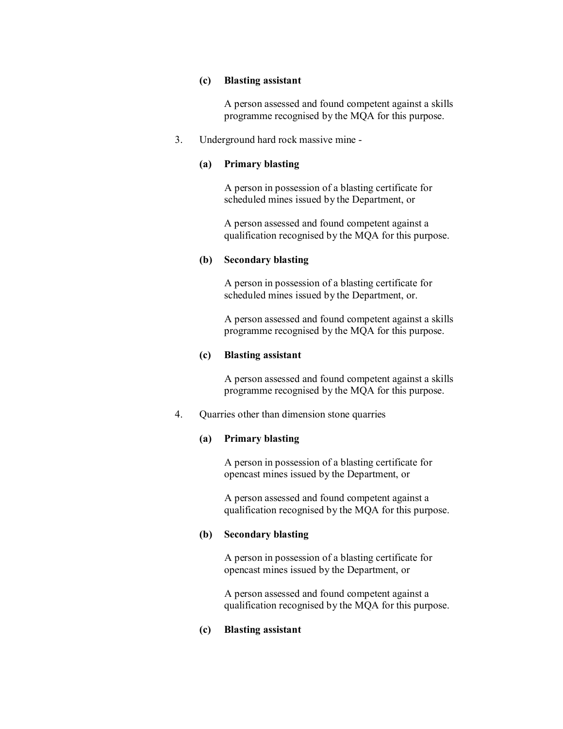**(c) Blasting assistant**

A person assessed and found competent against a skills programme recognised by the MQA for this purpose.

3. Underground hard rock massive mine -

**(a) Primary blasting**

A person in possession of a blasting certificate for scheduled mines issued by the Department, or

A person assessed and found competent against a qualification recognised by the MQA for this purpose.

**(b) Secondary blasting**

A person in possession of a blasting certificate for scheduled mines issued by the Department, or.

A person assessed and found competent against a skills programme recognised by the MQA for this purpose.

**(c) Blasting assistant**

A person assessed and found competent against a skills programme recognised by the MQA for this purpose.

4. Quarries other than dimension stone quarries

**(a) Primary blasting**

A person in possession of a blasting certificate for opencast mines issued by the Department, or

A person assessed and found competent against a qualification recognised by the MQA for this purpose.

**(b) Secondary blasting**

A person in possession of a blasting certificate for opencast mines issued by the Department, or

A person assessed and found competent against a qualification recognised by the MQA for this purpose.

**(c) Blasting assistant**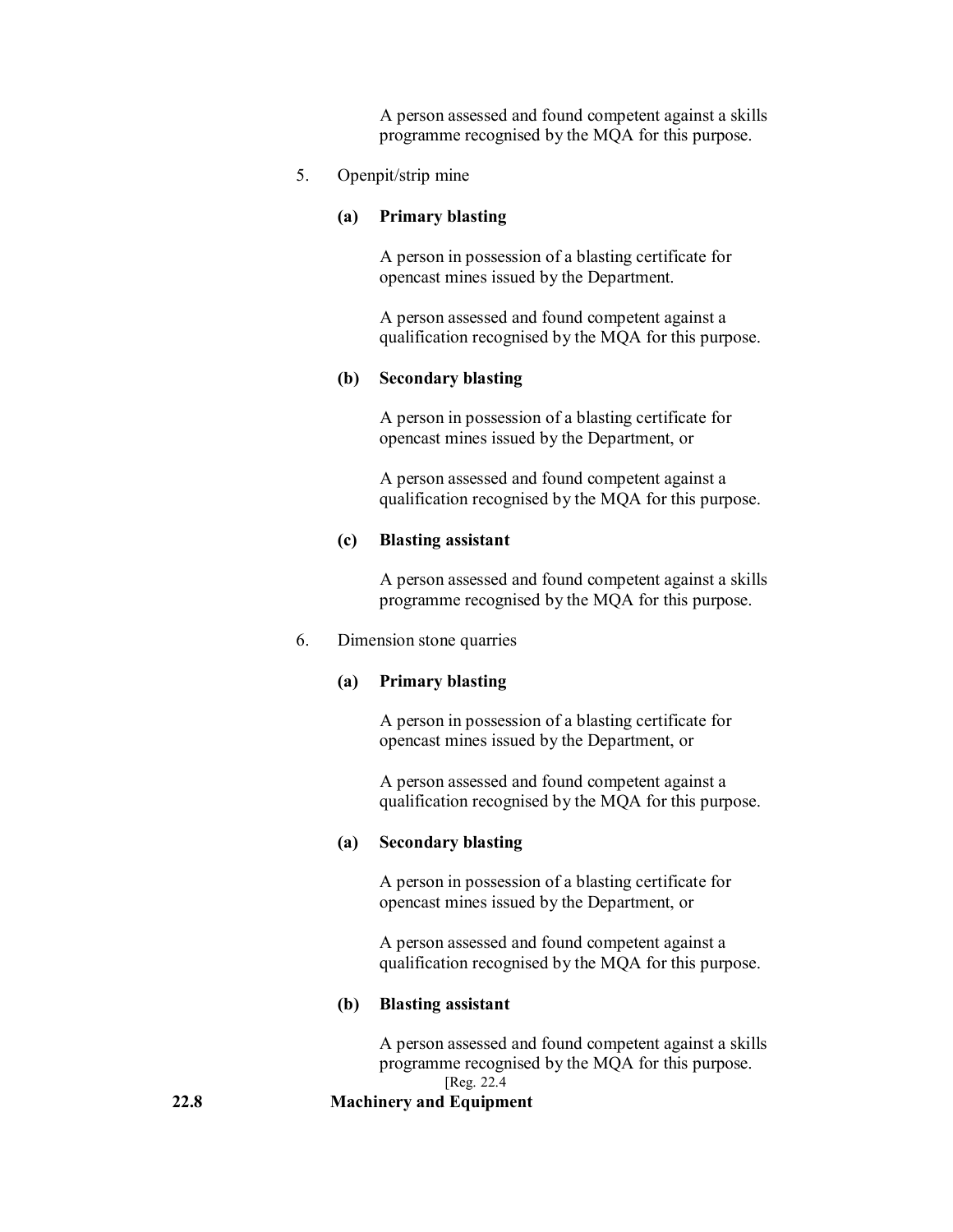A person assessed and found competent against a skills programme recognised by the MQA for this purpose.

5. Openpit/strip mine

**(a) Primary blasting**

A person in possession of a blasting certificate for opencast mines issued by the Department.

A person assessed and found competent against a qualification recognised by the MQA for this purpose.

**(b) Secondary blasting**

A person in possession of a blasting certificate for opencast mines issued by the Department, or

A person assessed and found competent against a qualification recognised by the MQA for this purpose.

**(c) Blasting assistant**

A person assessed and found competent against a skills programme recognised by the MQA for this purpose.

6. Dimension stone quarries

**(a) Primary blasting**

A person in possession of a blasting certificate for opencast mines issued by the Department, or

A person assessed and found competent against a qualification recognised by the MQA for this purpose.

**(a) Secondary blasting**

A person in possession of a blasting certificate for opencast mines issued by the Department, or

A person assessed and found competent against a qualification recognised by the MQA for this purpose.

**(b) Blasting assistant**

A person assessed and found competent against a skills programme recognised by the MQA for this purpose.

[Reg. 22.4

**22.8 Machinery and Equipment**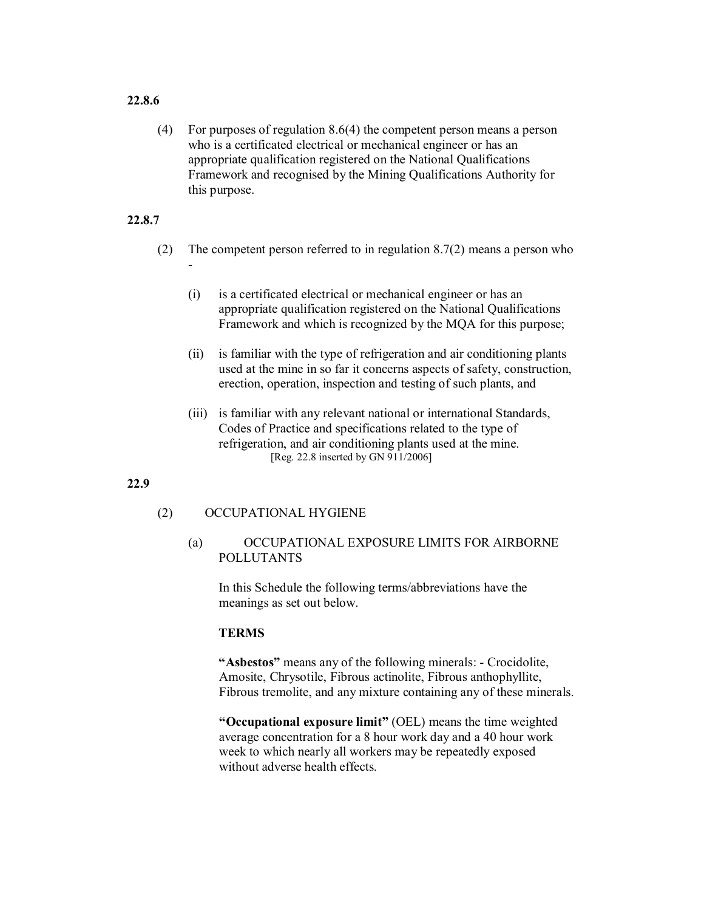**22.8.6**

(4) For purposes of regulation 8.6(4) the competent person means a person who is a certificated electrical or mechanical engineer or has an appropriate qualification registered on the National Qualifications Framework and recognised by the Mining Qualifications Authority for this purpose.

**22.8.7**

(2) The competent person referred to in regulation 8.7(2) means a person who -

(i) is a certificated electrical or mechanical engineer or has an appropriate qualification registered on the National Qualifications Framework and which is recognized by the MQA for this purpose;

(ii) is familiar with the type of refrigeration and air conditioning plants used at the mine in so far it concerns aspects of safety, construction, erection, operation, inspection and testing of such plants, and

(iii) is familiar with any relevant national or international Standards, Codes of Practice and specifications related to the type of refrigeration, and air conditioning plants used at the mine.
[Reg. 22.8 inserted by GN 911/2006]

**22.9**

(2) OCCUPATIONAL HYGIENE

(a) OCCUPATIONAL EXPOSURE LIMITS FOR AIRBORNE POLLUTANTS

In this Schedule the following terms/abbreviations have the meanings as set out below.

**TERMS**

**"Asbestos"** means any of the following minerals: - Crocidolite, Amosite, Chrysotile, Fibrous actinolite, Fibrous anthophyllite, Fibrous tremolite, and any mixture containing any of these minerals.

**"Occupational exposure limit"** (OEL) means the time weighted average concentration for a 8 hour work day and a 40 hour work week to which nearly all workers may be repeatedly exposed without adverse health effects.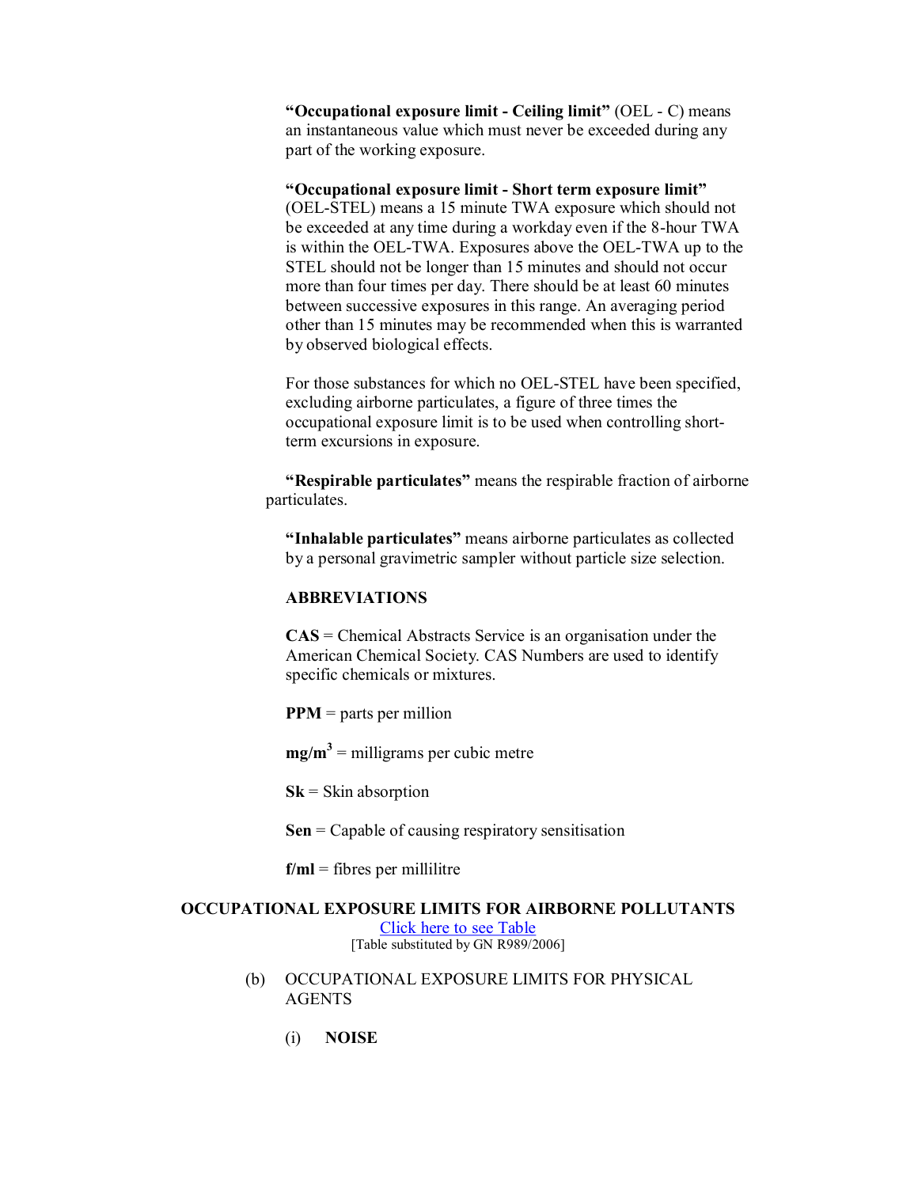**"Occupational exposure limit - Ceiling limit"** (OEL - C) means an instantaneous value which must never be exceeded during any part of the working exposure.

**"Occupational exposure limit - Short term exposure limit"** (OEL-STEL) means a 15 minute TWA exposure which should not be exceeded at any time during a workday even if the 8-hour TWA is within the OEL-TWA. Exposures above the OEL-TWA up to the STEL should not be longer than 15 minutes and should not occur more than four times per day. There should be at least 60 minutes between successive exposures in this range. An averaging period other than 15 minutes may be recommended when this is warranted by observed biological effects.

For those substances for which no OEL-STEL have been specified, excluding airborne particulates, a figure of three times the occupational exposure limit is to be used when controlling short-term excursions in exposure.

**"Respirable particulates"** means the respirable fraction of airborne particulates.

**"Inhalable particulates"** means airborne particulates as collected by a personal gravimetric sampler without particle size selection.

**ABBREVIATIONS**

**CAS** = Chemical Abstracts Service is an organisation under the American Chemical Society. CAS Numbers are used to identify specific chemicals or mixtures.

**PPM** = parts per million

**mg/m$^3$** = milligrams per cubic metre

**Sk** = Skin absorption

**Sen** = Capable of causing respiratory sensitisation

**f/ml** = fibres per millilitre

**OCCUPATIONAL EXPOSURE LIMITS FOR AIRBORNE POLLUTANTS**

Click here to see Table

[Table substituted by GN R989/2006]

(b) OCCUPATIONAL EXPOSURE LIMITS FOR PHYSICAL AGENTS

(i) **NOISE**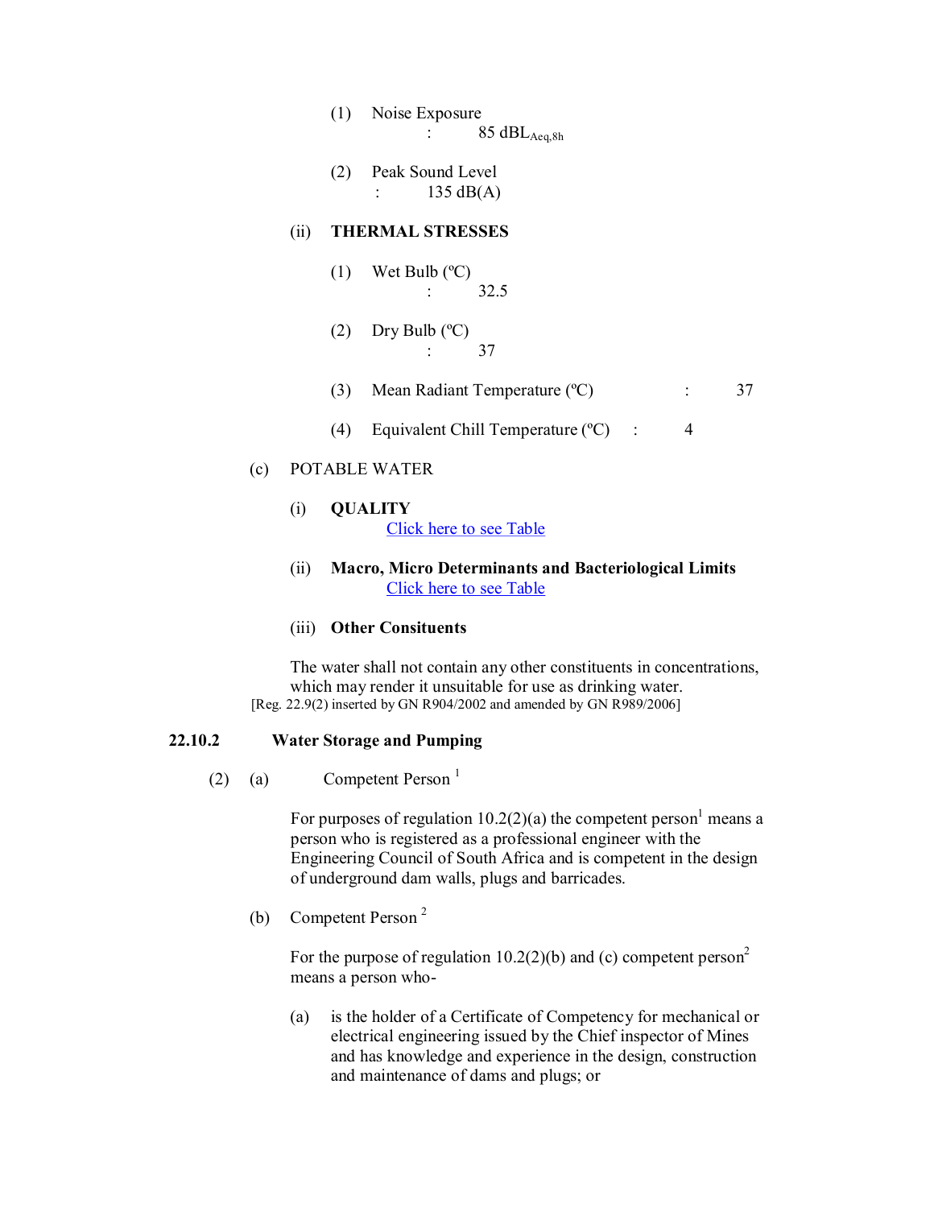(1) Noise Exposure
: 85 $dBL_{Aeq,8h}$

(2) Peak Sound Level
: 135 dB(A)

(ii) **THERMAL STRESSES**

(1) Wet Bulb (ºC)
: 32.5

(2) Dry Bulb (ºC)
: 37

(3) Mean Radiant Temperature (ºC) : 37

(4) Equivalent Chill Temperature (ºC) : 4

(c) POTABLE WATER

(i) **QUALITY**
[Click here to see Table]

(ii) **Macro, Micro Determinants and Bacteriological Limits**
[Click here to see Table]

(iii) **Other Consituents**

The water shall not contain any other constituents in concentrations, which may render it unsuitable for use as drinking water.
[Reg. 22.9(2) inserted by GN R904/2002 and amended by GN R989/2006]

**22.10.2 Water Storage and Pumping**

(2) (a) Competent Person [1]

For purposes of regulation 10.2(2)(a) the competent person[1] means a person who is registered as a professional engineer with the Engineering Council of South Africa and is competent in the design of underground dam walls, plugs and barricades.

(b) Competent Person [2]

For the purpose of regulation 10.2(2)(b) and (c) competent person[2] means a person who-

(a) is the holder of a Certificate of Competency for mechanical or electrical engineering issued by the Chief inspector of Mines and has knowledge and experience in the design, construction and maintenance of dams and plugs; or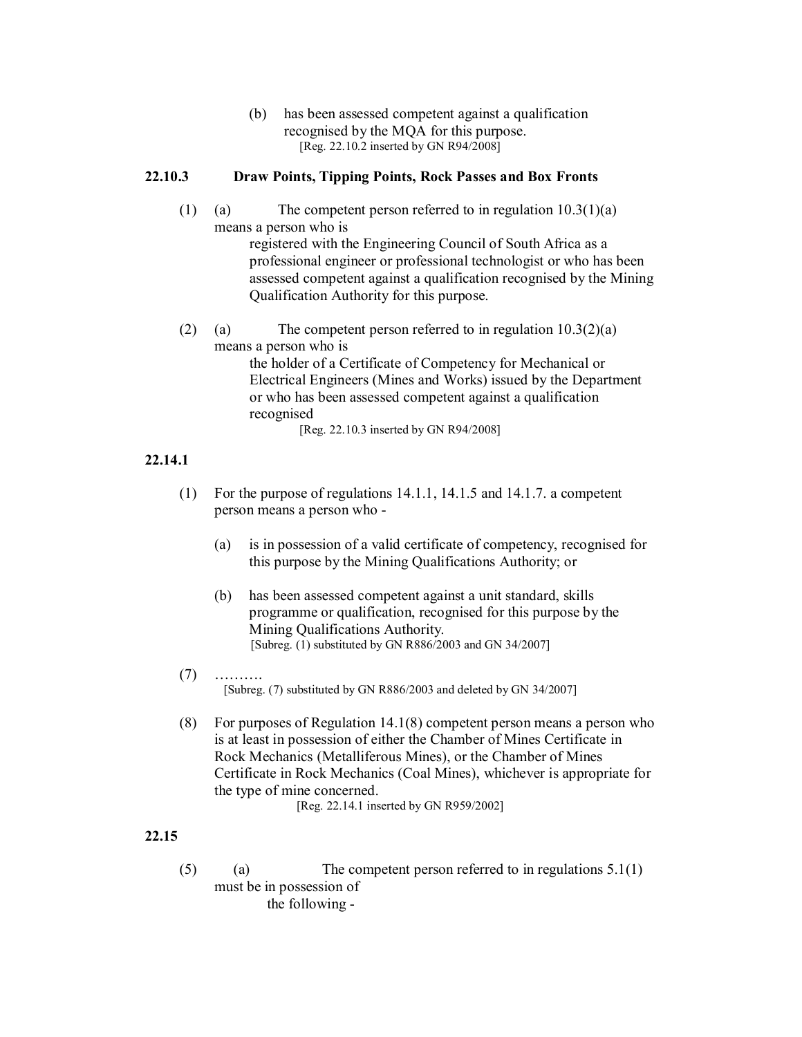(b) has been assessed competent against a qualification recognised by the MQA for this purpose.

[Reg. 22.10.2 inserted by GN R94/2008]

**22.10.3 Draw Points, Tipping Points, Rock Passes and Box Fronts**

(1) (a) The competent person referred to in regulation 10.3(1)(a) means a person who is
registered with the Engineering Council of South Africa as a professional engineer or professional technologist or who has been assessed competent against a qualification recognised by the Mining Qualification Authority for this purpose.

(2) (a) The competent person referred to in regulation 10.3(2)(a) means a person who is
the holder of a Certificate of Competency for Mechanical or Electrical Engineers (Mines and Works) issued by the Department or who has been assessed competent against a qualification recognised

[Reg. 22.10.3 inserted by GN R94/2008]

**22.14.1**

(1) For the purpose of regulations 14.1.1, 14.1.5 and 14.1.7. a competent person means a person who -

(a) is in possession of a valid certificate of competency, recognised for this purpose by the Mining Qualifications Authority; or

(b) has been assessed competent against a unit standard, skills programme or qualification, recognised for this purpose by the Mining Qualifications Authority.

[Subreg. (1) substituted by GN R886/2003 and GN 34/2007]

(7) ……….

[Subreg. (7) substituted by GN R886/2003 and deleted by GN 34/2007]

(8) For purposes of Regulation 14.1(8) competent person means a person who is at least in possession of either the Chamber of Mines Certificate in Rock Mechanics (Metalliferous Mines), or the Chamber of Mines Certificate in Rock Mechanics (Coal Mines), whichever is appropriate for the type of mine concerned.

[Reg. 22.14.1 inserted by GN R959/2002]

**22.15**

(5) (a) The competent person referred to in regulations 5.1(1) must be in possession of
the following -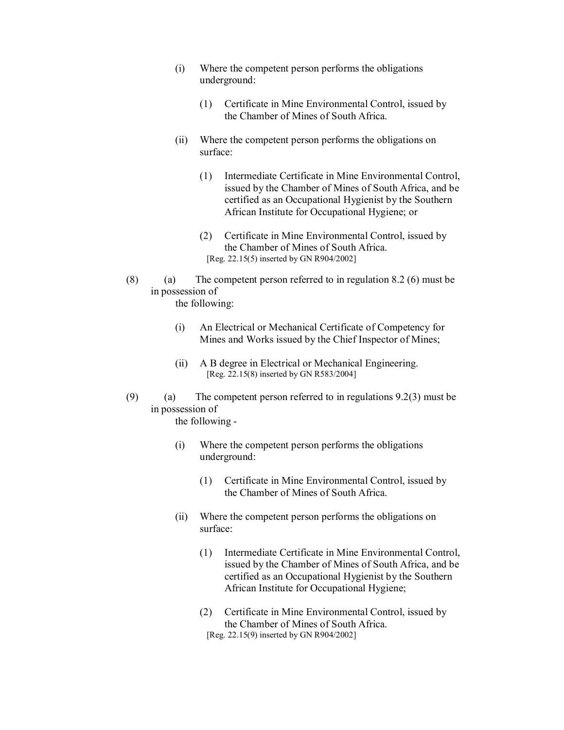(i) Where the competent person performs the obligations underground:

(1) Certificate in Mine Environmental Control, issued by the Chamber of Mines of South Africa.

(ii) Where the competent person performs the obligations on surface:

(1) Intermediate Certificate in Mine Environmental Control, issued by the Chamber of Mines of South Africa, and be certified as an Occupational Hygienist by the Southern African Institute for Occupational Hygiene; or

(2) Certificate in Mine Environmental Control, issued by the Chamber of Mines of South Africa.
[Reg. 22.15(5) inserted by GN R904/2002]

(8) (a) The competent person referred to in regulation 8.2 (6) must be in possession of the following:

(i) An Electrical or Mechanical Certificate of Competency for Mines and Works issued by the Chief Inspector of Mines;

(ii) A B degree in Electrical or Mechanical Engineering.
[Reg. 22.15(8) inserted by GN R583/2004]

(9) (a) The competent person referred to in regulations 9.2(3) must be in possession of the following -

(i) Where the competent person performs the obligations underground:

(1) Certificate in Mine Environmental Control, issued by the Chamber of Mines of South Africa.

(ii) Where the competent person performs the obligations on surface:

(1) Intermediate Certificate in Mine Environmental Control, issued by the Chamber of Mines of South Africa, and be certified as an Occupational Hygienist by the Southern African Institute for Occupational Hygiene;

(2) Certificate in Mine Environmental Control, issued by the Chamber of Mines of South Africa.
[Reg. 22.15(9) inserted by GN R904/2002]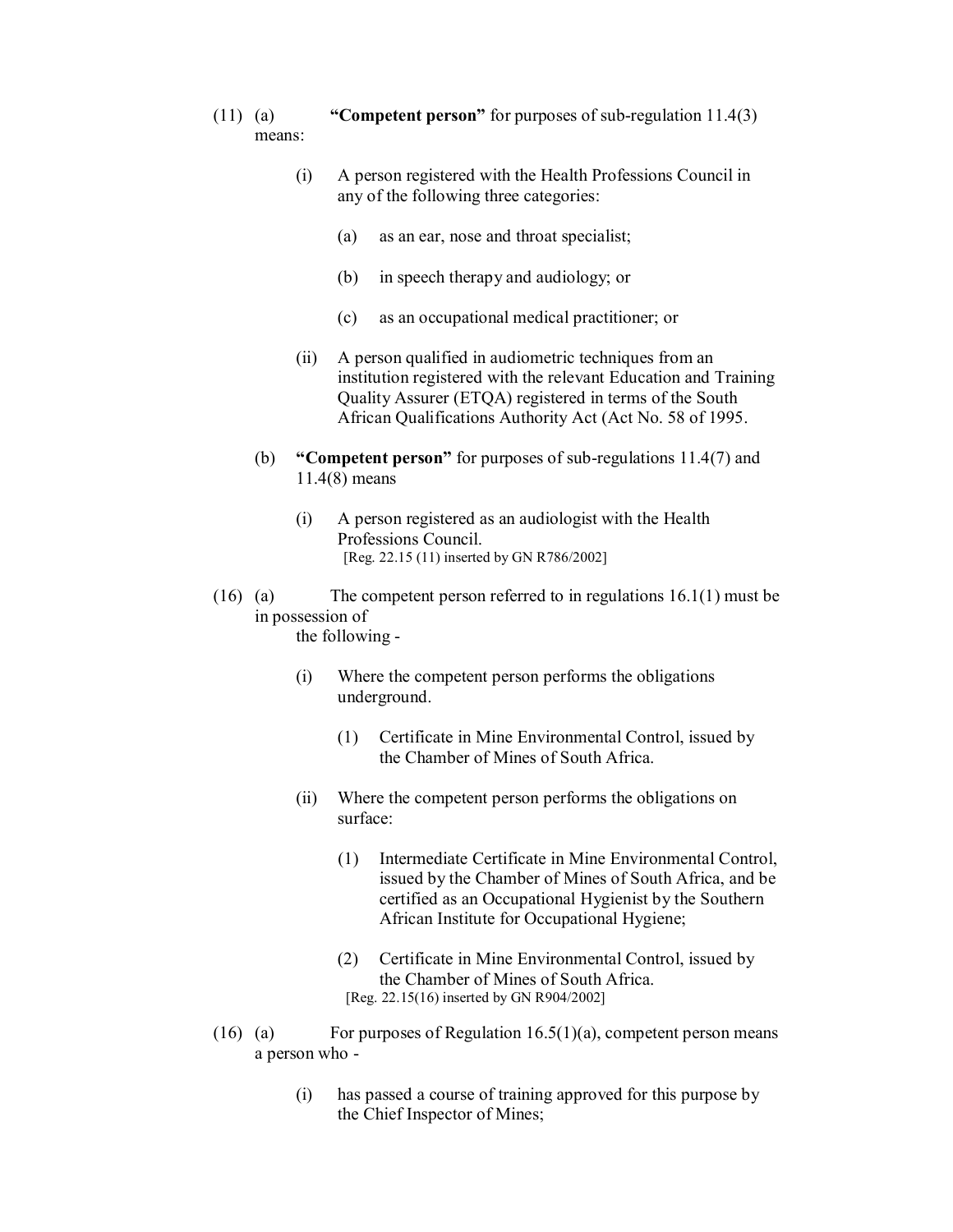(11) (a) **"Competent person"** for purposes of sub-regulation 11.4(3) means:

   (i) A person registered with the Health Professions Council in any of the following three categories:

      (a) as an ear, nose and throat specialist;

      (b) in speech therapy and audiology; or

      (c) as an occupational medical practitioner; or

   (ii) A person qualified in audiometric techniques from an institution registered with the relevant Education and Training Quality Assurer (ETQA) registered in terms of the South African Qualifications Authority Act (Act No. 58 of 1995.

(b) **"Competent person"** for purposes of sub-regulations 11.4(7) and 11.4(8) means

   (i) A person registered as an audiologist with the Health Professions Council.
   [Reg. 22.15 (11) inserted by GN R786/2002]

(16) (a) The competent person referred to in regulations 16.1(1) must be in possession of the following -

   (i) Where the competent person performs the obligations underground.

      (1) Certificate in Mine Environmental Control, issued by the Chamber of Mines of South Africa.

   (ii) Where the competent person performs the obligations on surface:

      (1) Intermediate Certificate in Mine Environmental Control, issued by the Chamber of Mines of South Africa, and be certified as an Occupational Hygienist by the Southern African Institute for Occupational Hygiene;

      (2) Certificate in Mine Environmental Control, issued by the Chamber of Mines of South Africa.
      [Reg. 22.15(16) inserted by GN R904/2002]

(16) (a) For purposes of Regulation 16.5(1)(a), competent person means a person who -

   (i) has passed a course of training approved for this purpose by the Chief Inspector of Mines;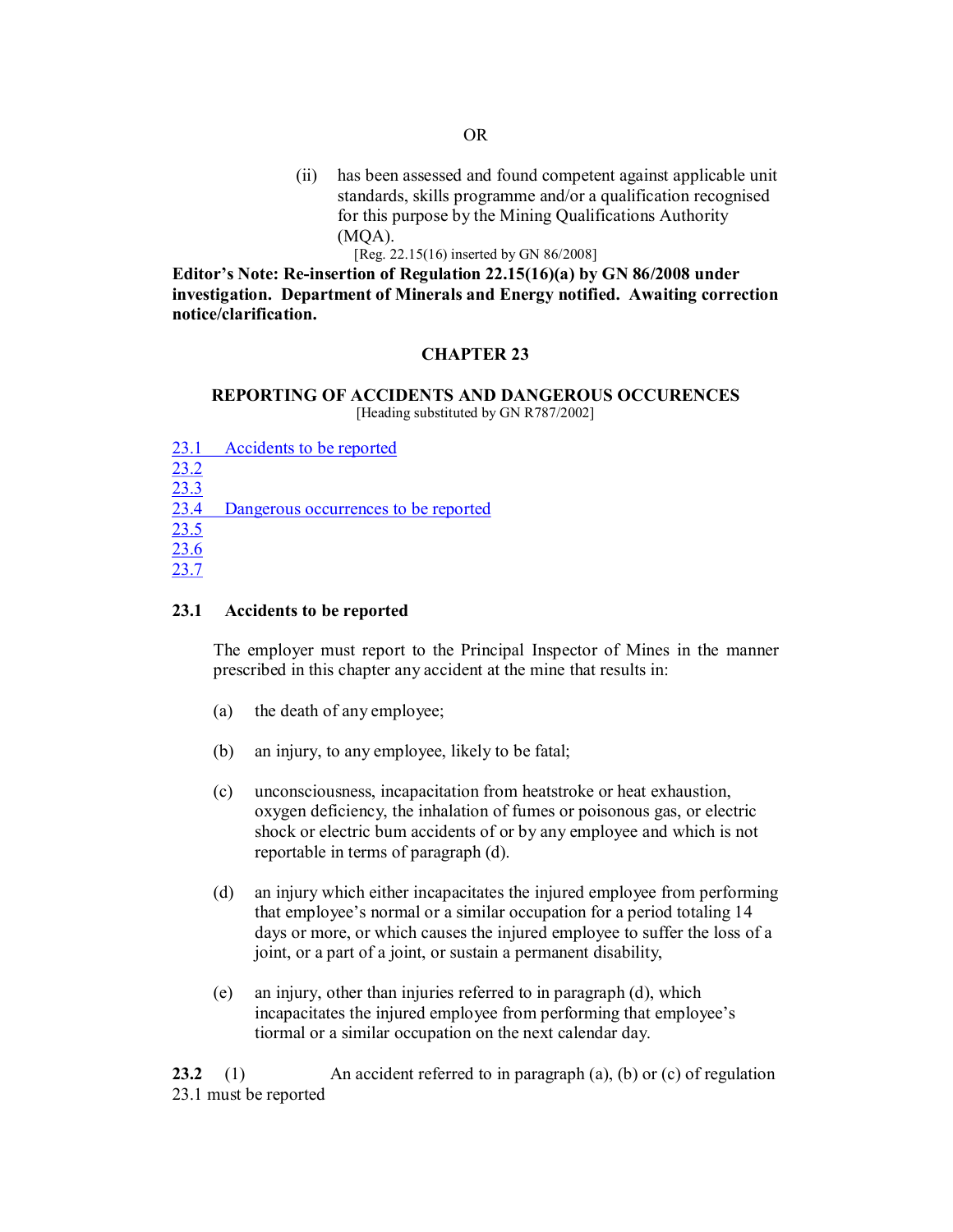OR

(ii) has been assessed and found competent against applicable unit standards, skills programme and/or a qualification recognised for this purpose by the Mining Qualifications Authority (MQA).

[Reg. 22.15(16) inserted by GN 86/2008]

**Editor's Note: Re-insertion of Regulation 22.15(16)(a) by GN 86/2008 under investigation. Department of Minerals and Energy notified. Awaiting correction notice/clarification.**

## CHAPTER 23

### REPORTING OF ACCIDENTS AND DANGEROUS OCCURENCES

[Heading substituted by GN R787/2002]

23.1 Accidents to be reported
23.2
23.3
23.4 Dangerous occurrences to be reported
23.5
23.6
23.7

**23.1 Accidents to be reported**

The employer must report to the Principal Inspector of Mines in the manner prescribed in this chapter any accident at the mine that results in:

(a) the death of any employee;

(b) an injury, to any employee, likely to be fatal;

(c) unconsciousness, incapacitation from heatstroke or heat exhaustion, oxygen deficiency, the inhalation of fumes or poisonous gas, or electric shock or electric bum accidents of or by any employee and which is not reportable in terms of paragraph (d).

(d) an injury which either incapacitates the injured employee from performing that employee's normal or a similar occupation for a period totaling 14 days or more, or which causes the injured employee to suffer the loss of a joint, or a part of a joint, or sustain a permanent disability,

(e) an injury, other than injuries referred to in paragraph (d), which incapacitates the injured employee from performing that employee's tiormal or a similar occupation on the next calendar day.

**23.2** (1) An accident referred to in paragraph (a), (b) or (c) of regulation 23.1 must be reported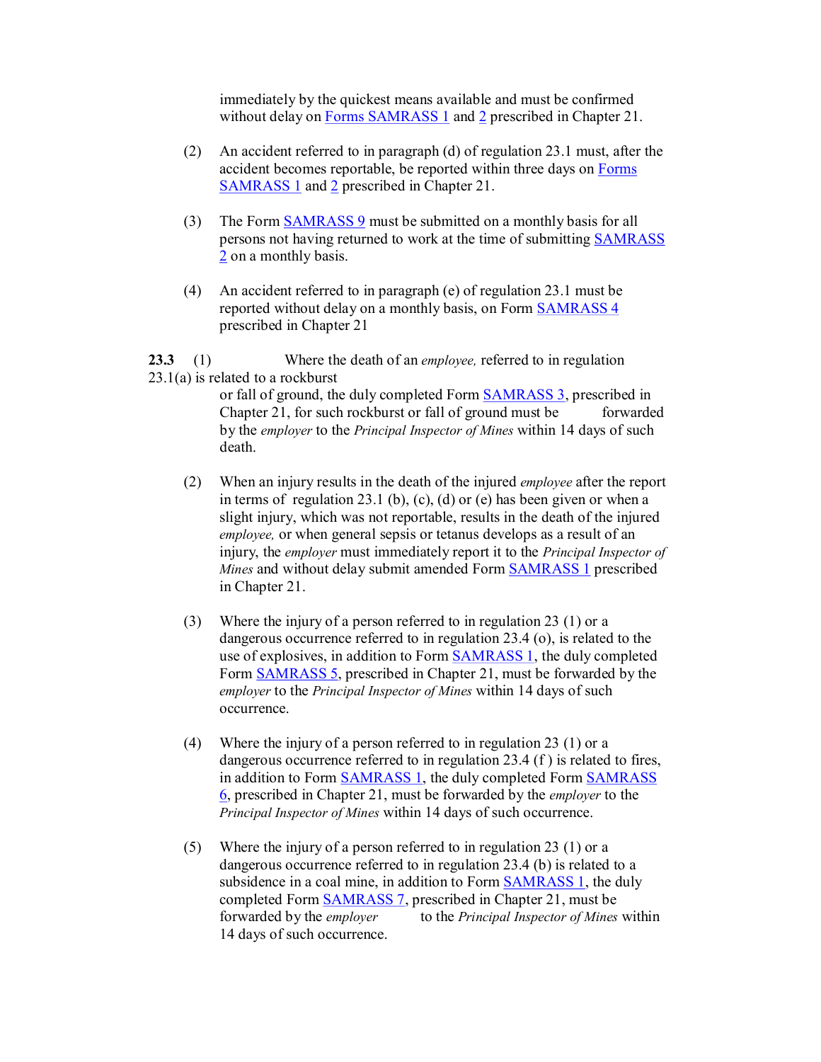immediately by the quickest means available and must be confirmed without delay on Forms SAMRASS 1 and 2 prescribed in Chapter 21.

(2) An accident referred to in paragraph (d) of regulation 23.1 must, after the accident becomes reportable, be reported within three days on Forms SAMRASS 1 and 2 prescribed in Chapter 21.

(3) The Form SAMRASS 9 must be submitted on a monthly basis for all persons not having returned to work at the time of submitting SAMRASS 2 on a monthly basis.

(4) An accident referred to in paragraph (e) of regulation 23.1 must be reported without delay on a monthly basis, on Form SAMRASS 4 prescribed in Chapter 21

**23.3** (1) Where the death of an *employee,* referred to in regulation 23.1(a) is related to a rockburst or fall of ground, the duly completed Form SAMRASS 3, prescribed in Chapter 21, for such rockburst or fall of ground must be forwarded by the *employer* to the *Principal Inspector of Mines* within 14 days of such death.

(2) When an injury results in the death of the injured *employee* after the report in terms of regulation 23.1 (b), (c), (d) or (e) has been given or when a slight injury, which was not reportable, results in the death of the injured *employee,* or when general sepsis or tetanus develops as a result of an injury, the *employer* must immediately report it to the *Principal Inspector of Mines* and without delay submit amended Form SAMRASS 1 prescribed in Chapter 21.

(3) Where the injury of a person referred to in regulation 23 (1) or a dangerous occurrence referred to in regulation 23.4 (o), is related to the use of explosives, in addition to Form SAMRASS 1, the duly completed Form SAMRASS 5, prescribed in Chapter 21, must be forwarded by the *employer* to the *Principal Inspector of Mines* within 14 days of such occurrence.

(4) Where the injury of a person referred to in regulation 23 (1) or a dangerous occurrence referred to in regulation 23.4 (f ) is related to fires, in addition to Form SAMRASS 1, the duly completed Form SAMRASS 6, prescribed in Chapter 21, must be forwarded by the *employer* to the *Principal Inspector of Mines* within 14 days of such occurrence.

(5) Where the injury of a person referred to in regulation 23 (1) or a dangerous occurrence referred to in regulation 23.4 (b) is related to a subsidence in a coal mine, in addition to Form SAMRASS 1, the duly completed Form SAMRASS 7, prescribed in Chapter 21, must be forwarded by the *employer* to the *Principal Inspector of Mines* within 14 days of such occurrence.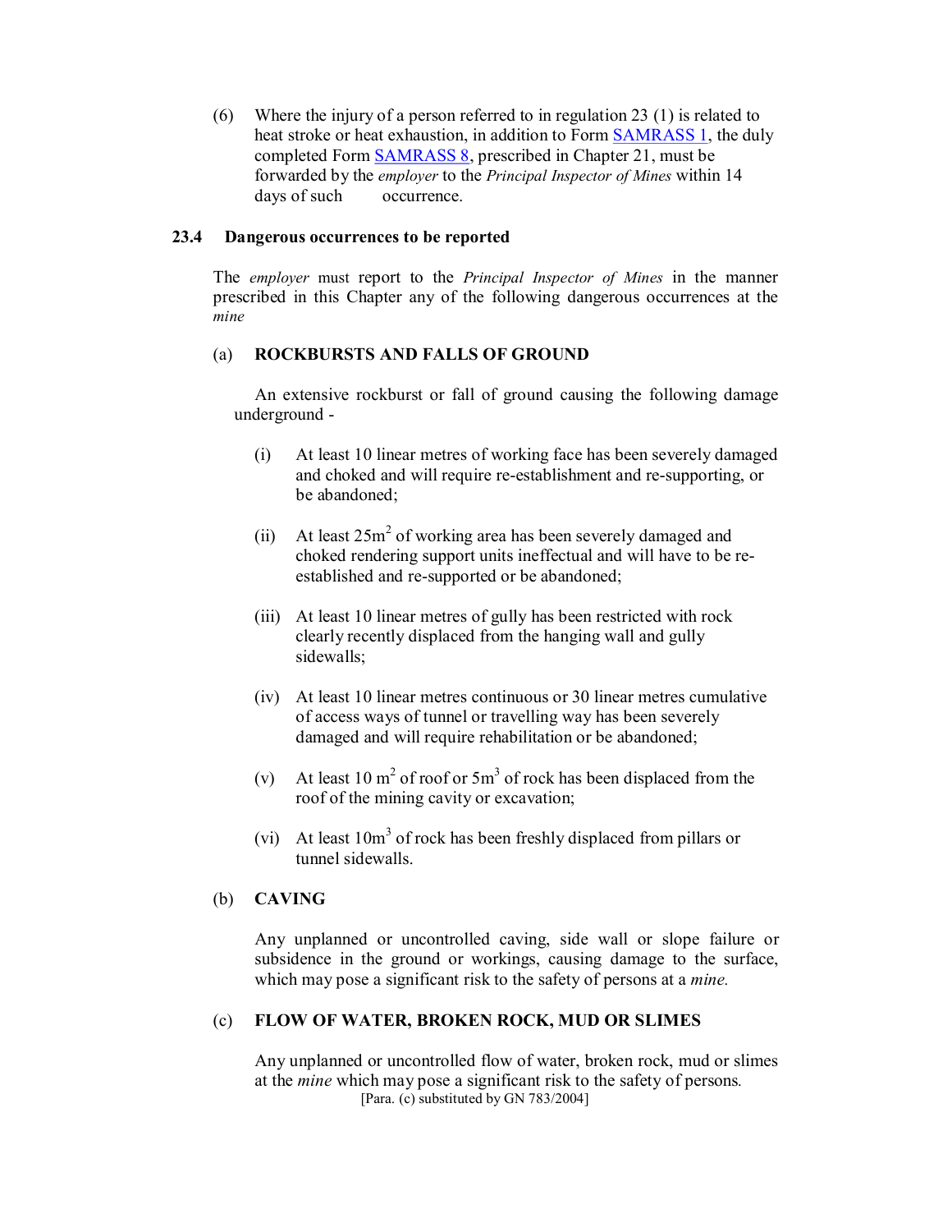(6) Where the injury of a person referred to in regulation 23 (1) is related to heat stroke or heat exhaustion, in addition to Form SAMRASS 1, the duly completed Form SAMRASS 8, prescribed in Chapter 21, must be forwarded by the *employer* to the *Principal Inspector of Mines* within 14 days of such occurrence.

### 23.4 Dangerous occurrences to be reported

The *employer* must report to the *Principal Inspector of Mines* in the manner prescribed in this Chapter any of the following dangerous occurrences at the *mine*

(a) **ROCKBURSTS AND FALLS OF GROUND**

An extensive rockburst or fall of ground causing the following damage underground -

(i) At least 10 linear metres of working face has been severely damaged and choked and will require re-establishment and re-supporting, or be abandoned;

(ii) At least $25m^2$ of working area has been severely damaged and choked rendering support units ineffectual and will have to be re-established and re-supported or be abandoned;

(iii) At least 10 linear metres of gully has been restricted with rock clearly recently displaced from the hanging wall and gully sidewalls;

(iv) At least 10 linear metres continuous or 30 linear metres cumulative of access ways of tunnel or travelling way has been severely damaged and will require rehabilitation or be abandoned;

(v) At least $10\ m^2$ of roof or $5m^3$ of rock has been displaced from the roof of the mining cavity or excavation;

(vi) At least $10m^3$ of rock has been freshly displaced from pillars or tunnel sidewalls.

(b) **CAVING**

Any unplanned or uncontrolled caving, side wall or slope failure or subsidence in the ground or workings, causing damage to the surface, which may pose a significant risk to the safety of persons at a *mine*.

(c) **FLOW OF WATER, BROKEN ROCK, MUD OR SLIMES**

Any unplanned or uncontrolled flow of water, broken rock, mud or slimes at the *mine* which may pose a significant risk to the safety of persons.
[Para. (c) substituted by GN 783/2004]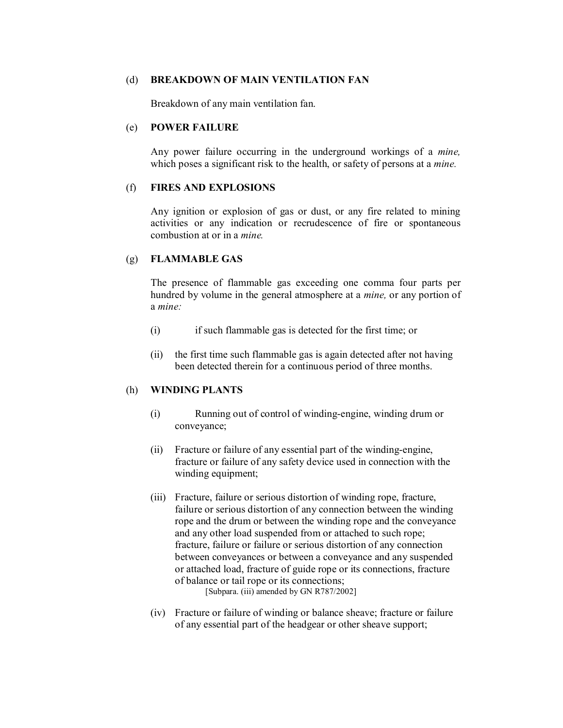(d) **BREAKDOWN OF MAIN VENTILATION FAN**

Breakdown of any main ventilation fan.

(e) **POWER FAILURE**

Any power failure occurring in the underground workings of a *mine,* which poses a significant risk to the health, or safety of persons at a *mine.*

(f) **FIRES AND EXPLOSIONS**

Any ignition or explosion of gas or dust, or any fire related to mining activities or any indication or recrudescence of fire or spontaneous combustion at or in a *mine.*

(g) **FLAMMABLE GAS**

The presence of flammable gas exceeding one comma four parts per hundred by volume in the general atmosphere at a *mine,* or any portion of a *mine:*

(i) if such flammable gas is detected for the first time; or

(ii) the first time such flammable gas is again detected after not having been detected therein for a continuous period of three months.

(h) **WINDING PLANTS**

(i) Running out of control of winding-engine, winding drum or conveyance;

(ii) Fracture or failure of any essential part of the winding-engine, fracture or failure of any safety device used in connection with the winding equipment;

(iii) Fracture, failure or serious distortion of winding rope, fracture, failure or serious distortion of any connection between the winding rope and the drum or between the winding rope and the conveyance and any other load suspended from or attached to such rope; fracture, failure or failure or serious distortion of any connection between conveyances or between a conveyance and any suspended or attached load, fracture of guide rope or its connections, fracture of balance or tail rope or its connections;
[Subpara. (iii) amended by GN R787/2002]

(iv) Fracture or failure of winding or balance sheave; fracture or failure of any essential part of the headgear or other sheave support;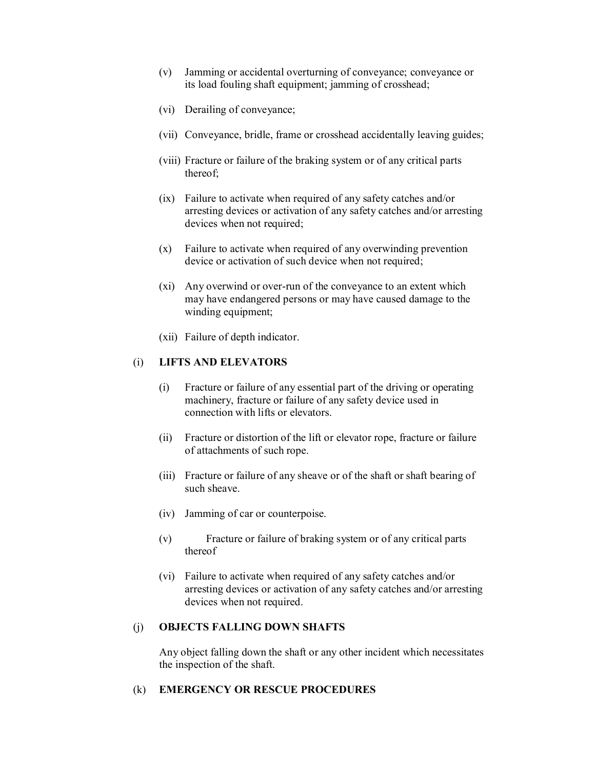(v) Jamming or accidental overturning of conveyance; conveyance or its load fouling shaft equipment; jamming of crosshead;

(vi) Derailing of conveyance;

(vii) Conveyance, bridle, frame or crosshead accidentally leaving guides;

(viii) Fracture or failure of the braking system or of any critical parts thereof;

(ix) Failure to activate when required of any safety catches and/or arresting devices or activation of any safety catches and/or arresting devices when not required;

(x) Failure to activate when required of any overwinding prevention device or activation of such device when not required;

(xi) Any overwind or over-run of the conveyance to an extent which may have endangered persons or may have caused damage to the winding equipment;

(xii) Failure of depth indicator.

(i) **LIFTS AND ELEVATORS**

(i) Fracture or failure of any essential part of the driving or operating machinery, fracture or failure of any safety device used in connection with lifts or elevators.

(ii) Fracture or distortion of the lift or elevator rope, fracture or failure of attachments of such rope.

(iii) Fracture or failure of any sheave or of the shaft or shaft bearing of such sheave.

(iv) Jamming of car or counterpoise.

(v) Fracture or failure of braking system or of any critical parts thereof

(vi) Failure to activate when required of any safety catches and/or arresting devices or activation of any safety catches and/or arresting devices when not required.

(j) **OBJECTS FALLING DOWN SHAFTS**

Any object falling down the shaft or any other incident which necessitates the inspection of the shaft.

(k) **EMERGENCY OR RESCUE PROCEDURES**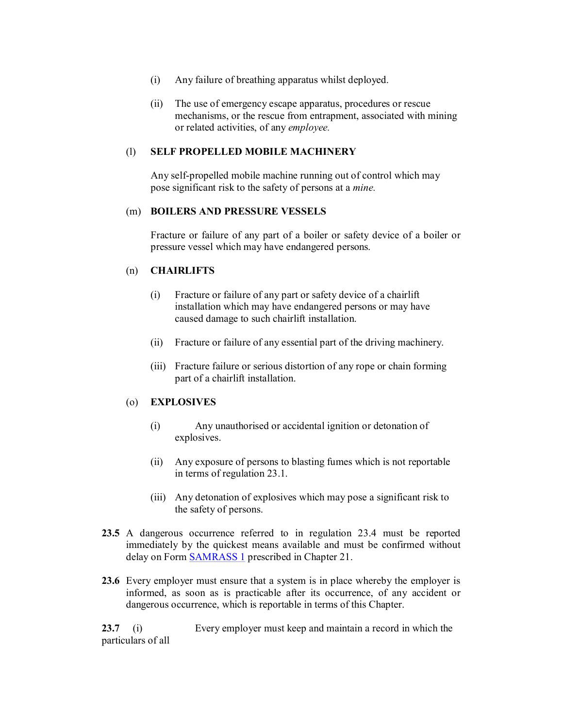(i) Any failure of breathing apparatus whilst deployed.

(ii) The use of emergency escape apparatus, procedures or rescue mechanisms, or the rescue from entrapment, associated with mining or related activities, of any *employee.*

(l) **SELF PROPELLED MOBILE MACHINERY**

Any self-propelled mobile machine running out of control which may pose significant risk to the safety of persons at a *mine.*

(m) **BOILERS AND PRESSURE VESSELS**

Fracture or failure of any part of a boiler or safety device of a boiler or pressure vessel which may have endangered persons.

(n) **CHAIRLIFTS**

(i) Fracture or failure of any part or safety device of a chairlift installation which may have endangered persons or may have caused damage to such chairlift installation.

(ii) Fracture or failure of any essential part of the driving machinery.

(iii) Fracture failure or serious distortion of any rope or chain forming part of a chairlift installation.

(o) **EXPLOSIVES**

(i) Any unauthorised or accidental ignition or detonation of explosives.

(ii) Any exposure of persons to blasting fumes which is not reportable in terms of regulation 23.1.

(iii) Any detonation of explosives which may pose a significant risk to the safety of persons.

**23.5** A dangerous occurrence referred to in regulation 23.4 must be reported immediately by the quickest means available and must be confirmed without delay on Form SAMRASS 1 prescribed in Chapter 21.

**23.6** Every employer must ensure that a system is in place whereby the employer is informed, as soon as is practicable after its occurrence, of any accident or dangerous occurrence, which is reportable in terms of this Chapter.

**23.7** (i) Every employer must keep and maintain a record in which the particulars of all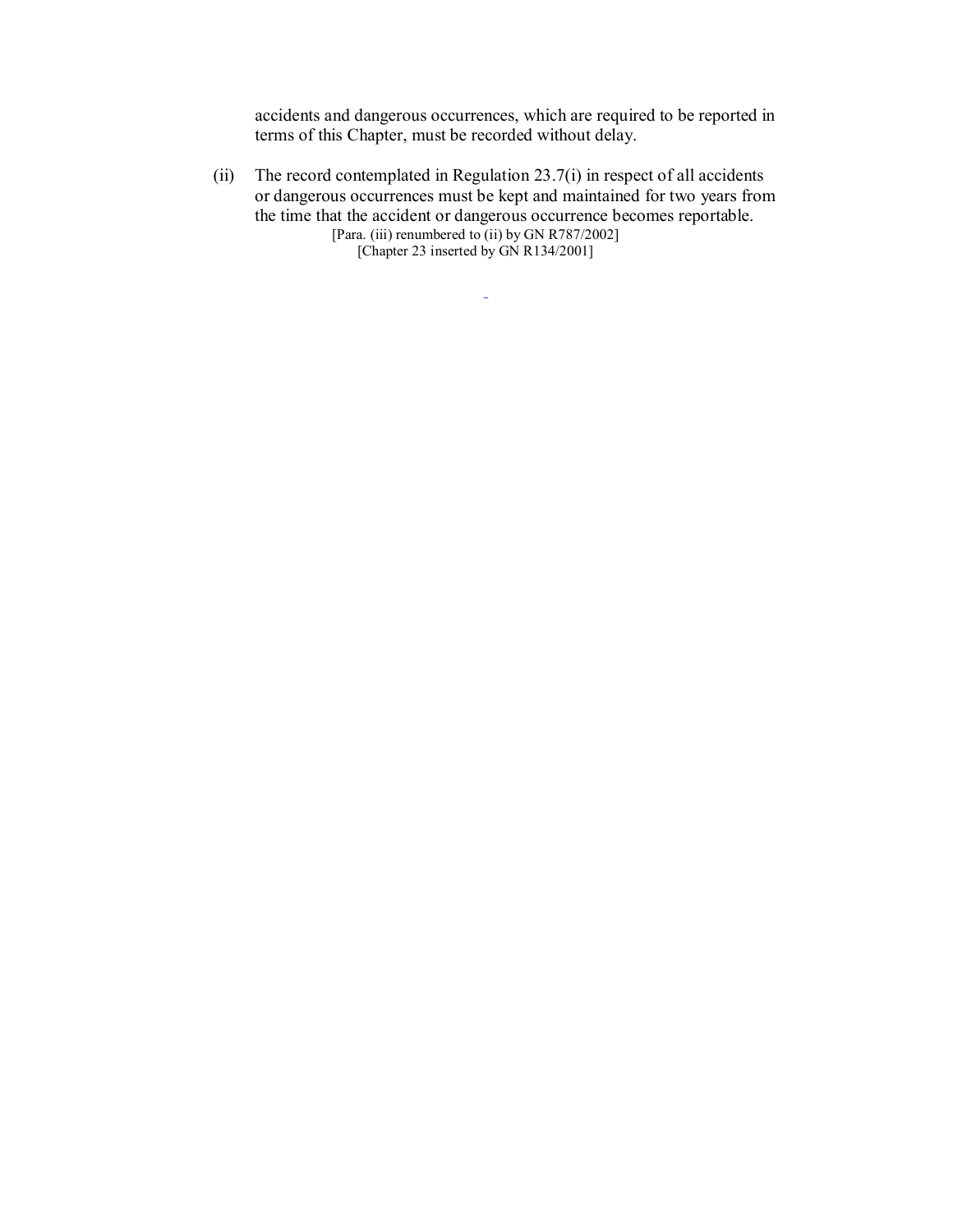accidents and dangerous occurrences, which are required to be reported in terms of this Chapter, must be recorded without delay.

(ii) The record contemplated in Regulation 23.7(i) in respect of all accidents or dangerous occurrences must be kept and maintained for two years from the time that the accident or dangerous occurrence becomes reportable.

[Para. (iii) renumbered to (ii) by GN R787/2002]

[Chapter 23 inserted by GN R134/2001]